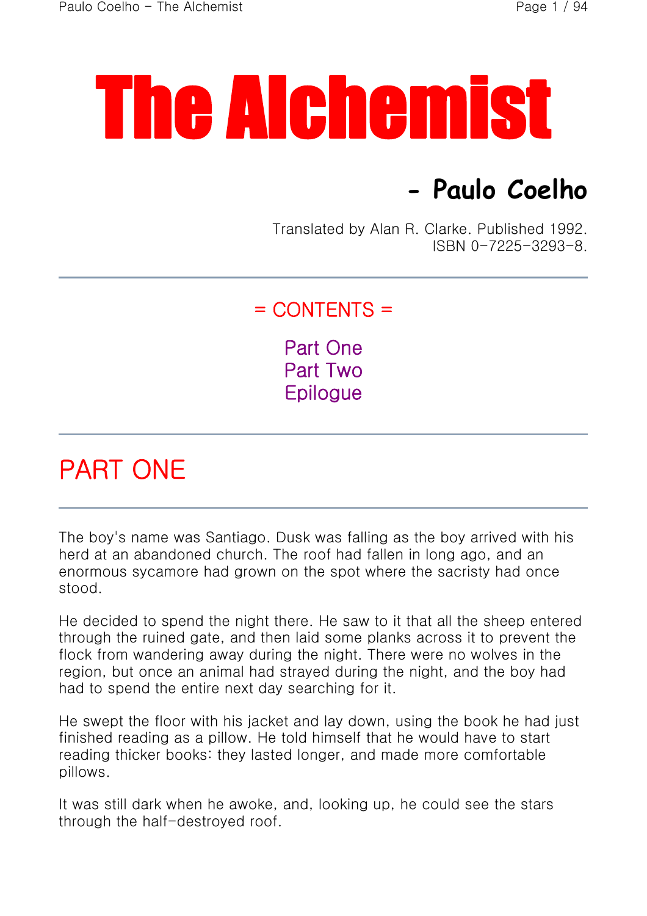# The Alchemist

**- Paulo Coelho**

Translated by Alan R. Clarke. Published 1992.
ISBN 0-7225-3293-8.

---

= CONTENTS =

Part One
Part Two
Epilogue

---

## PART ONE

---

The boy's name was Santiago. Dusk was falling as the boy arrived with his herd at an abandoned church. The roof had fallen in long ago, and an enormous sycamore had grown on the spot where the sacristy had once stood.

He decided to spend the night there. He saw to it that all the sheep entered through the ruined gate, and then laid some planks across it to prevent the flock from wandering away during the night. There were no wolves in the region, but once an animal had strayed during the night, and the boy had had to spend the entire next day searching for it.

He swept the floor with his jacket and lay down, using the book he had just finished reading as a pillow. He told himself that he would have to start reading thicker books: they lasted longer, and made more comfortable pillows.

It was still dark when he awoke, and, looking up, he could see the stars through the half-destroyed roof.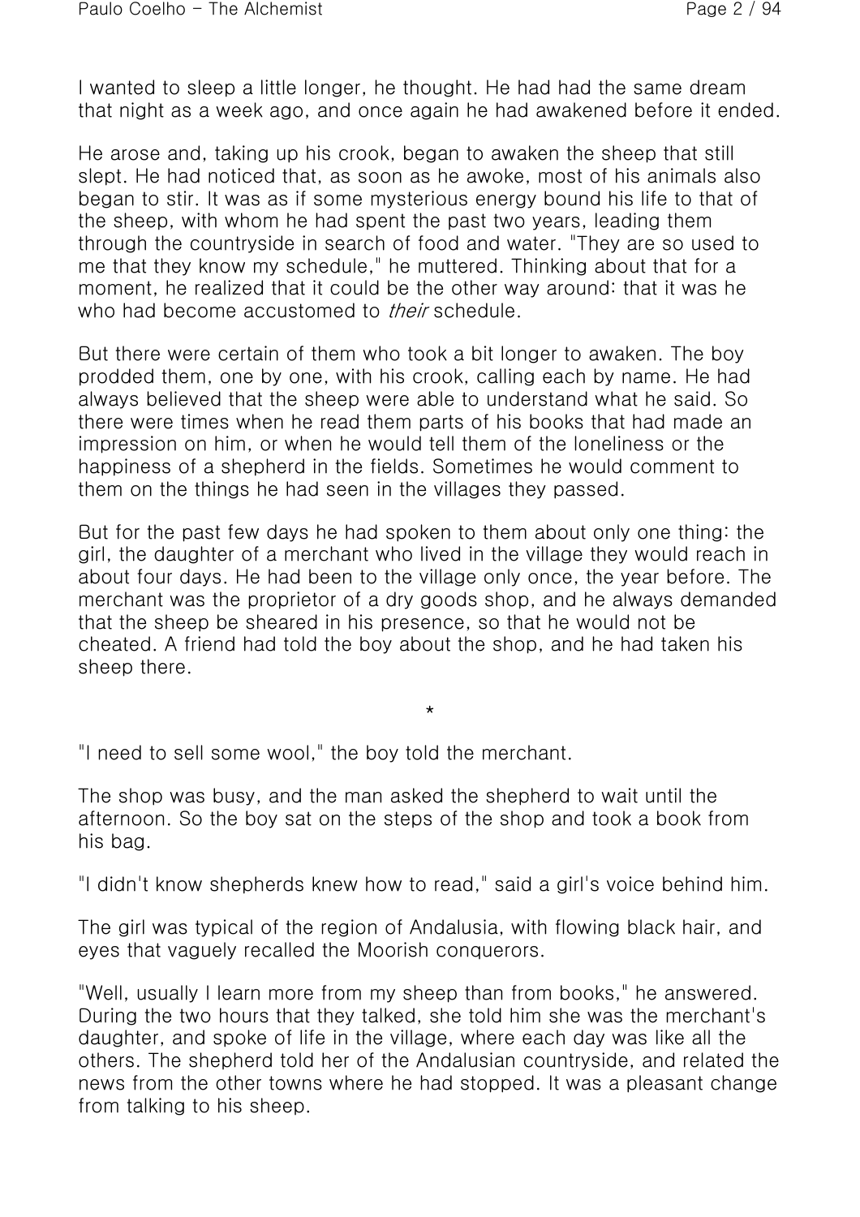I wanted to sleep a little longer, he thought. He had had the same dream that night as a week ago, and once again he had awakened before it ended.

He arose and, taking up his crook, began to awaken the sheep that still slept. He had noticed that, as soon as he awoke, most of his animals also began to stir. It was as if some mysterious energy bound his life to that of the sheep, with whom he had spent the past two years, leading them through the countryside in search of food and water. "They are so used to me that they know my schedule," he muttered. Thinking about that for a moment, he realized that it could be the other way around: that it was he who had become accustomed to *their* schedule.

But there were certain of them who took a bit longer to awaken. The boy prodded them, one by one, with his crook, calling each by name. He had always believed that the sheep were able to understand what he said. So there were times when he read them parts of his books that had made an impression on him, or when he would tell them of the loneliness or the happiness of a shepherd in the fields. Sometimes he would comment to them on the things he had seen in the villages they passed.

But for the past few days he had spoken to them about only one thing: the girl, the daughter of a merchant who lived in the village they would reach in about four days. He had been to the village only once, the year before. The merchant was the proprietor of a dry goods shop, and he always demanded that the sheep be sheared in his presence, so that he would not be cheated. A friend had told the boy about the shop, and he had taken his sheep there.

*

"I need to sell some wool," the boy told the merchant.

The shop was busy, and the man asked the shepherd to wait until the afternoon. So the boy sat on the steps of the shop and took a book from his bag.

"I didn't know shepherds knew how to read," said a girl's voice behind him.

The girl was typical of the region of Andalusia, with flowing black hair, and eyes that vaguely recalled the Moorish conquerors.

"Well, usually I learn more from my sheep than from books," he answered. During the two hours that they talked, she told him she was the merchant's daughter, and spoke of life in the village, where each day was like all the others. The shepherd told her of the Andalusian countryside, and related the news from the other towns where he had stopped. It was a pleasant change from talking to his sheep.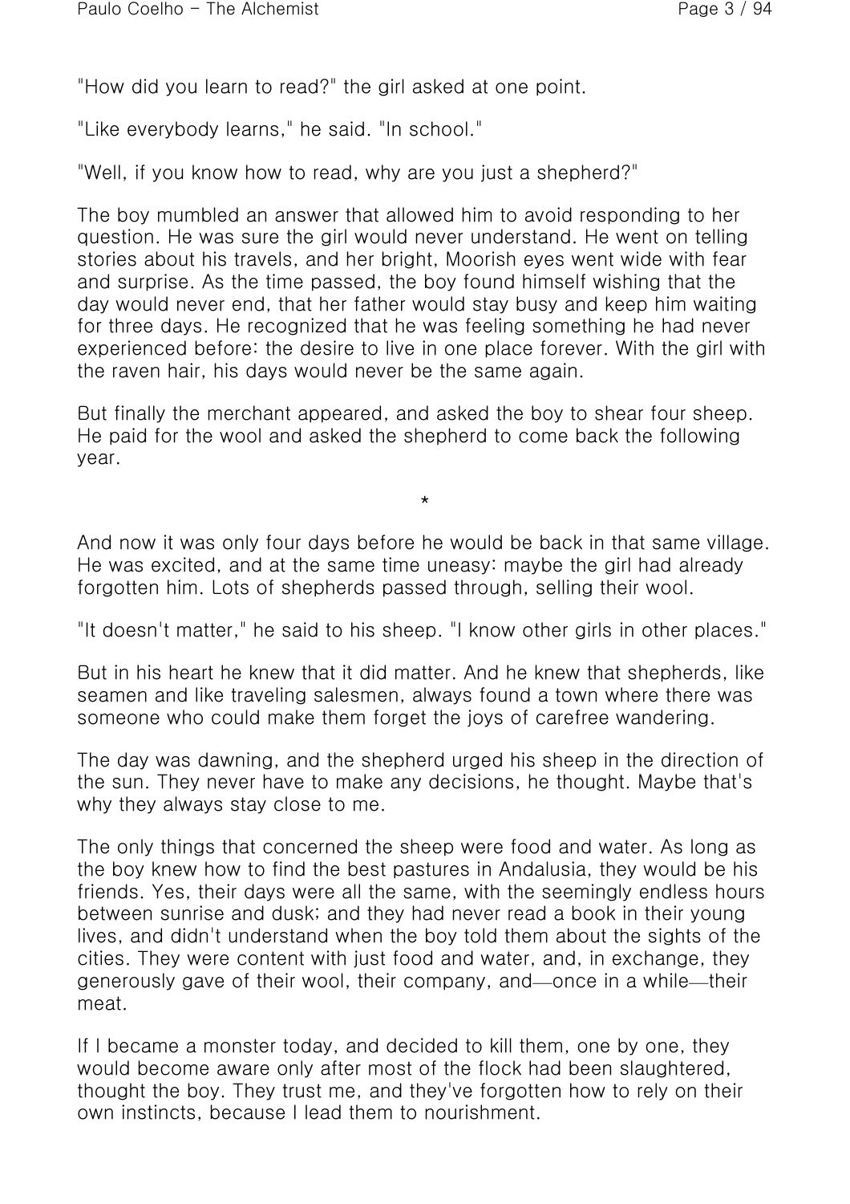"How did you learn to read?" the girl asked at one point.

"Like everybody learns," he said. "In school."

"Well, if you know how to read, why are you just a shepherd?"

The boy mumbled an answer that allowed him to avoid responding to her question. He was sure the girl would never understand. He went on telling stories about his travels, and her bright, Moorish eyes went wide with fear and surprise. As the time passed, the boy found himself wishing that the day would never end, that her father would stay busy and keep him waiting for three days. He recognized that he was feeling something he had never experienced before: the desire to live in one place forever. With the girl with the raven hair, his days would never be the same again.

But finally the merchant appeared, and asked the boy to shear four sheep. He paid for the wool and asked the shepherd to come back the following year.

*

And now it was only four days before he would be back in that same village. He was excited, and at the same time uneasy: maybe the girl had already forgotten him. Lots of shepherds passed through, selling their wool.

"It doesn't matter," he said to his sheep. "I know other girls in other places."

But in his heart he knew that it did matter. And he knew that shepherds, like seamen and like traveling salesmen, always found a town where there was someone who could make them forget the joys of carefree wandering.

The day was dawning, and the shepherd urged his sheep in the direction of the sun. They never have to make any decisions, he thought. Maybe that's why they always stay close to me.

The only things that concerned the sheep were food and water. As long as the boy knew how to find the best pastures in Andalusia, they would be his friends. Yes, their days were all the same, with the seemingly endless hours between sunrise and dusk; and they had never read a book in their young lives, and didn't understand when the boy told them about the sights of the cities. They were content with just food and water, and, in exchange, they generously gave of their wool, their company, and—once in a while—their meat.

If I became a monster today, and decided to kill them, one by one, they would become aware only after most of the flock had been slaughtered, thought the boy. They trust me, and they've forgotten how to rely on their own instincts, because I lead them to nourishment.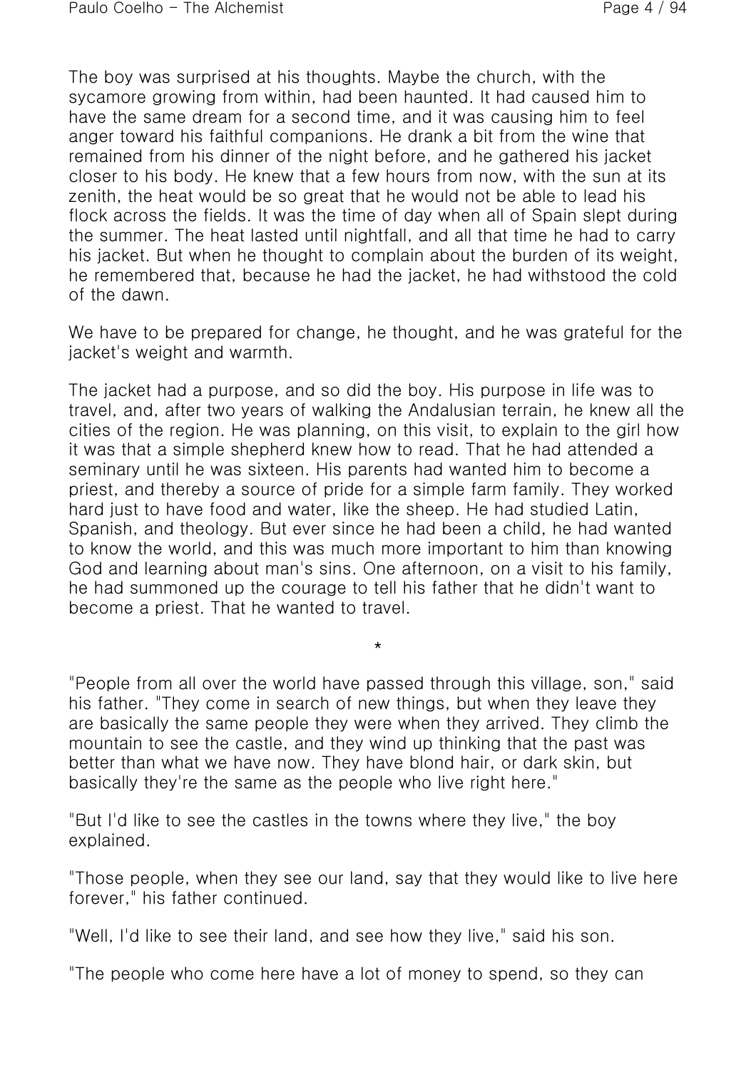The boy was surprised at his thoughts. Maybe the church, with the sycamore growing from within, had been haunted. It had caused him to have the same dream for a second time, and it was causing him to feel anger toward his faithful companions. He drank a bit from the wine that remained from his dinner of the night before, and he gathered his jacket closer to his body. He knew that a few hours from now, with the sun at its zenith, the heat would be so great that he would not be able to lead his flock across the fields. It was the time of day when all of Spain slept during the summer. The heat lasted until nightfall, and all that time he had to carry his jacket. But when he thought to complain about the burden of its weight, he remembered that, because he had the jacket, he had withstood the cold of the dawn.

We have to be prepared for change, he thought, and he was grateful for the jacket's weight and warmth.

The jacket had a purpose, and so did the boy. His purpose in life was to travel, and, after two years of walking the Andalusian terrain, he knew all the cities of the region. He was planning, on this visit, to explain to the girl how it was that a simple shepherd knew how to read. That he had attended a seminary until he was sixteen. His parents had wanted him to become a priest, and thereby a source of pride for a simple farm family. They worked hard just to have food and water, like the sheep. He had studied Latin, Spanish, and theology. But ever since he had been a child, he had wanted to know the world, and this was much more important to him than knowing God and learning about man's sins. One afternoon, on a visit to his family, he had summoned up the courage to tell his father that he didn't want to become a priest. That he wanted to travel.

*

"People from all over the world have passed through this village, son," said his father. "They come in search of new things, but when they leave they are basically the same people they were when they arrived. They climb the mountain to see the castle, and they wind up thinking that the past was better than what we have now. They have blond hair, or dark skin, but basically they're the same as the people who live right here."

"But I'd like to see the castles in the towns where they live," the boy explained.

"Those people, when they see our land, say that they would like to live here forever," his father continued.

"Well, I'd like to see their land, and see how they live," said his son.

"The people who come here have a lot of money to spend, so they can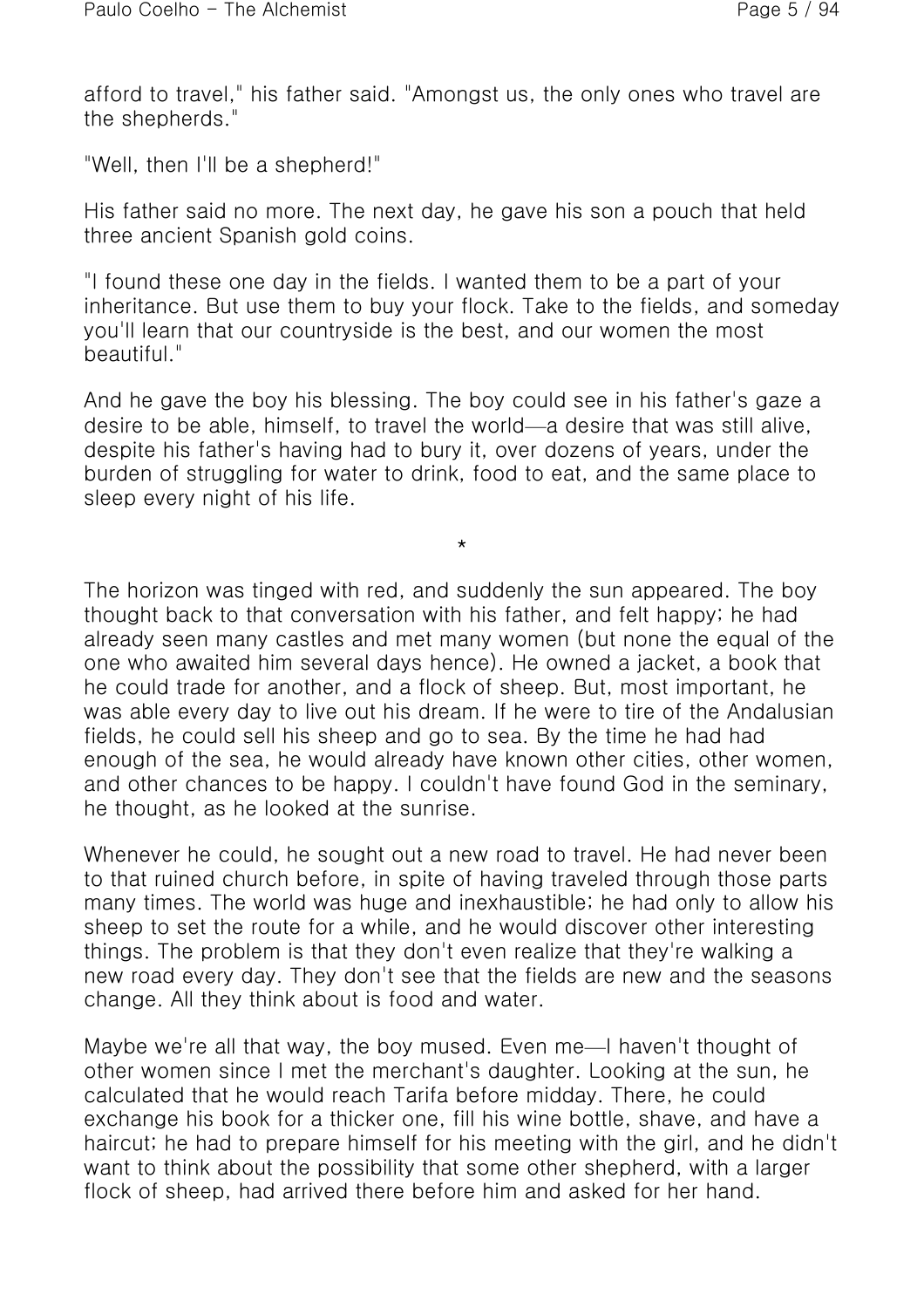afford to travel," his father said. "Amongst us, the only ones who travel are the shepherds."

"Well, then I'll be a shepherd!"

His father said no more. The next day, he gave his son a pouch that held three ancient Spanish gold coins.

"I found these one day in the fields. I wanted them to be a part of your inheritance. But use them to buy your flock. Take to the fields, and someday you'll learn that our countryside is the best, and our women the most beautiful."

And he gave the boy his blessing. The boy could see in his father's gaze a desire to be able, himself, to travel the world—a desire that was still alive, despite his father's having had to bury it, over dozens of years, under the burden of struggling for water to drink, food to eat, and the same place to sleep every night of his life.

*

The horizon was tinged with red, and suddenly the sun appeared. The boy thought back to that conversation with his father, and felt happy; he had already seen many castles and met many women (but none the equal of the one who awaited him several days hence). He owned a jacket, a book that he could trade for another, and a flock of sheep. But, most important, he was able every day to live out his dream. If he were to tire of the Andalusian fields, he could sell his sheep and go to sea. By the time he had had enough of the sea, he would already have known other cities, other women, and other chances to be happy. I couldn't have found God in the seminary, he thought, as he looked at the sunrise.

Whenever he could, he sought out a new road to travel. He had never been to that ruined church before, in spite of having traveled through those parts many times. The world was huge and inexhaustible; he had only to allow his sheep to set the route for a while, and he would discover other interesting things. The problem is that they don't even realize that they're walking a new road every day. They don't see that the fields are new and the seasons change. All they think about is food and water.

Maybe we're all that way, the boy mused. Even me—I haven't thought of other women since I met the merchant's daughter. Looking at the sun, he calculated that he would reach Tarifa before midday. There, he could exchange his book for a thicker one, fill his wine bottle, shave, and have a haircut; he had to prepare himself for his meeting with the girl, and he didn't want to think about the possibility that some other shepherd, with a larger flock of sheep, had arrived there before him and asked for her hand.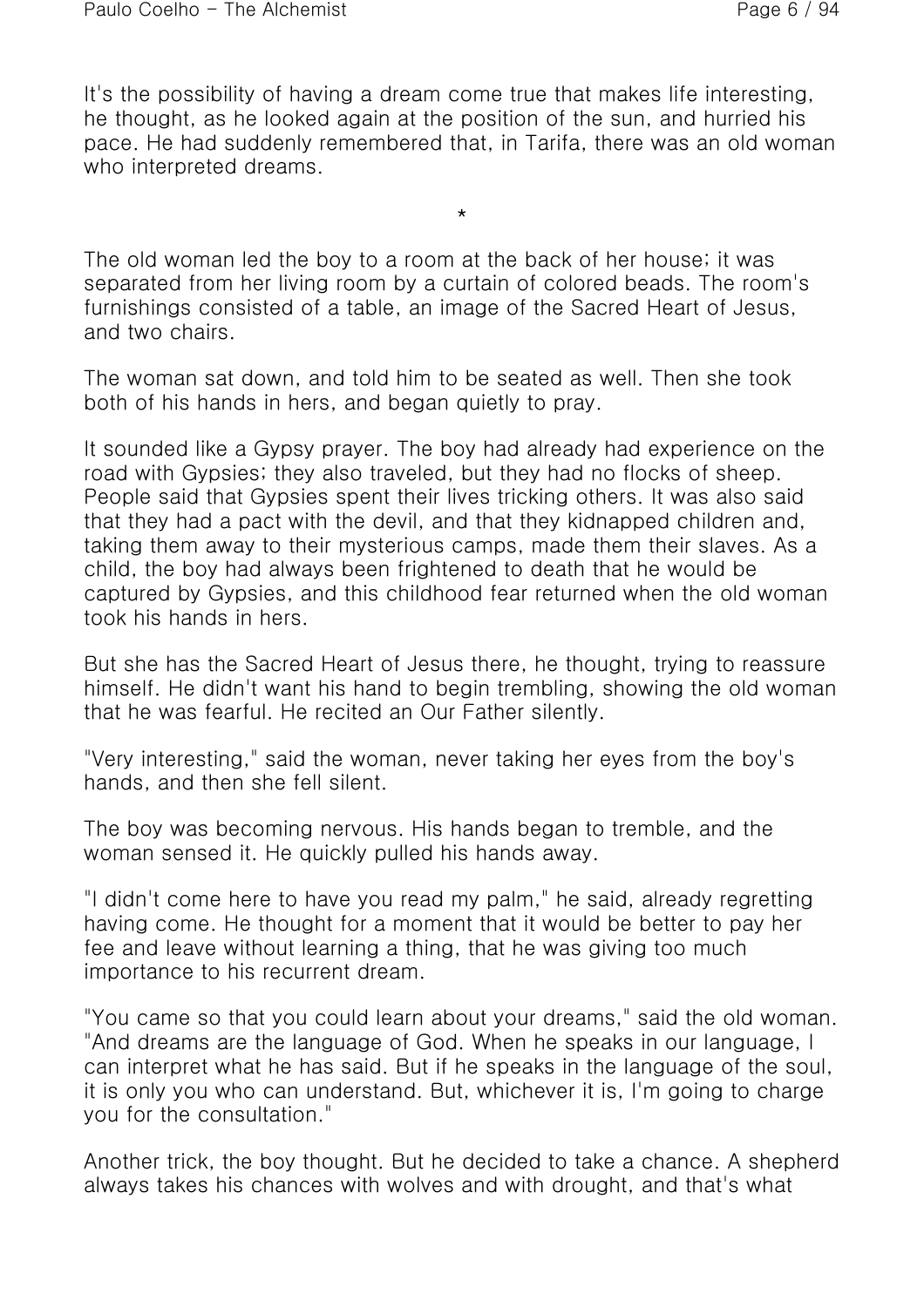It's the possibility of having a dream come true that makes life interesting, he thought, as he looked again at the position of the sun, and hurried his pace. He had suddenly remembered that, in Tarifa, there was an old woman who interpreted dreams.

*

The old woman led the boy to a room at the back of her house; it was separated from her living room by a curtain of colored beads. The room's furnishings consisted of a table, an image of the Sacred Heart of Jesus, and two chairs.

The woman sat down, and told him to be seated as well. Then she took both of his hands in hers, and began quietly to pray.

It sounded like a Gypsy prayer. The boy had already had experience on the road with Gypsies; they also traveled, but they had no flocks of sheep. People said that Gypsies spent their lives tricking others. It was also said that they had a pact with the devil, and that they kidnapped children and, taking them away to their mysterious camps, made them their slaves. As a child, the boy had always been frightened to death that he would be captured by Gypsies, and this childhood fear returned when the old woman took his hands in hers.

But she has the Sacred Heart of Jesus there, he thought, trying to reassure himself. He didn't want his hand to begin trembling, showing the old woman that he was fearful. He recited an Our Father silently.

"Very interesting," said the woman, never taking her eyes from the boy's hands, and then she fell silent.

The boy was becoming nervous. His hands began to tremble, and the woman sensed it. He quickly pulled his hands away.

"I didn't come here to have you read my palm," he said, already regretting having come. He thought for a moment that it would be better to pay her fee and leave without learning a thing, that he was giving too much importance to his recurrent dream.

"You came so that you could learn about your dreams," said the old woman. "And dreams are the language of God. When he speaks in our language, I can interpret what he has said. But if he speaks in the language of the soul, it is only you who can understand. But, whichever it is, I'm going to charge you for the consultation."

Another trick, the boy thought. But he decided to take a chance. A shepherd always takes his chances with wolves and with drought, and that's what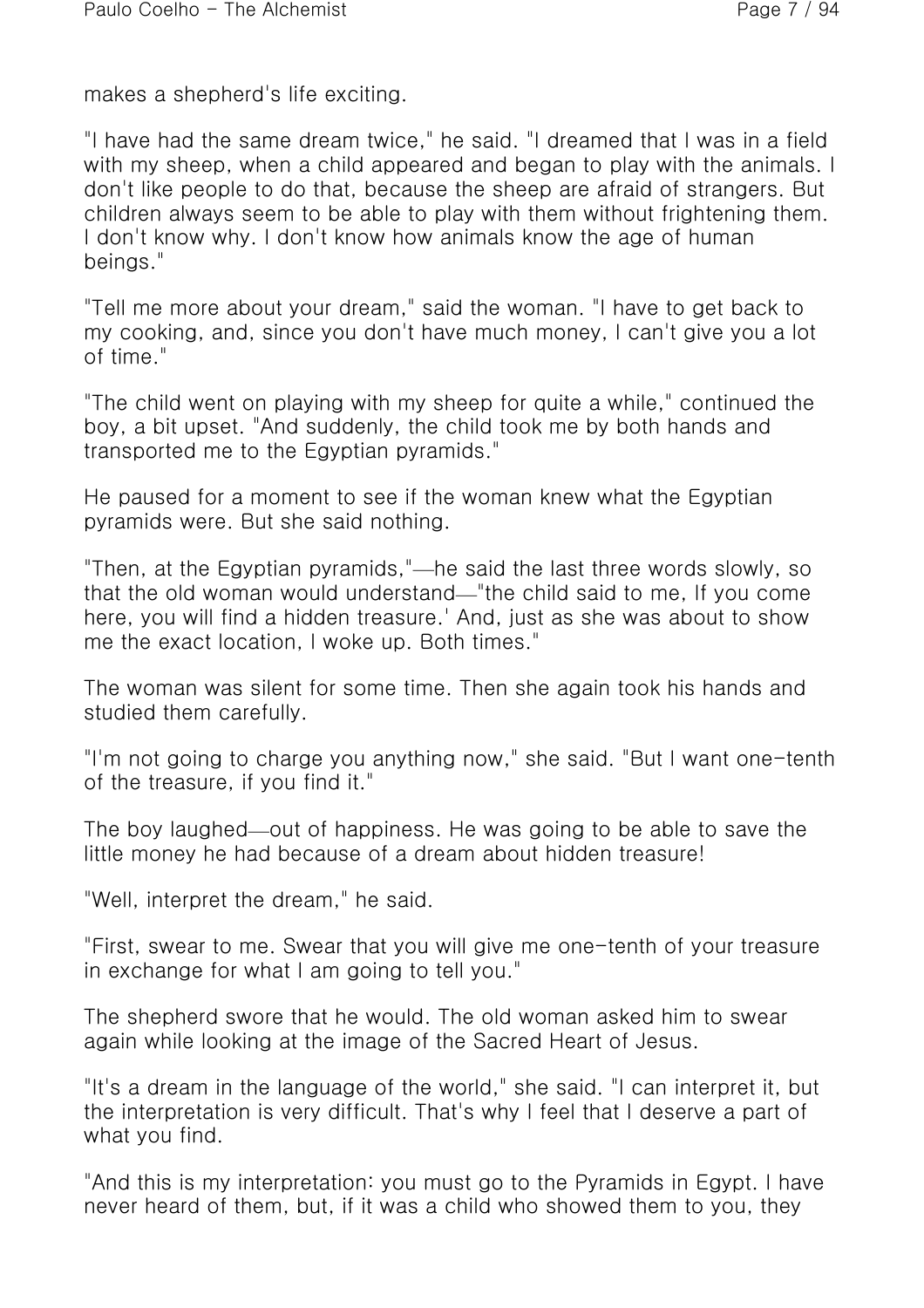makes a shepherd's life exciting.

"I have had the same dream twice," he said. "I dreamed that I was in a field with my sheep, when a child appeared and began to play with the animals. I don't like people to do that, because the sheep are afraid of strangers. But children always seem to be able to play with them without frightening them. I don't know why. I don't know how animals know the age of human beings."

"Tell me more about your dream," said the woman. "I have to get back to my cooking, and, since you don't have much money, I can't give you a lot of time."

"The child went on playing with my sheep for quite a while," continued the boy, a bit upset. "And suddenly, the child took me by both hands and transported me to the Egyptian pyramids."

He paused for a moment to see if the woman knew what the Egyptian pyramids were. But she said nothing.

"Then, at the Egyptian pyramids,"—he said the last three words slowly, so that the old woman would understand—"the child said to me, If you come here, you will find a hidden treasure.' And, just as she was about to show me the exact location, I woke up. Both times."

The woman was silent for some time. Then she again took his hands and studied them carefully.

"I'm not going to charge you anything now," she said. "But I want one-tenth of the treasure, if you find it."

The boy laughed—out of happiness. He was going to be able to save the little money he had because of a dream about hidden treasure!

"Well, interpret the dream," he said.

"First, swear to me. Swear that you will give me one-tenth of your treasure in exchange for what I am going to tell you."

The shepherd swore that he would. The old woman asked him to swear again while looking at the image of the Sacred Heart of Jesus.

"It's a dream in the language of the world," she said. "I can interpret it, but the interpretation is very difficult. That's why I feel that I deserve a part of what you find.

"And this is my interpretation: you must go to the Pyramids in Egypt. I have never heard of them, but, if it was a child who showed them to you, they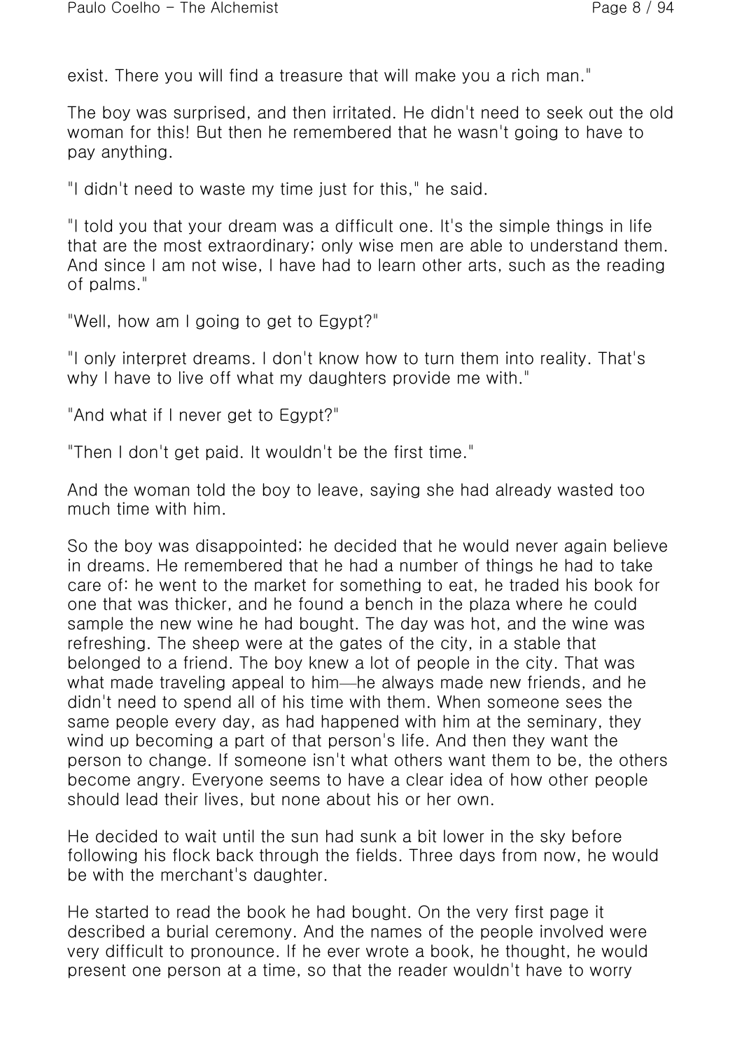exist. There you will find a treasure that will make you a rich man."

The boy was surprised, and then irritated. He didn't need to seek out the old woman for this! But then he remembered that he wasn't going to have to pay anything.

"I didn't need to waste my time just for this," he said.

"I told you that your dream was a difficult one. It's the simple things in life that are the most extraordinary; only wise men are able to understand them. And since I am not wise, I have had to learn other arts, such as the reading of palms."

"Well, how am I going to get to Egypt?"

"I only interpret dreams. I don't know how to turn them into reality. That's why I have to live off what my daughters provide me with."

"And what if I never get to Egypt?"

"Then I don't get paid. It wouldn't be the first time."

And the woman told the boy to leave, saying she had already wasted too much time with him.

So the boy was disappointed; he decided that he would never again believe in dreams. He remembered that he had a number of things he had to take care of: he went to the market for something to eat, he traded his book for one that was thicker, and he found a bench in the plaza where he could sample the new wine he had bought. The day was hot, and the wine was refreshing. The sheep were at the gates of the city, in a stable that belonged to a friend. The boy knew a lot of people in the city. That was what made traveling appeal to him—he always made new friends, and he didn't need to spend all of his time with them. When someone sees the same people every day, as had happened with him at the seminary, they wind up becoming a part of that person's life. And then they want the person to change. If someone isn't what others want them to be, the others become angry. Everyone seems to have a clear idea of how other people should lead their lives, but none about his or her own.

He decided to wait until the sun had sunk a bit lower in the sky before following his flock back through the fields. Three days from now, he would be with the merchant's daughter.

He started to read the book he had bought. On the very first page it described a burial ceremony. And the names of the people involved were very difficult to pronounce. If he ever wrote a book, he thought, he would present one person at a time, so that the reader wouldn't have to worry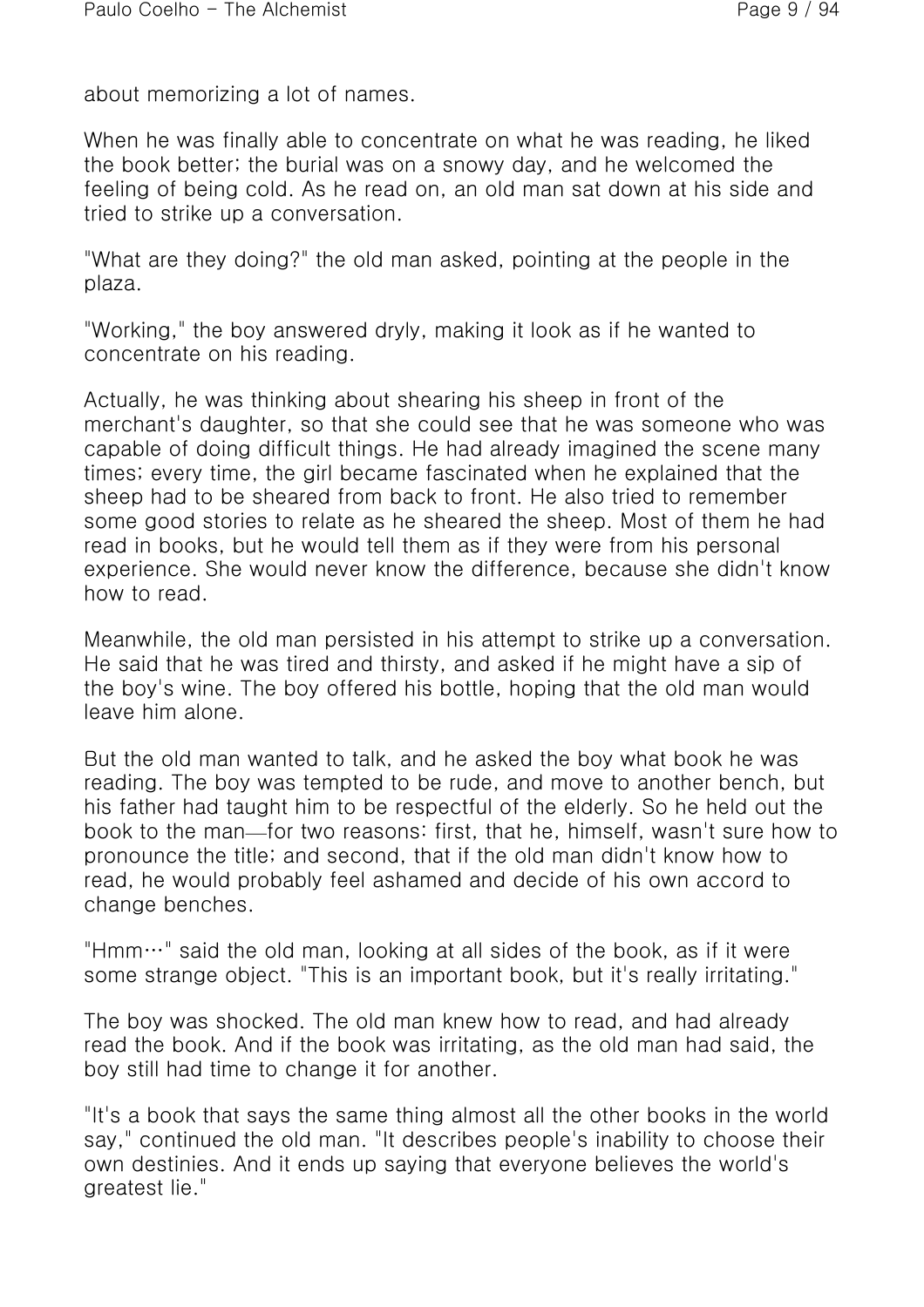about memorizing a lot of names.

When he was finally able to concentrate on what he was reading, he liked the book better; the burial was on a snowy day, and he welcomed the feeling of being cold. As he read on, an old man sat down at his side and tried to strike up a conversation.

"What are they doing?" the old man asked, pointing at the people in the plaza.

"Working," the boy answered dryly, making it look as if he wanted to concentrate on his reading.

Actually, he was thinking about shearing his sheep in front of the merchant's daughter, so that she could see that he was someone who was capable of doing difficult things. He had already imagined the scene many times; every time, the girl became fascinated when he explained that the sheep had to be sheared from back to front. He also tried to remember some good stories to relate as he sheared the sheep. Most of them he had read in books, but he would tell them as if they were from his personal experience. She would never know the difference, because she didn't know how to read.

Meanwhile, the old man persisted in his attempt to strike up a conversation. He said that he was tired and thirsty, and asked if he might have a sip of the boy's wine. The boy offered his bottle, hoping that the old man would leave him alone.

But the old man wanted to talk, and he asked the boy what book he was reading. The boy was tempted to be rude, and move to another bench, but his father had taught him to be respectful of the elderly. So he held out the book to the man—for two reasons: first, that he, himself, wasn't sure how to pronounce the title; and second, that if the old man didn't know how to read, he would probably feel ashamed and decide of his own accord to change benches.

"Hmm…" said the old man, looking at all sides of the book, as if it were some strange object. "This is an important book, but it's really irritating."

The boy was shocked. The old man knew how to read, and had already read the book. And if the book was irritating, as the old man had said, the boy still had time to change it for another.

"It's a book that says the same thing almost all the other books in the world say," continued the old man. "It describes people's inability to choose their own destinies. And it ends up saying that everyone believes the world's greatest lie."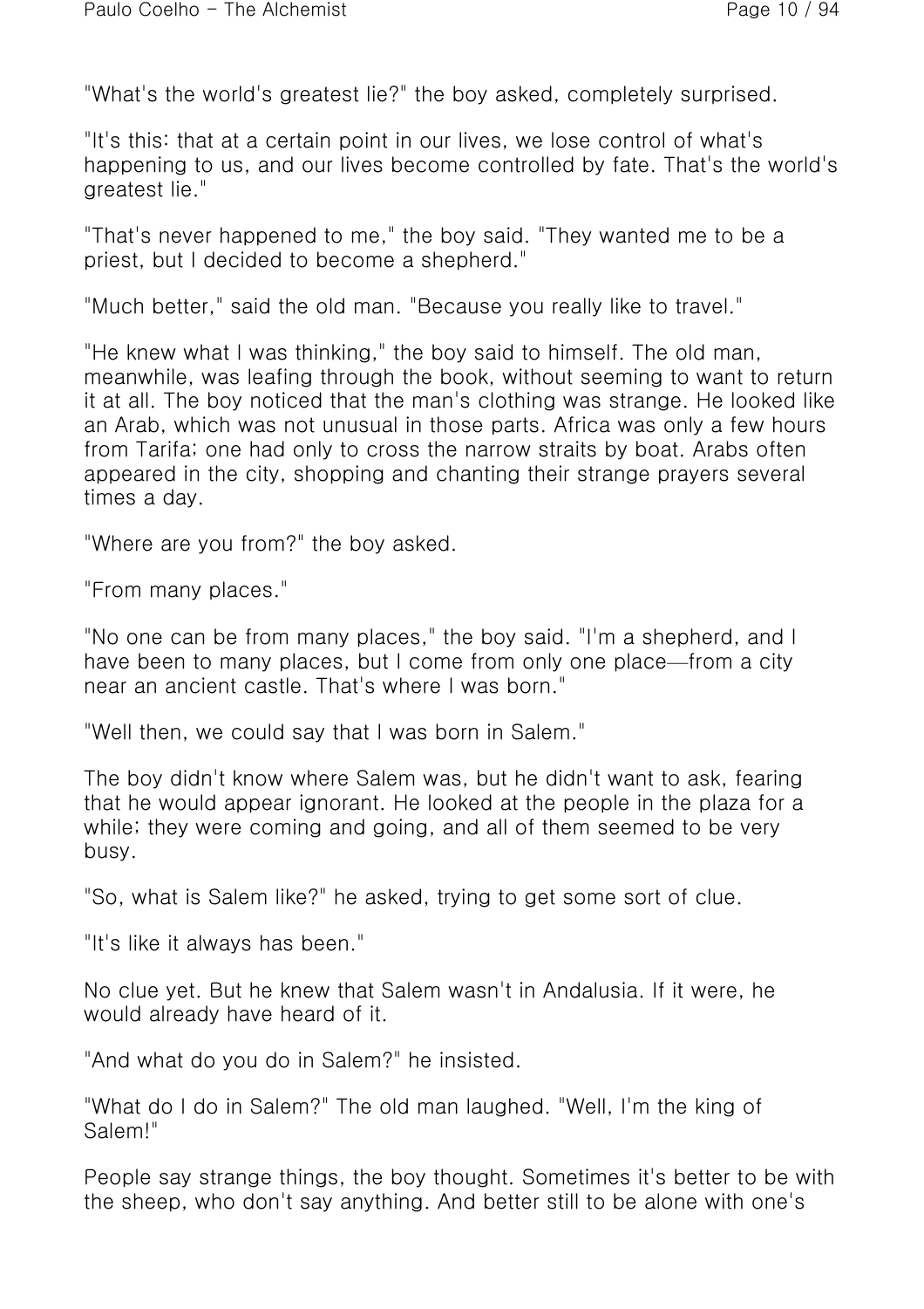"What's the world's greatest lie?" the boy asked, completely surprised.

"It's this: that at a certain point in our lives, we lose control of what's happening to us, and our lives become controlled by fate. That's the world's greatest lie."

"That's never happened to me," the boy said. "They wanted me to be a priest, but I decided to become a shepherd."

"Much better," said the old man. "Because you really like to travel."

"He knew what I was thinking," the boy said to himself. The old man, meanwhile, was leafing through the book, without seeming to want to return it at all. The boy noticed that the man's clothing was strange. He looked like an Arab, which was not unusual in those parts. Africa was only a few hours from Tarifa; one had only to cross the narrow straits by boat. Arabs often appeared in the city, shopping and chanting their strange prayers several times a day.

"Where are you from?" the boy asked.

"From many places."

"No one can be from many places," the boy said. "I'm a shepherd, and I have been to many places, but I come from only one place—from a city near an ancient castle. That's where I was born."

"Well then, we could say that I was born in Salem."

The boy didn't know where Salem was, but he didn't want to ask, fearing that he would appear ignorant. He looked at the people in the plaza for a while; they were coming and going, and all of them seemed to be very busy.

"So, what is Salem like?" he asked, trying to get some sort of clue.

"It's like it always has been."

No clue yet. But he knew that Salem wasn't in Andalusia. If it were, he would already have heard of it.

"And what do you do in Salem?" he insisted.

"What do I do in Salem?" The old man laughed. "Well, I'm the king of Salem!"

People say strange things, the boy thought. Sometimes it's better to be with the sheep, who don't say anything. And better still to be alone with one's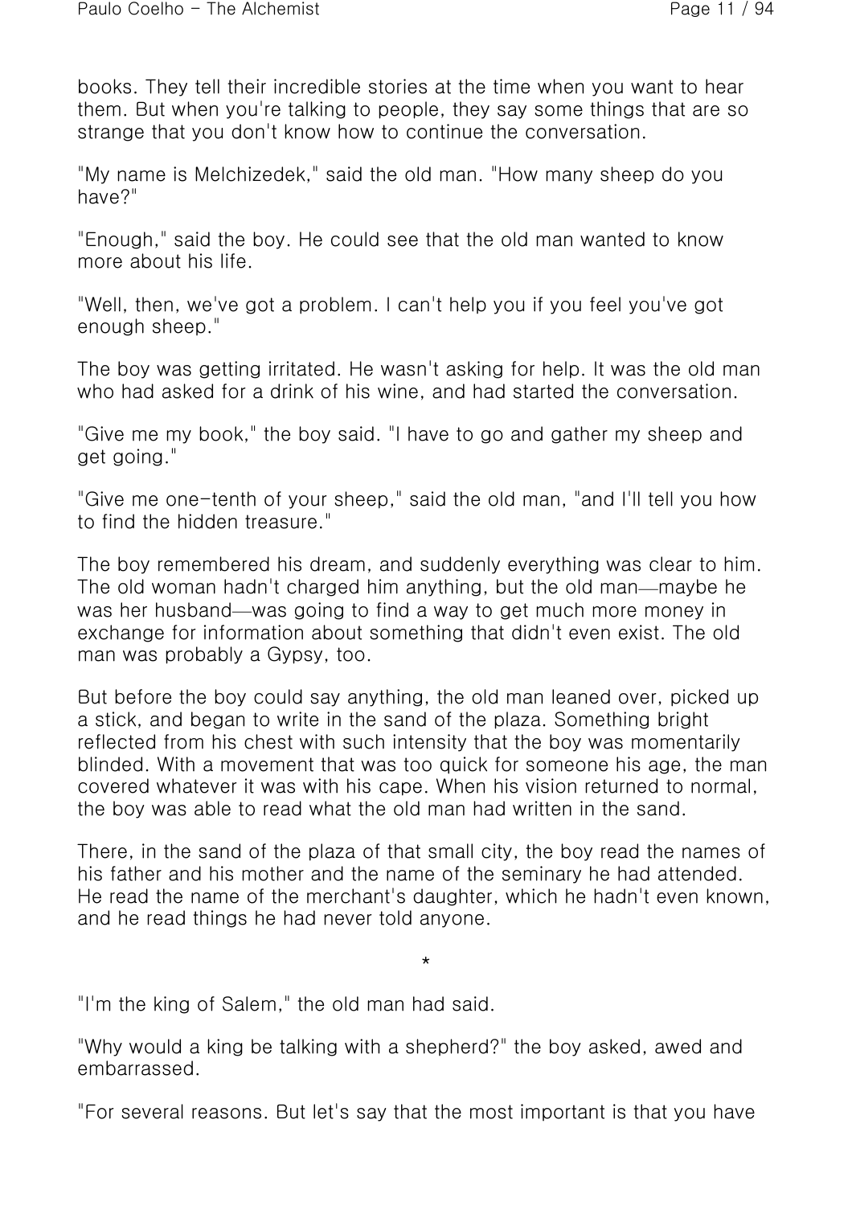books. They tell their incredible stories at the time when you want to hear them. But when you're talking to people, they say some things that are so strange that you don't know how to continue the conversation.

"My name is Melchizedek," said the old man. "How many sheep do you have?"

"Enough," said the boy. He could see that the old man wanted to know more about his life.

"Well, then, we've got a problem. I can't help you if you feel you've got enough sheep."

The boy was getting irritated. He wasn't asking for help. It was the old man who had asked for a drink of his wine, and had started the conversation.

"Give me my book," the boy said. "I have to go and gather my sheep and get going."

"Give me one-tenth of your sheep," said the old man, "and I'll tell you how to find the hidden treasure."

The boy remembered his dream, and suddenly everything was clear to him. The old woman hadn't charged him anything, but the old man—maybe he was her husband—was going to find a way to get much more money in exchange for information about something that didn't even exist. The old man was probably a Gypsy, too.

But before the boy could say anything, the old man leaned over, picked up a stick, and began to write in the sand of the plaza. Something bright reflected from his chest with such intensity that the boy was momentarily blinded. With a movement that was too quick for someone his age, the man covered whatever it was with his cape. When his vision returned to normal, the boy was able to read what the old man had written in the sand.

There, in the sand of the plaza of that small city, the boy read the names of his father and his mother and the name of the seminary he had attended. He read the name of the merchant's daughter, which he hadn't even known, and he read things he had never told anyone.

*

"I'm the king of Salem," the old man had said.

"Why would a king be talking with a shepherd?" the boy asked, awed and embarrassed.

"For several reasons. But let's say that the most important is that you have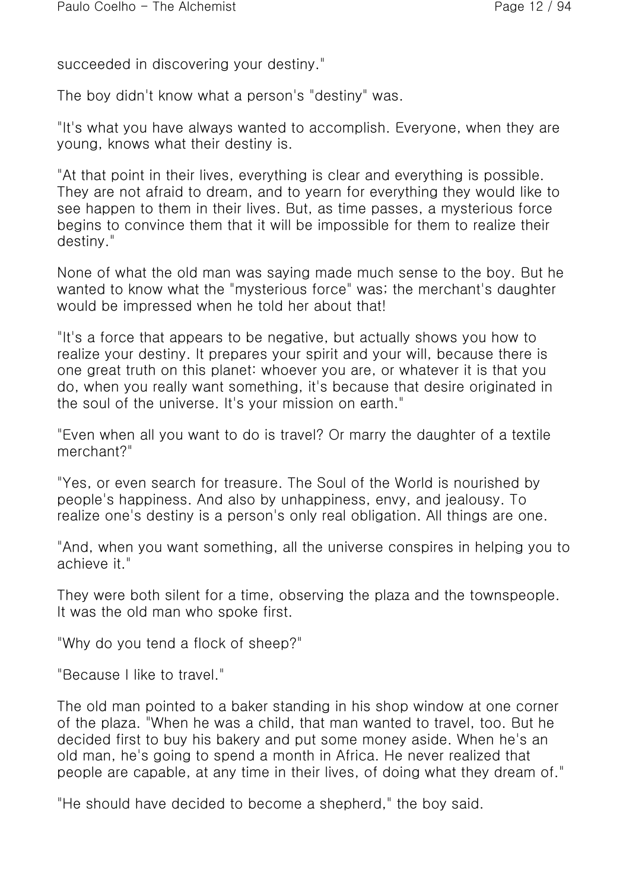succeeded in discovering your destiny."

The boy didn't know what a person's "destiny" was.

"It's what you have always wanted to accomplish. Everyone, when they are young, knows what their destiny is.

"At that point in their lives, everything is clear and everything is possible. They are not afraid to dream, and to yearn for everything they would like to see happen to them in their lives. But, as time passes, a mysterious force begins to convince them that it will be impossible for them to realize their destiny."

None of what the old man was saying made much sense to the boy. But he wanted to know what the "mysterious force" was; the merchant's daughter would be impressed when he told her about that!

"It's a force that appears to be negative, but actually shows you how to realize your destiny. It prepares your spirit and your will, because there is one great truth on this planet: whoever you are, or whatever it is that you do, when you really want something, it's because that desire originated in the soul of the universe. It's your mission on earth."

"Even when all you want to do is travel? Or marry the daughter of a textile merchant?"

"Yes, or even search for treasure. The Soul of the World is nourished by people's happiness. And also by unhappiness, envy, and jealousy. To realize one's destiny is a person's only real obligation. All things are one.

"And, when you want something, all the universe conspires in helping you to achieve it."

They were both silent for a time, observing the plaza and the townspeople. It was the old man who spoke first.

"Why do you tend a flock of sheep?"

"Because I like to travel."

The old man pointed to a baker standing in his shop window at one corner of the plaza. "When he was a child, that man wanted to travel, too. But he decided first to buy his bakery and put some money aside. When he's an old man, he's going to spend a month in Africa. He never realized that people are capable, at any time in their lives, of doing what they dream of."

"He should have decided to become a shepherd," the boy said.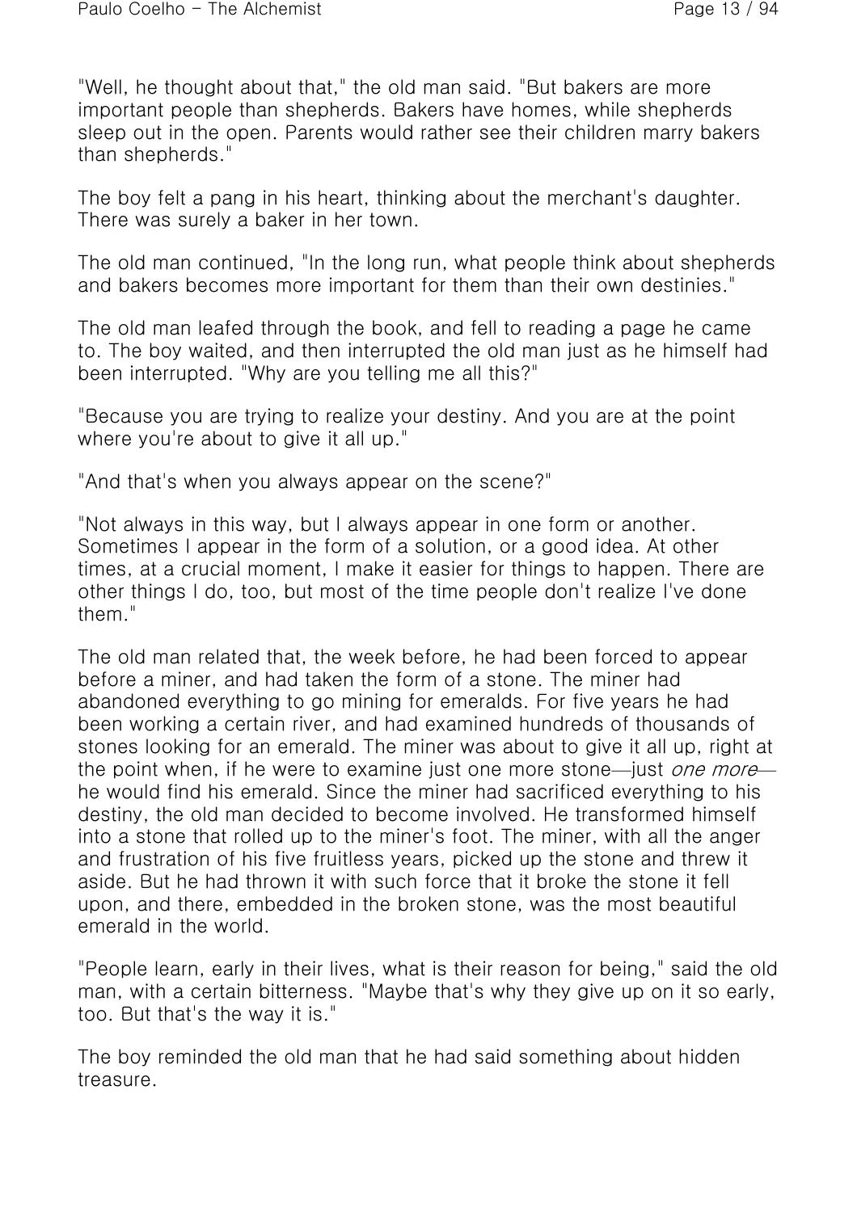"Well, he thought about that," the old man said. "But bakers are more important people than shepherds. Bakers have homes, while shepherds sleep out in the open. Parents would rather see their children marry bakers than shepherds."

The boy felt a pang in his heart, thinking about the merchant's daughter. There was surely a baker in her town.

The old man continued, "In the long run, what people think about shepherds and bakers becomes more important for them than their own destinies."

The old man leafed through the book, and fell to reading a page he came to. The boy waited, and then interrupted the old man just as he himself had been interrupted. "Why are you telling me all this?"

"Because you are trying to realize your destiny. And you are at the point where you're about to give it all up."

"And that's when you always appear on the scene?"

"Not always in this way, but I always appear in one form or another. Sometimes I appear in the form of a solution, or a good idea. At other times, at a crucial moment, I make it easier for things to happen. There are other things I do, too, but most of the time people don't realize I've done them."

The old man related that, the week before, he had been forced to appear before a miner, and had taken the form of a stone. The miner had abandoned everything to go mining for emeralds. For five years he had been working a certain river, and had examined hundreds of thousands of stones looking for an emerald. The miner was about to give it all up, right at the point when, if he were to examine just one more stone—just *one more*—he would find his emerald. Since the miner had sacrificed everything to his destiny, the old man decided to become involved. He transformed himself into a stone that rolled up to the miner's foot. The miner, with all the anger and frustration of his five fruitless years, picked up the stone and threw it aside. But he had thrown it with such force that it broke the stone it fell upon, and there, embedded in the broken stone, was the most beautiful emerald in the world.

"People learn, early in their lives, what is their reason for being," said the old man, with a certain bitterness. "Maybe that's why they give up on it so early, too. But that's the way it is."

The boy reminded the old man that he had said something about hidden treasure.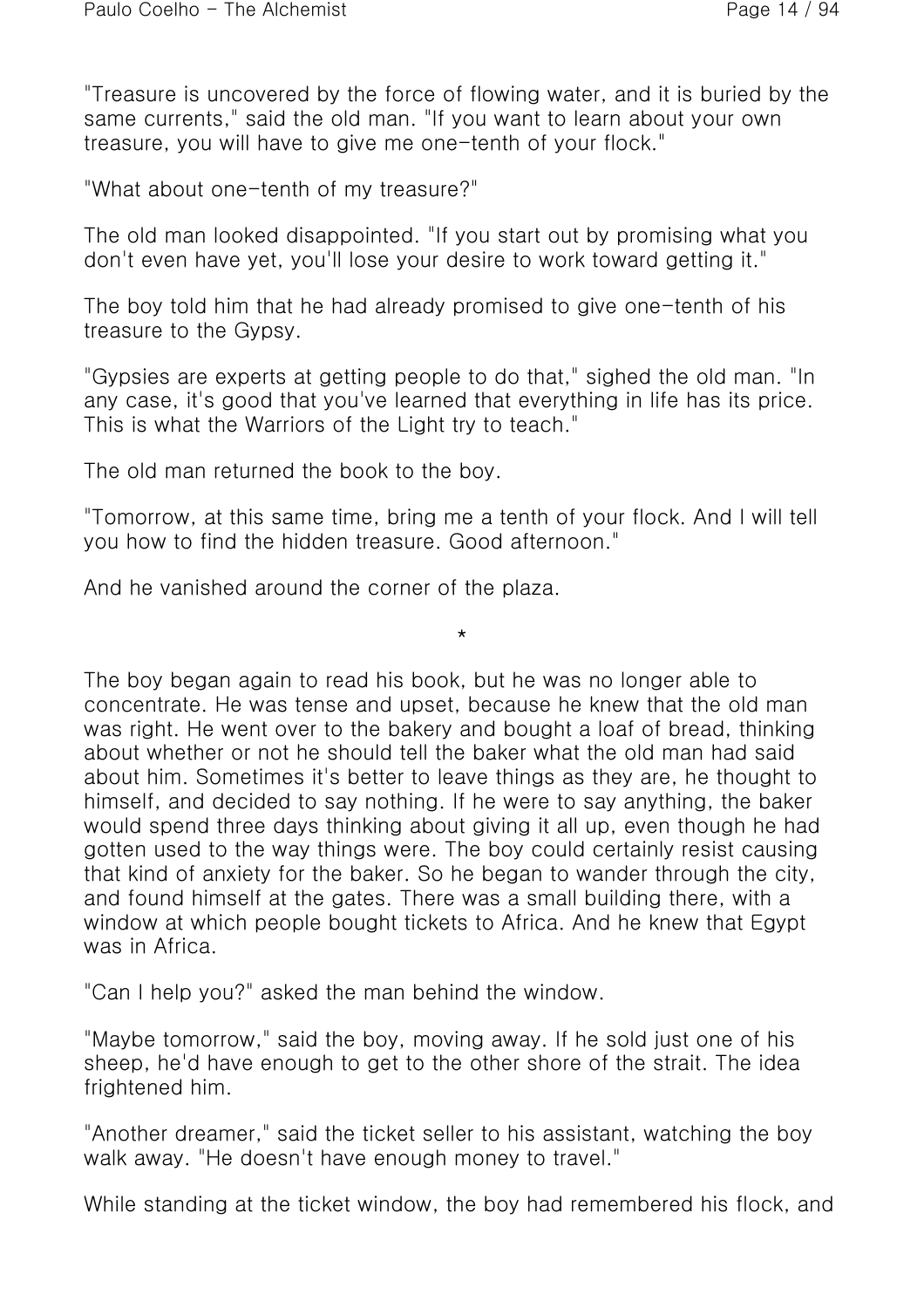"Treasure is uncovered by the force of flowing water, and it is buried by the same currents," said the old man. "If you want to learn about your own treasure, you will have to give me one-tenth of your flock."

"What about one-tenth of my treasure?"

The old man looked disappointed. "If you start out by promising what you don't even have yet, you'll lose your desire to work toward getting it."

The boy told him that he had already promised to give one-tenth of his treasure to the Gypsy.

"Gypsies are experts at getting people to do that," sighed the old man. "In any case, it's good that you've learned that everything in life has its price. This is what the Warriors of the Light try to teach."

The old man returned the book to the boy.

"Tomorrow, at this same time, bring me a tenth of your flock. And I will tell you how to find the hidden treasure. Good afternoon."

And he vanished around the corner of the plaza.

*

The boy began again to read his book, but he was no longer able to concentrate. He was tense and upset, because he knew that the old man was right. He went over to the bakery and bought a loaf of bread, thinking about whether or not he should tell the baker what the old man had said about him. Sometimes it's better to leave things as they are, he thought to himself, and decided to say nothing. If he were to say anything, the baker would spend three days thinking about giving it all up, even though he had gotten used to the way things were. The boy could certainly resist causing that kind of anxiety for the baker. So he began to wander through the city, and found himself at the gates. There was a small building there, with a window at which people bought tickets to Africa. And he knew that Egypt was in Africa.

"Can I help you?" asked the man behind the window.

"Maybe tomorrow," said the boy, moving away. If he sold just one of his sheep, he'd have enough to get to the other shore of the strait. The idea frightened him.

"Another dreamer," said the ticket seller to his assistant, watching the boy walk away. "He doesn't have enough money to travel."

While standing at the ticket window, the boy had remembered his flock, and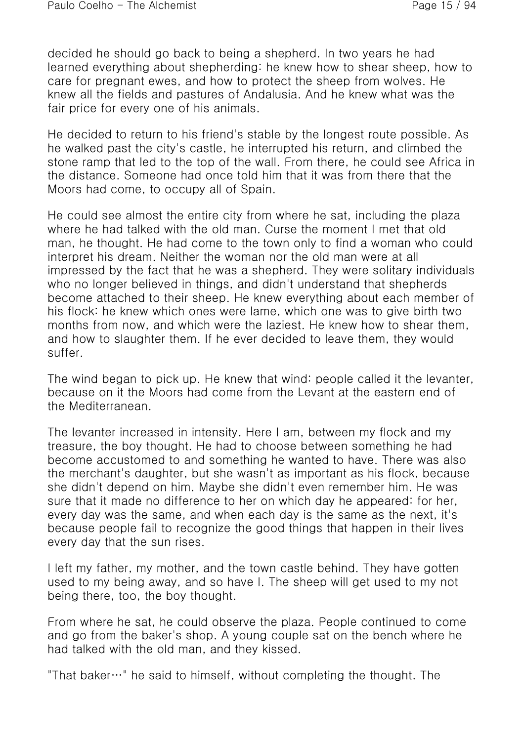decided he should go back to being a shepherd. In two years he had learned everything about shepherding: he knew how to shear sheep, how to care for pregnant ewes, and how to protect the sheep from wolves. He knew all the fields and pastures of Andalusia. And he knew what was the fair price for every one of his animals.

He decided to return to his friend's stable by the longest route possible. As he walked past the city's castle, he interrupted his return, and climbed the stone ramp that led to the top of the wall. From there, he could see Africa in the distance. Someone had once told him that it was from there that the Moors had come, to occupy all of Spain.

He could see almost the entire city from where he sat, including the plaza where he had talked with the old man. Curse the moment I met that old man, he thought. He had come to the town only to find a woman who could interpret his dream. Neither the woman nor the old man were at all impressed by the fact that he was a shepherd. They were solitary individuals who no longer believed in things, and didn't understand that shepherds become attached to their sheep. He knew everything about each member of his flock: he knew which ones were lame, which one was to give birth two months from now, and which were the laziest. He knew how to shear them, and how to slaughter them. If he ever decided to leave them, they would suffer.

The wind began to pick up. He knew that wind: people called it the levanter, because on it the Moors had come from the Levant at the eastern end of the Mediterranean.

The levanter increased in intensity. Here I am, between my flock and my treasure, the boy thought. He had to choose between something he had become accustomed to and something he wanted to have. There was also the merchant's daughter, but she wasn't as important as his flock, because she didn't depend on him. Maybe she didn't even remember him. He was sure that it made no difference to her on which day he appeared: for her, every day was the same, and when each day is the same as the next, it's because people fail to recognize the good things that happen in their lives every day that the sun rises.

I left my father, my mother, and the town castle behind. They have gotten used to my being away, and so have I. The sheep will get used to my not being there, too, the boy thought.

From where he sat, he could observe the plaza. People continued to come and go from the baker's shop. A young couple sat on the bench where he had talked with the old man, and they kissed.

"That baker…" he said to himself, without completing the thought. The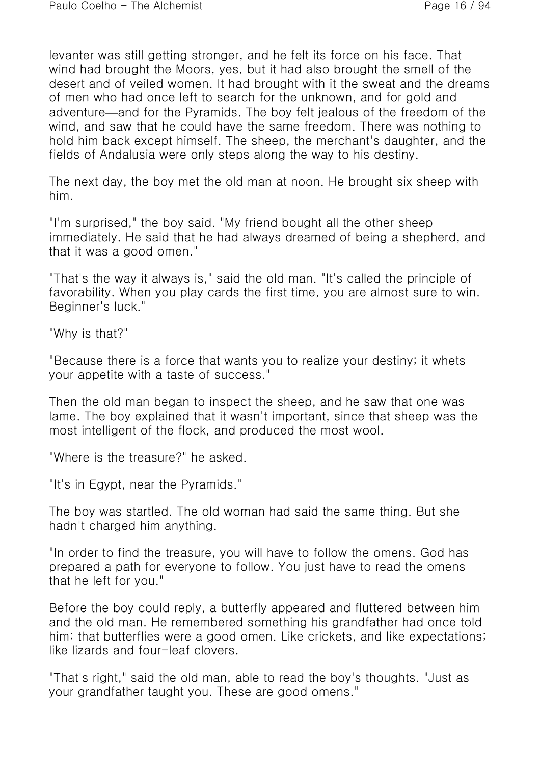levanter was still getting stronger, and he felt its force on his face. That wind had brought the Moors, yes, but it had also brought the smell of the desert and of veiled women. It had brought with it the sweat and the dreams of men who had once left to search for the unknown, and for gold and adventure—and for the Pyramids. The boy felt jealous of the freedom of the wind, and saw that he could have the same freedom. There was nothing to hold him back except himself. The sheep, the merchant's daughter, and the fields of Andalusia were only steps along the way to his destiny.

The next day, the boy met the old man at noon. He brought six sheep with him.

"I'm surprised," the boy said. "My friend bought all the other sheep immediately. He said that he had always dreamed of being a shepherd, and that it was a good omen."

"That's the way it always is," said the old man. "It's called the principle of favorability. When you play cards the first time, you are almost sure to win. Beginner's luck."

"Why is that?"

"Because there is a force that wants you to realize your destiny; it whets your appetite with a taste of success."

Then the old man began to inspect the sheep, and he saw that one was lame. The boy explained that it wasn't important, since that sheep was the most intelligent of the flock, and produced the most wool.

"Where is the treasure?" he asked.

"It's in Egypt, near the Pyramids."

The boy was startled. The old woman had said the same thing. But she hadn't charged him anything.

"In order to find the treasure, you will have to follow the omens. God has prepared a path for everyone to follow. You just have to read the omens that he left for you."

Before the boy could reply, a butterfly appeared and fluttered between him and the old man. He remembered something his grandfather had once told him: that butterflies were a good omen. Like crickets, and like expectations; like lizards and four-leaf clovers.

"That's right," said the old man, able to read the boy's thoughts. "Just as your grandfather taught you. These are good omens."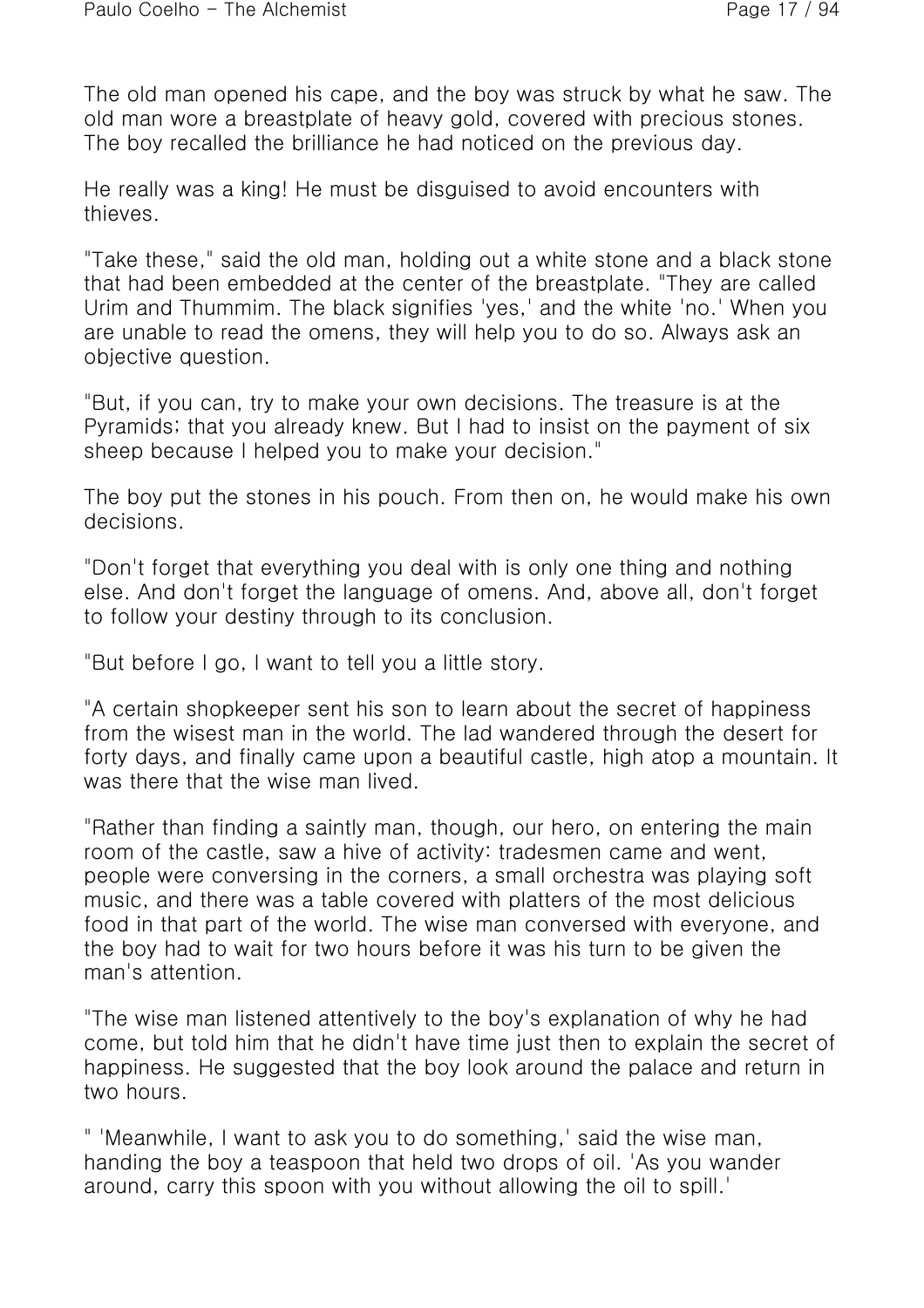The old man opened his cape, and the boy was struck by what he saw. The old man wore a breastplate of heavy gold, covered with precious stones. The boy recalled the brilliance he had noticed on the previous day.

He really was a king! He must be disguised to avoid encounters with thieves.

"Take these," said the old man, holding out a white stone and a black stone that had been embedded at the center of the breastplate. "They are called Urim and Thummim. The black signifies 'yes,' and the white 'no.' When you are unable to read the omens, they will help you to do so. Always ask an objective question.

"But, if you can, try to make your own decisions. The treasure is at the Pyramids; that you already knew. But I had to insist on the payment of six sheep because I helped you to make your decision."

The boy put the stones in his pouch. From then on, he would make his own decisions.

"Don't forget that everything you deal with is only one thing and nothing else. And don't forget the language of omens. And, above all, don't forget to follow your destiny through to its conclusion.

"But before I go, I want to tell you a little story.

"A certain shopkeeper sent his son to learn about the secret of happiness from the wisest man in the world. The lad wandered through the desert for forty days, and finally came upon a beautiful castle, high atop a mountain. It was there that the wise man lived.

"Rather than finding a saintly man, though, our hero, on entering the main room of the castle, saw a hive of activity: tradesmen came and went, people were conversing in the corners, a small orchestra was playing soft music, and there was a table covered with platters of the most delicious food in that part of the world. The wise man conversed with everyone, and the boy had to wait for two hours before it was his turn to be given the man's attention.

"The wise man listened attentively to the boy's explanation of why he had come, but told him that he didn't have time just then to explain the secret of happiness. He suggested that the boy look around the palace and return in two hours.

" 'Meanwhile, I want to ask you to do something,' said the wise man, handing the boy a teaspoon that held two drops of oil. 'As you wander around, carry this spoon with you without allowing the oil to spill.'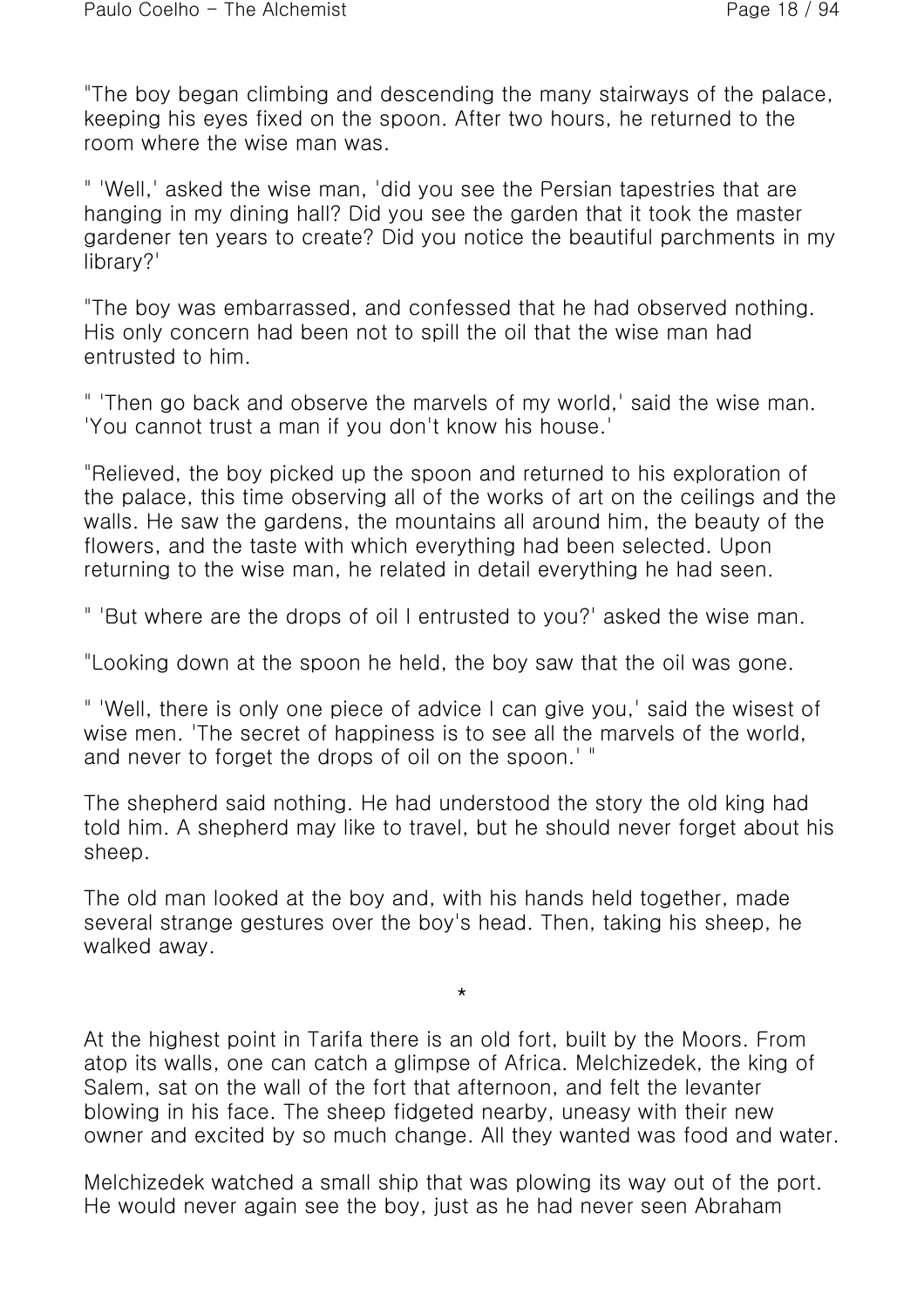"The boy began climbing and descending the many stairways of the palace, keeping his eyes fixed on the spoon. After two hours, he returned to the room where the wise man was.

" 'Well,' asked the wise man, 'did you see the Persian tapestries that are hanging in my dining hall? Did you see the garden that it took the master gardener ten years to create? Did you notice the beautiful parchments in my library?'

"The boy was embarrassed, and confessed that he had observed nothing. His only concern had been not to spill the oil that the wise man had entrusted to him.

" 'Then go back and observe the marvels of my world,' said the wise man. 'You cannot trust a man if you don't know his house.'

"Relieved, the boy picked up the spoon and returned to his exploration of the palace, this time observing all of the works of art on the ceilings and the walls. He saw the gardens, the mountains all around him, the beauty of the flowers, and the taste with which everything had been selected. Upon returning to the wise man, he related in detail everything he had seen.

" 'But where are the drops of oil I entrusted to you?' asked the wise man.

"Looking down at the spoon he held, the boy saw that the oil was gone.

" 'Well, there is only one piece of advice I can give you,' said the wisest of wise men. 'The secret of happiness is to see all the marvels of the world, and never to forget the drops of oil on the spoon.' "

The shepherd said nothing. He had understood the story the old king had told him. A shepherd may like to travel, but he should never forget about his sheep.

The old man looked at the boy and, with his hands held together, made several strange gestures over the boy's head. Then, taking his sheep, he walked away.

*

At the highest point in Tarifa there is an old fort, built by the Moors. From atop its walls, one can catch a glimpse of Africa. Melchizedek, the king of Salem, sat on the wall of the fort that afternoon, and felt the levanter blowing in his face. The sheep fidgeted nearby, uneasy with their new owner and excited by so much change. All they wanted was food and water.

Melchizedek watched a small ship that was plowing its way out of the port. He would never again see the boy, just as he had never seen Abraham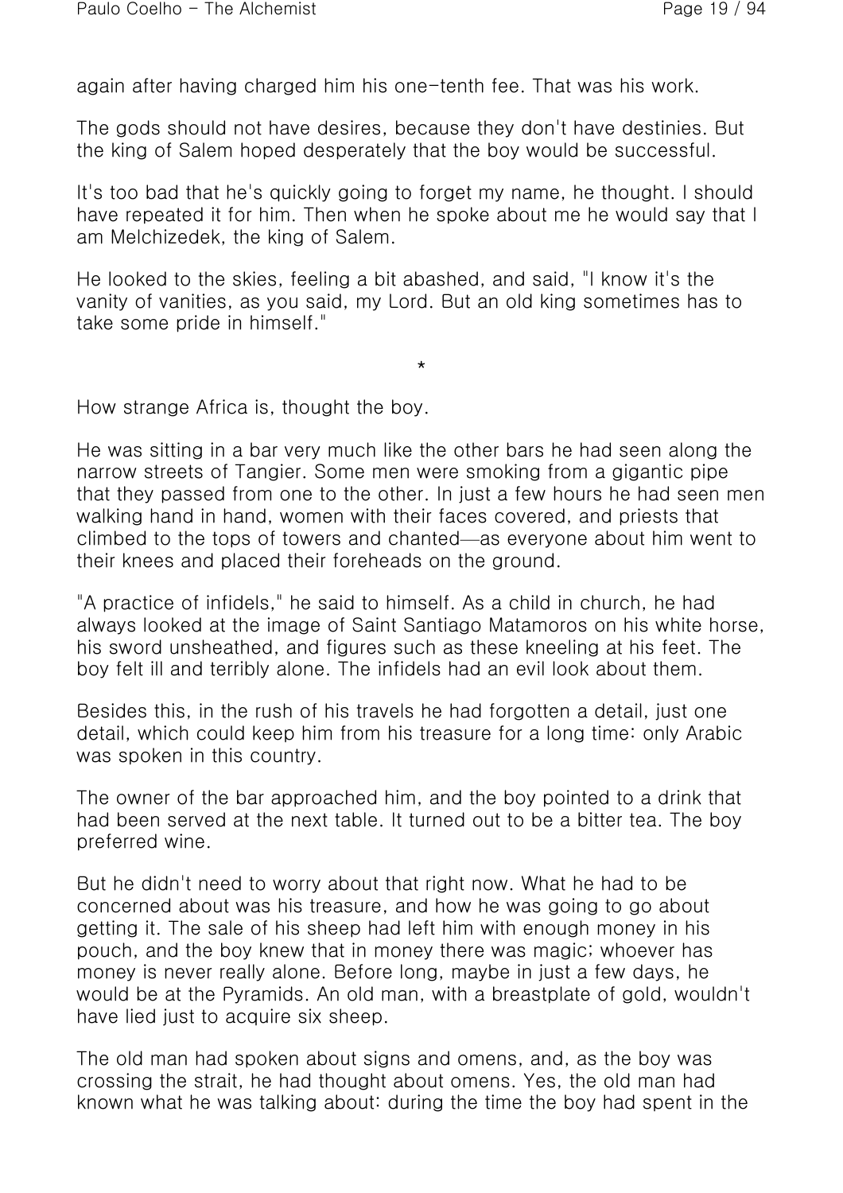again after having charged him his one-tenth fee. That was his work.

The gods should not have desires, because they don't have destinies. But the king of Salem hoped desperately that the boy would be successful.

It's too bad that he's quickly going to forget my name, he thought. I should have repeated it for him. Then when he spoke about me he would say that I am Melchizedek, the king of Salem.

He looked to the skies, feeling a bit abashed, and said, "I know it's the vanity of vanities, as you said, my Lord. But an old king sometimes has to take some pride in himself."

*

How strange Africa is, thought the boy.

He was sitting in a bar very much like the other bars he had seen along the narrow streets of Tangier. Some men were smoking from a gigantic pipe that they passed from one to the other. In just a few hours he had seen men walking hand in hand, women with their faces covered, and priests that climbed to the tops of towers and chanted—as everyone about him went to their knees and placed their foreheads on the ground.

"A practice of infidels," he said to himself. As a child in church, he had always looked at the image of Saint Santiago Matamoros on his white horse, his sword unsheathed, and figures such as these kneeling at his feet. The boy felt ill and terribly alone. The infidels had an evil look about them.

Besides this, in the rush of his travels he had forgotten a detail, just one detail, which could keep him from his treasure for a long time: only Arabic was spoken in this country.

The owner of the bar approached him, and the boy pointed to a drink that had been served at the next table. It turned out to be a bitter tea. The boy preferred wine.

But he didn't need to worry about that right now. What he had to be concerned about was his treasure, and how he was going to go about getting it. The sale of his sheep had left him with enough money in his pouch, and the boy knew that in money there was magic; whoever has money is never really alone. Before long, maybe in just a few days, he would be at the Pyramids. An old man, with a breastplate of gold, wouldn't have lied just to acquire six sheep.

The old man had spoken about signs and omens, and, as the boy was crossing the strait, he had thought about omens. Yes, the old man had known what he was talking about: during the time the boy had spent in the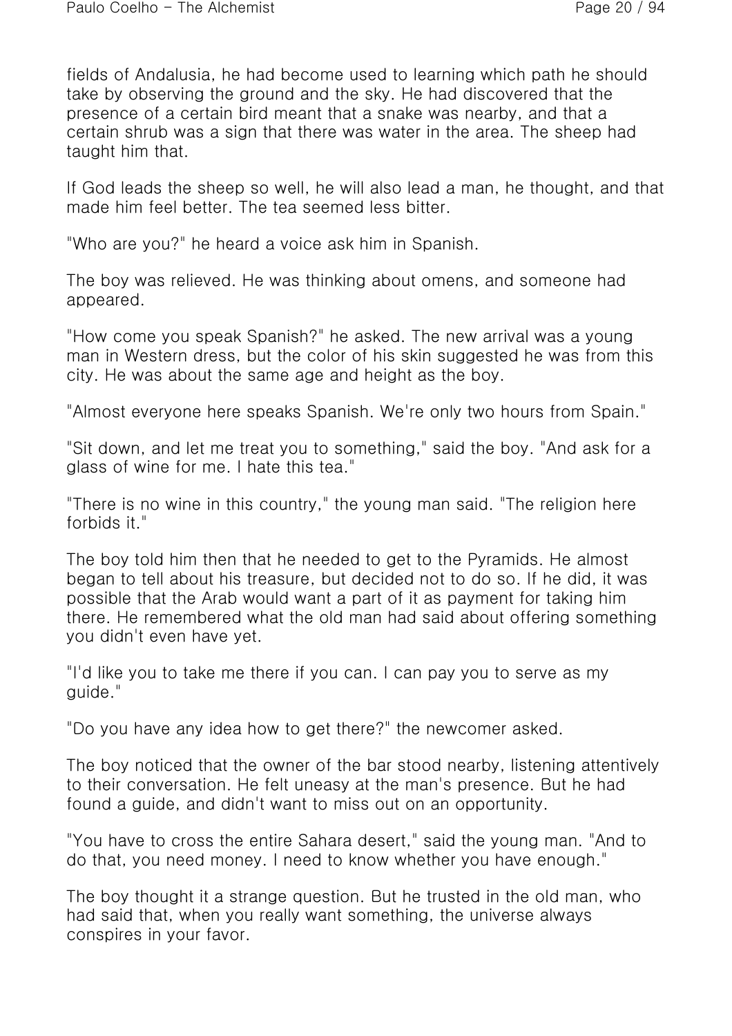fields of Andalusia, he had become used to learning which path he should take by observing the ground and the sky. He had discovered that the presence of a certain bird meant that a snake was nearby, and that a certain shrub was a sign that there was water in the area. The sheep had taught him that.

If God leads the sheep so well, he will also lead a man, he thought, and that made him feel better. The tea seemed less bitter.

"Who are you?" he heard a voice ask him in Spanish.

The boy was relieved. He was thinking about omens, and someone had appeared.

"How come you speak Spanish?" he asked. The new arrival was a young man in Western dress, but the color of his skin suggested he was from this city. He was about the same age and height as the boy.

"Almost everyone here speaks Spanish. We're only two hours from Spain."

"Sit down, and let me treat you to something," said the boy. "And ask for a glass of wine for me. I hate this tea."

"There is no wine in this country," the young man said. "The religion here forbids it."

The boy told him then that he needed to get to the Pyramids. He almost began to tell about his treasure, but decided not to do so. If he did, it was possible that the Arab would want a part of it as payment for taking him there. He remembered what the old man had said about offering something you didn't even have yet.

"I'd like you to take me there if you can. I can pay you to serve as my guide."

"Do you have any idea how to get there?" the newcomer asked.

The boy noticed that the owner of the bar stood nearby, listening attentively to their conversation. He felt uneasy at the man's presence. But he had found a guide, and didn't want to miss out on an opportunity.

"You have to cross the entire Sahara desert," said the young man. "And to do that, you need money. I need to know whether you have enough."

The boy thought it a strange question. But he trusted in the old man, who had said that, when you really want something, the universe always conspires in your favor.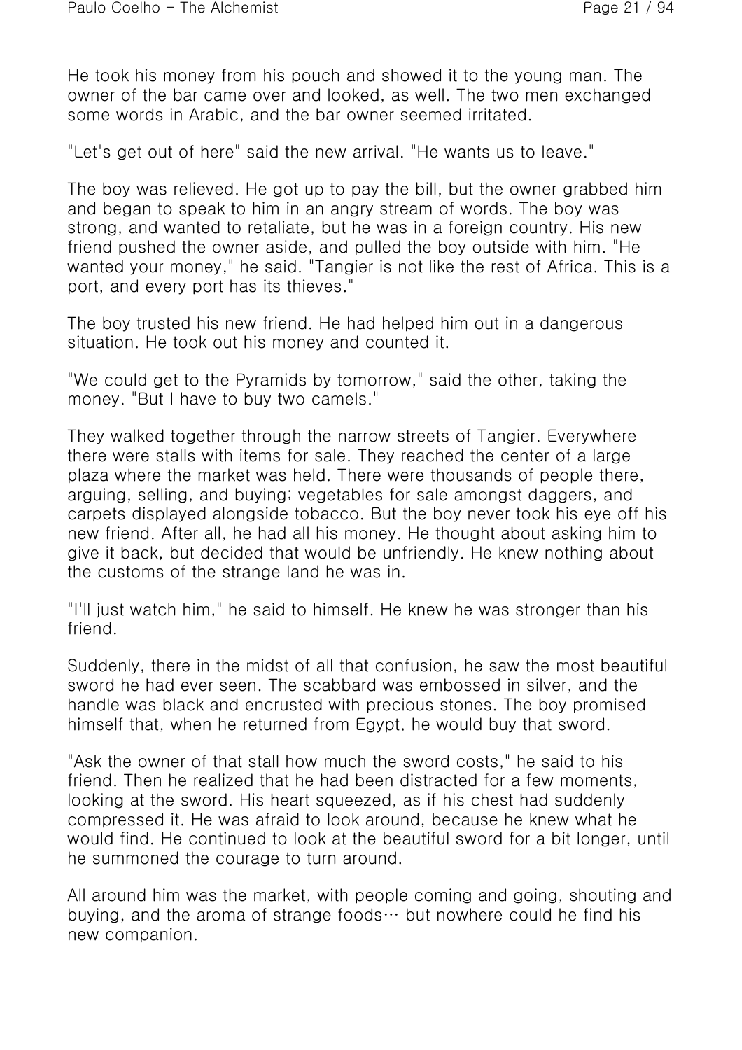He took his money from his pouch and showed it to the young man. The owner of the bar came over and looked, as well. The two men exchanged some words in Arabic, and the bar owner seemed irritated.

"Let's get out of here" said the new arrival. "He wants us to leave."

The boy was relieved. He got up to pay the bill, but the owner grabbed him and began to speak to him in an angry stream of words. The boy was strong, and wanted to retaliate, but he was in a foreign country. His new friend pushed the owner aside, and pulled the boy outside with him. "He wanted your money," he said. "Tangier is not like the rest of Africa. This is a port, and every port has its thieves."

The boy trusted his new friend. He had helped him out in a dangerous situation. He took out his money and counted it.

"We could get to the Pyramids by tomorrow," said the other, taking the money. "But I have to buy two camels."

They walked together through the narrow streets of Tangier. Everywhere there were stalls with items for sale. They reached the center of a large plaza where the market was held. There were thousands of people there, arguing, selling, and buying; vegetables for sale amongst daggers, and carpets displayed alongside tobacco. But the boy never took his eye off his new friend. After all, he had all his money. He thought about asking him to give it back, but decided that would be unfriendly. He knew nothing about the customs of the strange land he was in.

"I'll just watch him," he said to himself. He knew he was stronger than his friend.

Suddenly, there in the midst of all that confusion, he saw the most beautiful sword he had ever seen. The scabbard was embossed in silver, and the handle was black and encrusted with precious stones. The boy promised himself that, when he returned from Egypt, he would buy that sword.

"Ask the owner of that stall how much the sword costs," he said to his friend. Then he realized that he had been distracted for a few moments, looking at the sword. His heart squeezed, as if his chest had suddenly compressed it. He was afraid to look around, because he knew what he would find. He continued to look at the beautiful sword for a bit longer, until he summoned the courage to turn around.

All around him was the market, with people coming and going, shouting and buying, and the aroma of strange foods… but nowhere could he find his new companion.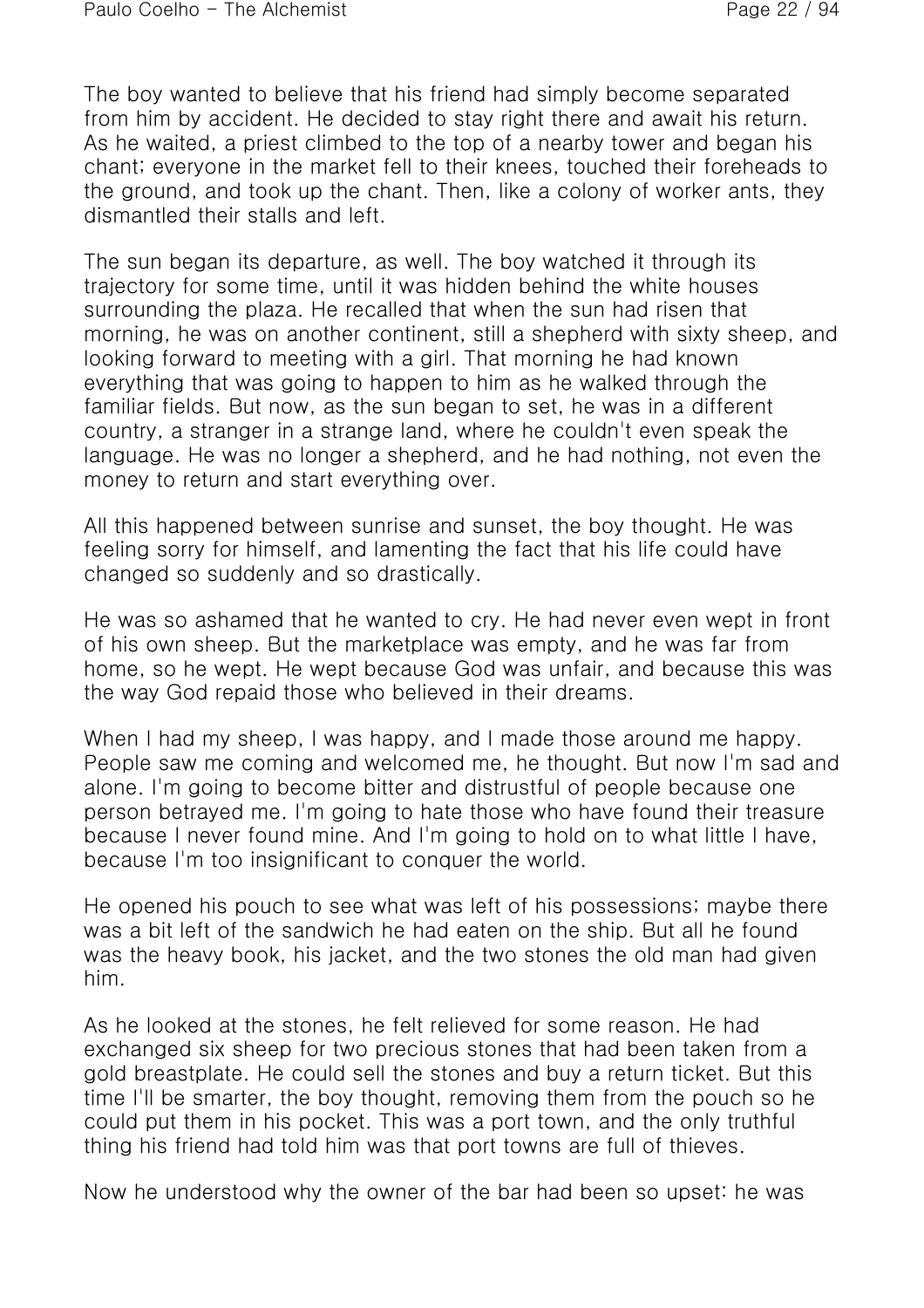The boy wanted to believe that his friend had simply become separated from him by accident. He decided to stay right there and await his return. As he waited, a priest climbed to the top of a nearby tower and began his chant; everyone in the market fell to their knees, touched their foreheads to the ground, and took up the chant. Then, like a colony of worker ants, they dismantled their stalls and left.

The sun began its departure, as well. The boy watched it through its trajectory for some time, until it was hidden behind the white houses surrounding the plaza. He recalled that when the sun had risen that morning, he was on another continent, still a shepherd with sixty sheep, and looking forward to meeting with a girl. That morning he had known everything that was going to happen to him as he walked through the familiar fields. But now, as the sun began to set, he was in a different country, a stranger in a strange land, where he couldn't even speak the language. He was no longer a shepherd, and he had nothing, not even the money to return and start everything over.

All this happened between sunrise and sunset, the boy thought. He was feeling sorry for himself, and lamenting the fact that his life could have changed so suddenly and so drastically.

He was so ashamed that he wanted to cry. He had never even wept in front of his own sheep. But the marketplace was empty, and he was far from home, so he wept. He wept because God was unfair, and because this was the way God repaid those who believed in their dreams.

When I had my sheep, I was happy, and I made those around me happy. People saw me coming and welcomed me, he thought. But now I'm sad and alone. I'm going to become bitter and distrustful of people because one person betrayed me. I'm going to hate those who have found their treasure because I never found mine. And I'm going to hold on to what little I have, because I'm too insignificant to conquer the world.

He opened his pouch to see what was left of his possessions; maybe there was a bit left of the sandwich he had eaten on the ship. But all he found was the heavy book, his jacket, and the two stones the old man had given him.

As he looked at the stones, he felt relieved for some reason. He had exchanged six sheep for two precious stones that had been taken from a gold breastplate. He could sell the stones and buy a return ticket. But this time I'll be smarter, the boy thought, removing them from the pouch so he could put them in his pocket. This was a port town, and the only truthful thing his friend had told him was that port towns are full of thieves.

Now he understood why the owner of the bar had been so upset: he was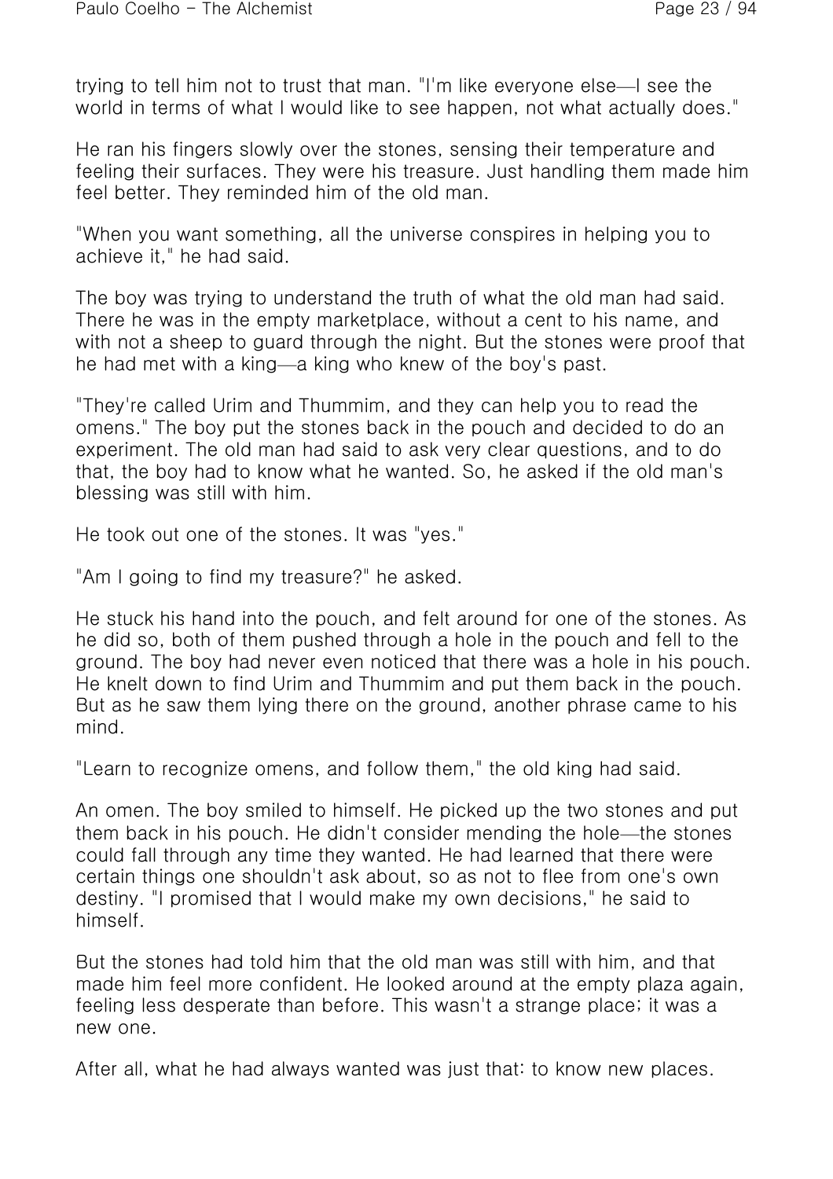trying to tell him not to trust that man. "I'm like everyone else—I see the world in terms of what I would like to see happen, not what actually does."

He ran his fingers slowly over the stones, sensing their temperature and feeling their surfaces. They were his treasure. Just handling them made him feel better. They reminded him of the old man.

"When you want something, all the universe conspires in helping you to achieve it," he had said.

The boy was trying to understand the truth of what the old man had said. There he was in the empty marketplace, without a cent to his name, and with not a sheep to guard through the night. But the stones were proof that he had met with a king—a king who knew of the boy's past.

"They're called Urim and Thummim, and they can help you to read the omens." The boy put the stones back in the pouch and decided to do an experiment. The old man had said to ask very clear questions, and to do that, the boy had to know what he wanted. So, he asked if the old man's blessing was still with him.

He took out one of the stones. It was "yes."

"Am I going to find my treasure?" he asked.

He stuck his hand into the pouch, and felt around for one of the stones. As he did so, both of them pushed through a hole in the pouch and fell to the ground. The boy had never even noticed that there was a hole in his pouch. He knelt down to find Urim and Thummim and put them back in the pouch. But as he saw them lying there on the ground, another phrase came to his mind.

"Learn to recognize omens, and follow them," the old king had said.

An omen. The boy smiled to himself. He picked up the two stones and put them back in his pouch. He didn't consider mending the hole—the stones could fall through any time they wanted. He had learned that there were certain things one shouldn't ask about, so as not to flee from one's own destiny. "I promised that I would make my own decisions," he said to himself.

But the stones had told him that the old man was still with him, and that made him feel more confident. He looked around at the empty plaza again, feeling less desperate than before. This wasn't a strange place; it was a new one.

After all, what he had always wanted was just that: to know new places.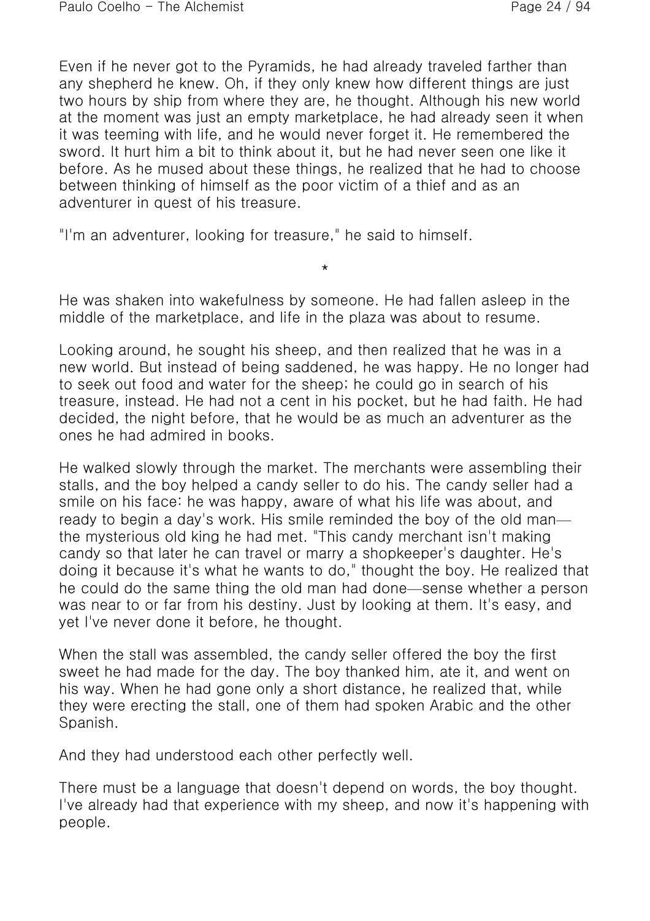Even if he never got to the Pyramids, he had already traveled farther than any shepherd he knew. Oh, if they only knew how different things are just two hours by ship from where they are, he thought. Although his new world at the moment was just an empty marketplace, he had already seen it when it was teeming with life, and he would never forget it. He remembered the sword. It hurt him a bit to think about it, but he had never seen one like it before. As he mused about these things, he realized that he had to choose between thinking of himself as the poor victim of a thief and as an adventurer in quest of his treasure.

"I'm an adventurer, looking for treasure," he said to himself.

*

He was shaken into wakefulness by someone. He had fallen asleep in the middle of the marketplace, and life in the plaza was about to resume.

Looking around, he sought his sheep, and then realized that he was in a new world. But instead of being saddened, he was happy. He no longer had to seek out food and water for the sheep; he could go in search of his treasure, instead. He had not a cent in his pocket, but he had faith. He had decided, the night before, that he would be as much an adventurer as the ones he had admired in books.

He walked slowly through the market. The merchants were assembling their stalls, and the boy helped a candy seller to do his. The candy seller had a smile on his face: he was happy, aware of what his life was about, and ready to begin a day's work. His smile reminded the boy of the old man—the mysterious old king he had met. "This candy merchant isn't making candy so that later he can travel or marry a shopkeeper's daughter. He's doing it because it's what he wants to do," thought the boy. He realized that he could do the same thing the old man had done—sense whether a person was near to or far from his destiny. Just by looking at them. It's easy, and yet I've never done it before, he thought.

When the stall was assembled, the candy seller offered the boy the first sweet he had made for the day. The boy thanked him, ate it, and went on his way. When he had gone only a short distance, he realized that, while they were erecting the stall, one of them had spoken Arabic and the other Spanish.

And they had understood each other perfectly well.

There must be a language that doesn't depend on words, the boy thought. I've already had that experience with my sheep, and now it's happening with people.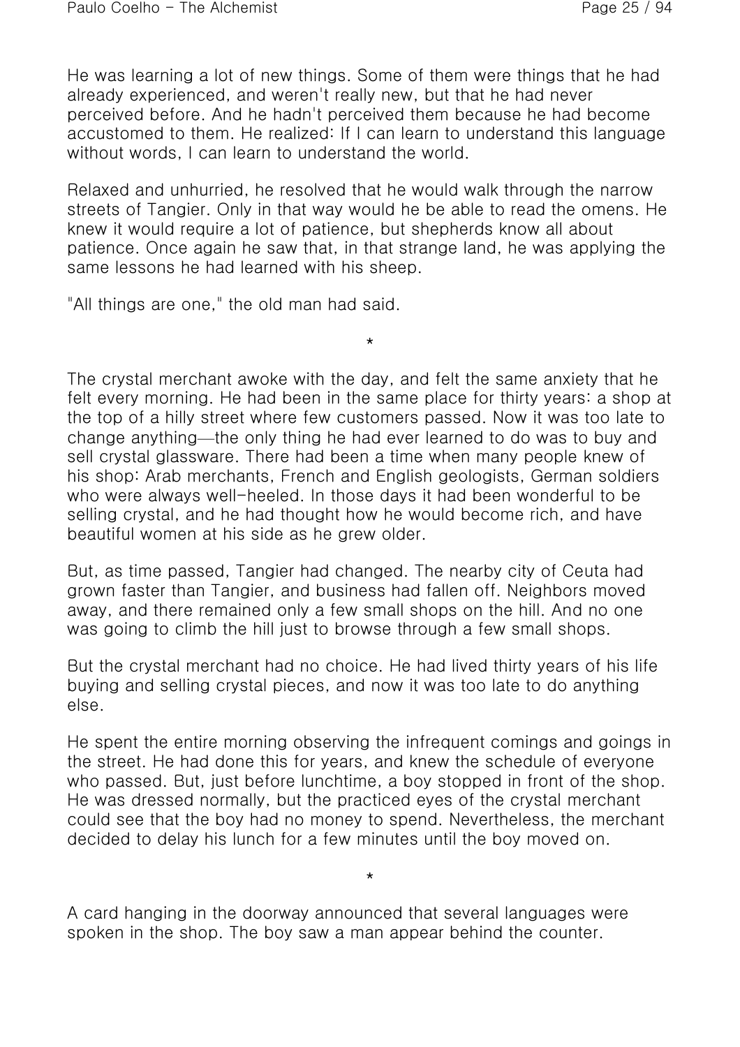He was learning a lot of new things. Some of them were things that he had already experienced, and weren't really new, but that he had never perceived before. And he hadn't perceived them because he had become accustomed to them. He realized: If I can learn to understand this language without words, I can learn to understand the world.

Relaxed and unhurried, he resolved that he would walk through the narrow streets of Tangier. Only in that way would he be able to read the omens. He knew it would require a lot of patience, but shepherds know all about patience. Once again he saw that, in that strange land, he was applying the same lessons he had learned with his sheep.

"All things are one," the old man had said.

*

The crystal merchant awoke with the day, and felt the same anxiety that he felt every morning. He had been in the same place for thirty years: a shop at the top of a hilly street where few customers passed. Now it was too late to change anything—the only thing he had ever learned to do was to buy and sell crystal glassware. There had been a time when many people knew of his shop: Arab merchants, French and English geologists, German soldiers who were always well-heeled. In those days it had been wonderful to be selling crystal, and he had thought how he would become rich, and have beautiful women at his side as he grew older.

But, as time passed, Tangier had changed. The nearby city of Ceuta had grown faster than Tangier, and business had fallen off. Neighbors moved away, and there remained only a few small shops on the hill. And no one was going to climb the hill just to browse through a few small shops.

But the crystal merchant had no choice. He had lived thirty years of his life buying and selling crystal pieces, and now it was too late to do anything else.

He spent the entire morning observing the infrequent comings and goings in the street. He had done this for years, and knew the schedule of everyone who passed. But, just before lunchtime, a boy stopped in front of the shop. He was dressed normally, but the practiced eyes of the crystal merchant could see that the boy had no money to spend. Nevertheless, the merchant decided to delay his lunch for a few minutes until the boy moved on.

*

A card hanging in the doorway announced that several languages were spoken in the shop. The boy saw a man appear behind the counter.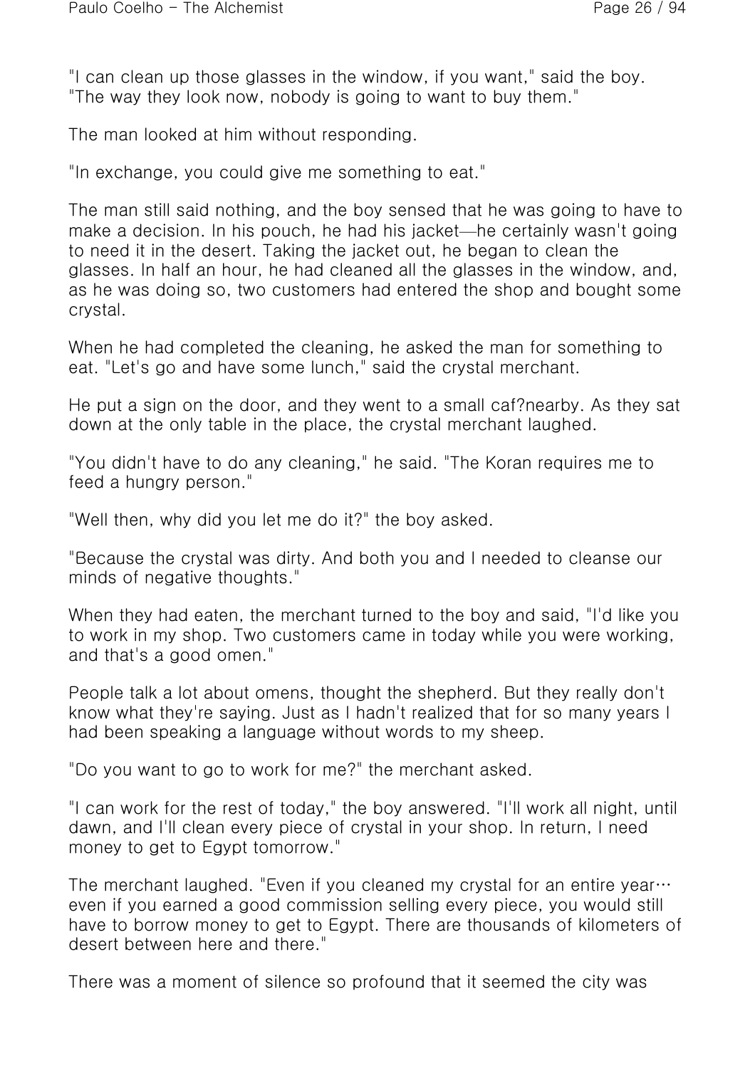"I can clean up those glasses in the window, if you want," said the boy. "The way they look now, nobody is going to want to buy them."

The man looked at him without responding.

"In exchange, you could give me something to eat."

The man still said nothing, and the boy sensed that he was going to have to make a decision. In his pouch, he had his jacket—he certainly wasn't going to need it in the desert. Taking the jacket out, he began to clean the glasses. In half an hour, he had cleaned all the glasses in the window, and, as he was doing so, two customers had entered the shop and bought some crystal.

When he had completed the cleaning, he asked the man for something to eat. "Let's go and have some lunch," said the crystal merchant.

He put a sign on the door, and they went to a small caf?nearby. As they sat down at the only table in the place, the crystal merchant laughed.

"You didn't have to do any cleaning," he said. "The Koran requires me to feed a hungry person."

"Well then, why did you let me do it?" the boy asked.

"Because the crystal was dirty. And both you and I needed to cleanse our minds of negative thoughts."

When they had eaten, the merchant turned to the boy and said, "I'd like you to work in my shop. Two customers came in today while you were working, and that's a good omen."

People talk a lot about omens, thought the shepherd. But they really don't know what they're saying. Just as I hadn't realized that for so many years I had been speaking a language without words to my sheep.

"Do you want to go to work for me?" the merchant asked.

"I can work for the rest of today," the boy answered. "I'll work all night, until dawn, and I'll clean every piece of crystal in your shop. In return, I need money to get to Egypt tomorrow."

The merchant laughed. "Even if you cleaned my crystal for an entire year… even if you earned a good commission selling every piece, you would still have to borrow money to get to Egypt. There are thousands of kilometers of desert between here and there."

There was a moment of silence so profound that it seemed the city was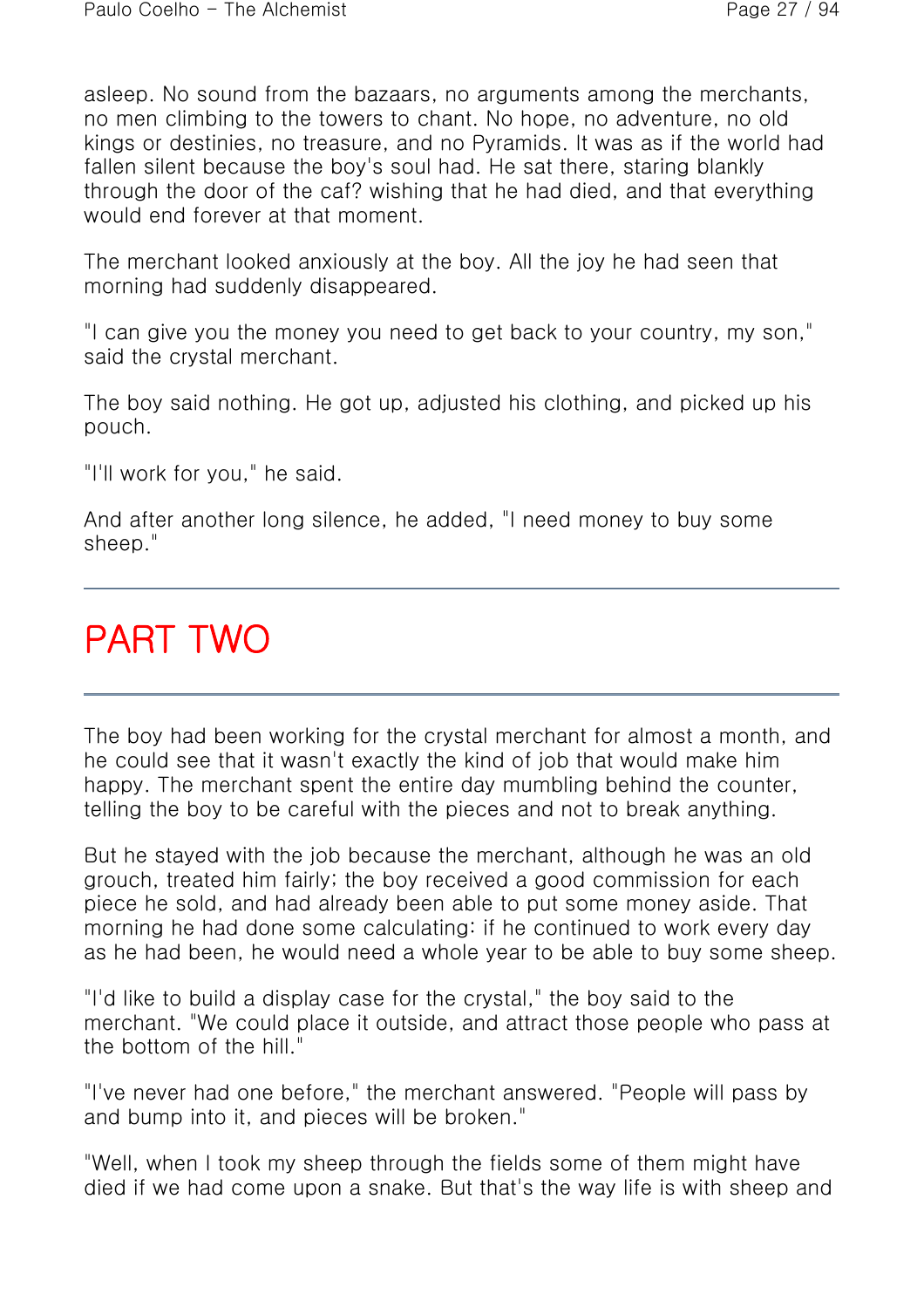asleep. No sound from the bazaars, no arguments among the merchants, no men climbing to the towers to chant. No hope, no adventure, no old kings or destinies, no treasure, and no Pyramids. It was as if the world had fallen silent because the boy's soul had. He sat there, staring blankly through the door of the caf? wishing that he had died, and that everything would end forever at that moment.

The merchant looked anxiously at the boy. All the joy he had seen that morning had suddenly disappeared.

"I can give you the money you need to get back to your country, my son," said the crystal merchant.

The boy said nothing. He got up, adjusted his clothing, and picked up his pouch.

"I'll work for you," he said.

And after another long silence, he added, "I need money to buy some sheep."

---

# PART TWO

---

The boy had been working for the crystal merchant for almost a month, and he could see that it wasn't exactly the kind of job that would make him happy. The merchant spent the entire day mumbling behind the counter, telling the boy to be careful with the pieces and not to break anything.

But he stayed with the job because the merchant, although he was an old grouch, treated him fairly; the boy received a good commission for each piece he sold, and had already been able to put some money aside. That morning he had done some calculating: if he continued to work every day as he had been, he would need a whole year to be able to buy some sheep.

"I'd like to build a display case for the crystal," the boy said to the merchant. "We could place it outside, and attract those people who pass at the bottom of the hill."

"I've never had one before," the merchant answered. "People will pass by and bump into it, and pieces will be broken."

"Well, when I took my sheep through the fields some of them might have died if we had come upon a snake. But that's the way life is with sheep and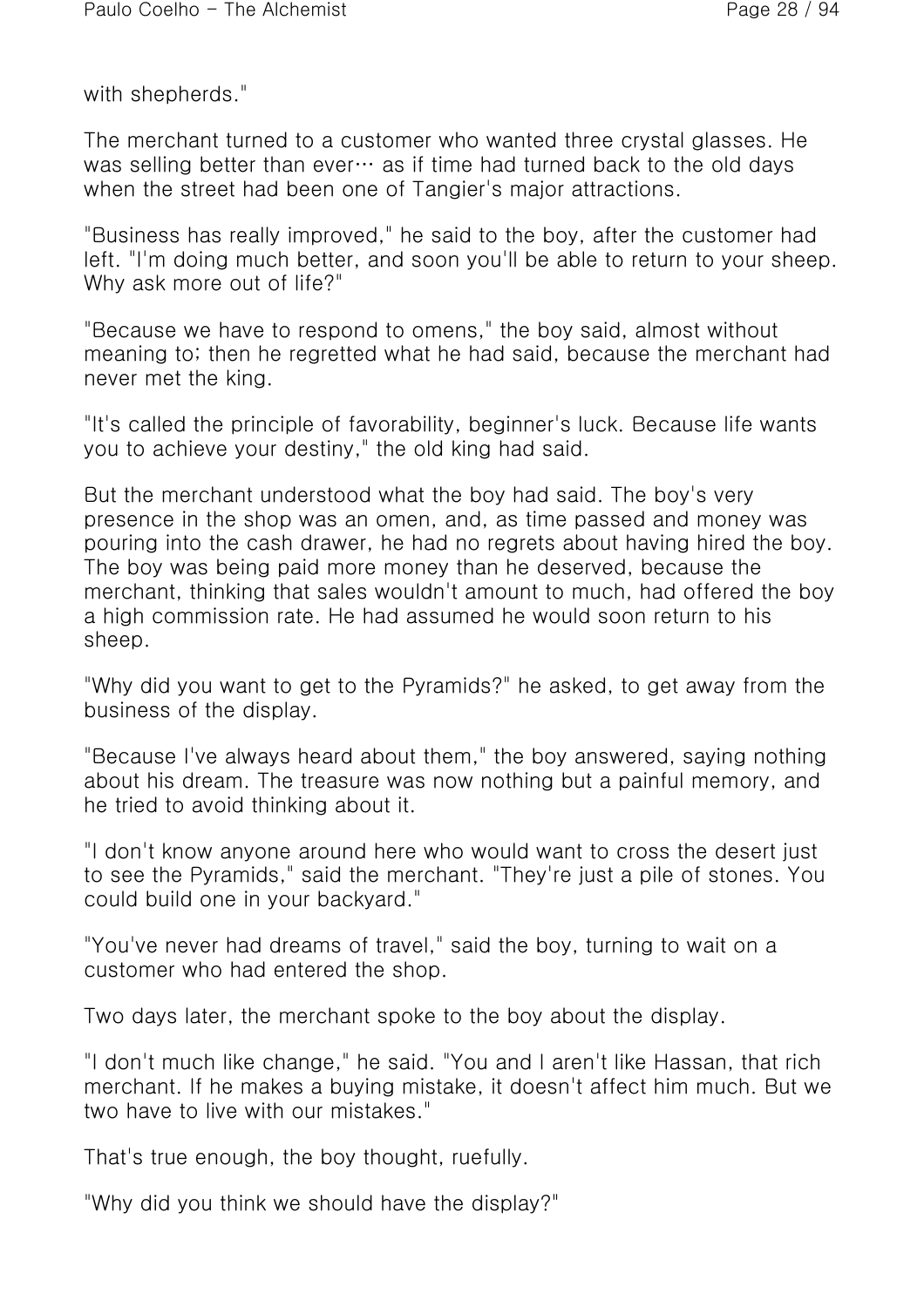with shepherds."

The merchant turned to a customer who wanted three crystal glasses. He was selling better than ever… as if time had turned back to the old days when the street had been one of Tangier's major attractions.

"Business has really improved," he said to the boy, after the customer had left. "I'm doing much better, and soon you'll be able to return to your sheep. Why ask more out of life?"

"Because we have to respond to omens," the boy said, almost without meaning to; then he regretted what he had said, because the merchant had never met the king.

"It's called the principle of favorability, beginner's luck. Because life wants you to achieve your destiny," the old king had said.

But the merchant understood what the boy had said. The boy's very presence in the shop was an omen, and, as time passed and money was pouring into the cash drawer, he had no regrets about having hired the boy. The boy was being paid more money than he deserved, because the merchant, thinking that sales wouldn't amount to much, had offered the boy a high commission rate. He had assumed he would soon return to his sheep.

"Why did you want to get to the Pyramids?" he asked, to get away from the business of the display.

"Because I've always heard about them," the boy answered, saying nothing about his dream. The treasure was now nothing but a painful memory, and he tried to avoid thinking about it.

"I don't know anyone around here who would want to cross the desert just to see the Pyramids," said the merchant. "They're just a pile of stones. You could build one in your backyard."

"You've never had dreams of travel," said the boy, turning to wait on a customer who had entered the shop.

Two days later, the merchant spoke to the boy about the display.

"I don't much like change," he said. "You and I aren't like Hassan, that rich merchant. If he makes a buying mistake, it doesn't affect him much. But we two have to live with our mistakes."

That's true enough, the boy thought, ruefully.

"Why did you think we should have the display?"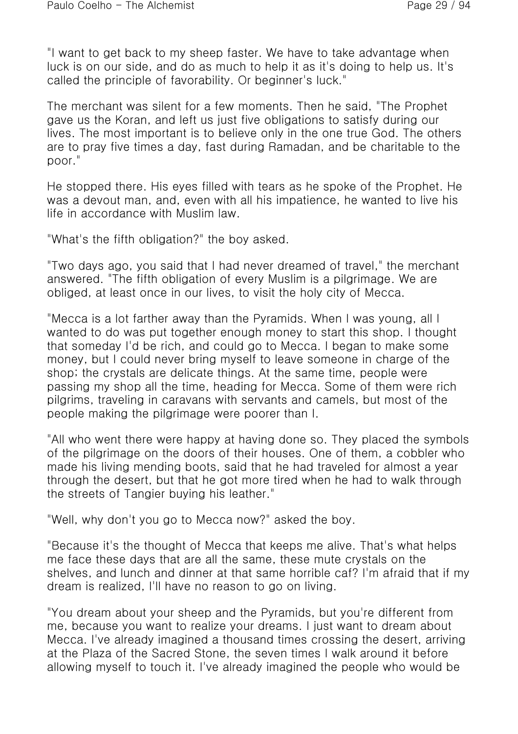"I want to get back to my sheep faster. We have to take advantage when luck is on our side, and do as much to help it as it's doing to help us. It's called the principle of favorability. Or beginner's luck."

The merchant was silent for a few moments. Then he said, "The Prophet gave us the Koran, and left us just five obligations to satisfy during our lives. The most important is to believe only in the one true God. The others are to pray five times a day, fast during Ramadan, and be charitable to the poor."

He stopped there. His eyes filled with tears as he spoke of the Prophet. He was a devout man, and, even with all his impatience, he wanted to live his life in accordance with Muslim law.

"What's the fifth obligation?" the boy asked.

"Two days ago, you said that I had never dreamed of travel," the merchant answered. "The fifth obligation of every Muslim is a pilgrimage. We are obliged, at least once in our lives, to visit the holy city of Mecca.

"Mecca is a lot farther away than the Pyramids. When I was young, all I wanted to do was put together enough money to start this shop. I thought that someday I'd be rich, and could go to Mecca. I began to make some money, but I could never bring myself to leave someone in charge of the shop; the crystals are delicate things. At the same time, people were passing my shop all the time, heading for Mecca. Some of them were rich pilgrims, traveling in caravans with servants and camels, but most of the people making the pilgrimage were poorer than I.

"All who went there were happy at having done so. They placed the symbols of the pilgrimage on the doors of their houses. One of them, a cobbler who made his living mending boots, said that he had traveled for almost a year through the desert, but that he got more tired when he had to walk through the streets of Tangier buying his leather."

"Well, why don't you go to Mecca now?" asked the boy.

"Because it's the thought of Mecca that keeps me alive. That's what helps me face these days that are all the same, these mute crystals on the shelves, and lunch and dinner at that same horrible caf? I'm afraid that if my dream is realized, I'll have no reason to go on living.

"You dream about your sheep and the Pyramids, but you're different from me, because you want to realize your dreams. I just want to dream about Mecca. I've already imagined a thousand times crossing the desert, arriving at the Plaza of the Sacred Stone, the seven times I walk around it before allowing myself to touch it. I've already imagined the people who would be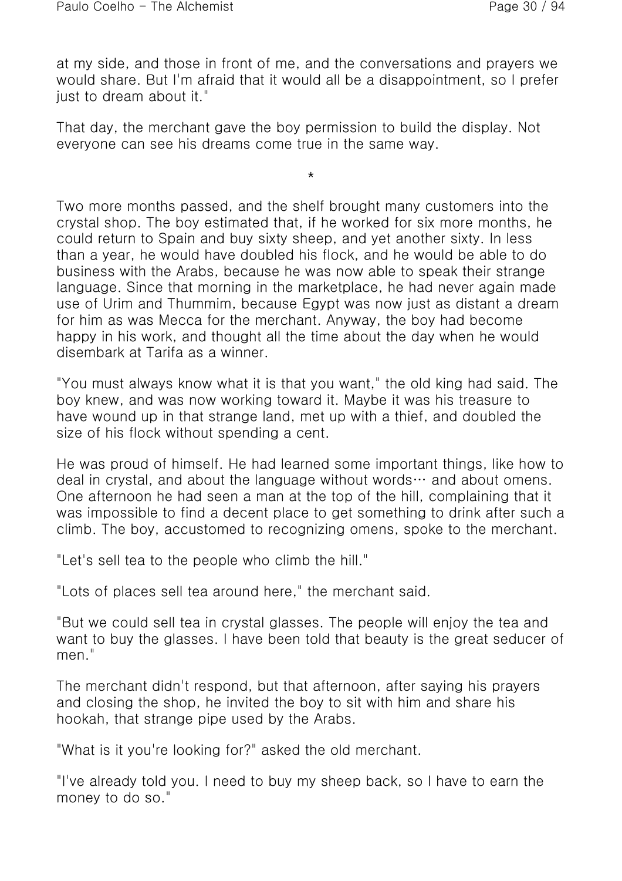at my side, and those in front of me, and the conversations and prayers we would share. But I'm afraid that it would all be a disappointment, so I prefer just to dream about it."

That day, the merchant gave the boy permission to build the display. Not everyone can see his dreams come true in the same way.

*

Two more months passed, and the shelf brought many customers into the crystal shop. The boy estimated that, if he worked for six more months, he could return to Spain and buy sixty sheep, and yet another sixty. In less than a year, he would have doubled his flock, and he would be able to do business with the Arabs, because he was now able to speak their strange language. Since that morning in the marketplace, he had never again made use of Urim and Thummim, because Egypt was now just as distant a dream for him as was Mecca for the merchant. Anyway, the boy had become happy in his work, and thought all the time about the day when he would disembark at Tarifa as a winner.

"You must always know what it is that you want," the old king had said. The boy knew, and was now working toward it. Maybe it was his treasure to have wound up in that strange land, met up with a thief, and doubled the size of his flock without spending a cent.

He was proud of himself. He had learned some important things, like how to deal in crystal, and about the language without words… and about omens. One afternoon he had seen a man at the top of the hill, complaining that it was impossible to find a decent place to get something to drink after such a climb. The boy, accustomed to recognizing omens, spoke to the merchant.

"Let's sell tea to the people who climb the hill."

"Lots of places sell tea around here," the merchant said.

"But we could sell tea in crystal glasses. The people will enjoy the tea and want to buy the glasses. I have been told that beauty is the great seducer of men."

The merchant didn't respond, but that afternoon, after saying his prayers and closing the shop, he invited the boy to sit with him and share his hookah, that strange pipe used by the Arabs.

"What is it you're looking for?" asked the old merchant.

"I've already told you. I need to buy my sheep back, so I have to earn the money to do so."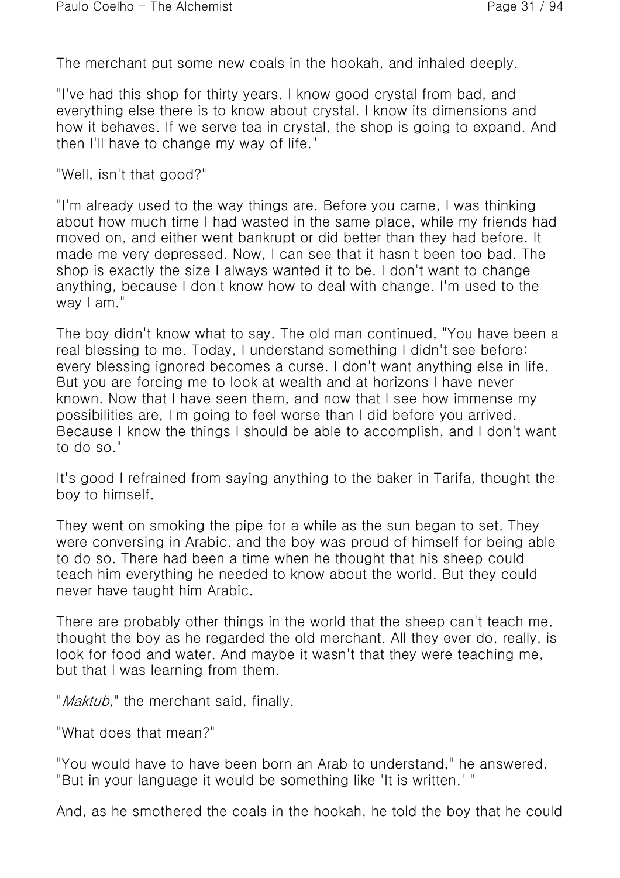The merchant put some new coals in the hookah, and inhaled deeply.

"I've had this shop for thirty years. I know good crystal from bad, and everything else there is to know about crystal. I know its dimensions and how it behaves. If we serve tea in crystal, the shop is going to expand. And then I'll have to change my way of life."

"Well, isn't that good?"

"I'm already used to the way things are. Before you came, I was thinking about how much time I had wasted in the same place, while my friends had moved on, and either went bankrupt or did better than they had before. It made me very depressed. Now, I can see that it hasn't been too bad. The shop is exactly the size I always wanted it to be. I don't want to change anything, because I don't know how to deal with change. I'm used to the way I am."

The boy didn't know what to say. The old man continued, "You have been a real blessing to me. Today, I understand something I didn't see before: every blessing ignored becomes a curse. I don't want anything else in life. But you are forcing me to look at wealth and at horizons I have never known. Now that I have seen them, and now that I see how immense my possibilities are, I'm going to feel worse than I did before you arrived. Because I know the things I should be able to accomplish, and I don't want to do so."

It's good I refrained from saying anything to the baker in Tarifa, thought the boy to himself.

They went on smoking the pipe for a while as the sun began to set. They were conversing in Arabic, and the boy was proud of himself for being able to do so. There had been a time when he thought that his sheep could teach him everything he needed to know about the world. But they could never have taught him Arabic.

There are probably other things in the world that the sheep can't teach me, thought the boy as he regarded the old merchant. All they ever do, really, is look for food and water. And maybe it wasn't that they were teaching me, but that I was learning from them.

"*Maktub*," the merchant said, finally.

"What does that mean?"

"You would have to have been born an Arab to understand," he answered. "But in your language it would be something like 'It is written.' "

And, as he smothered the coals in the hookah, he told the boy that he could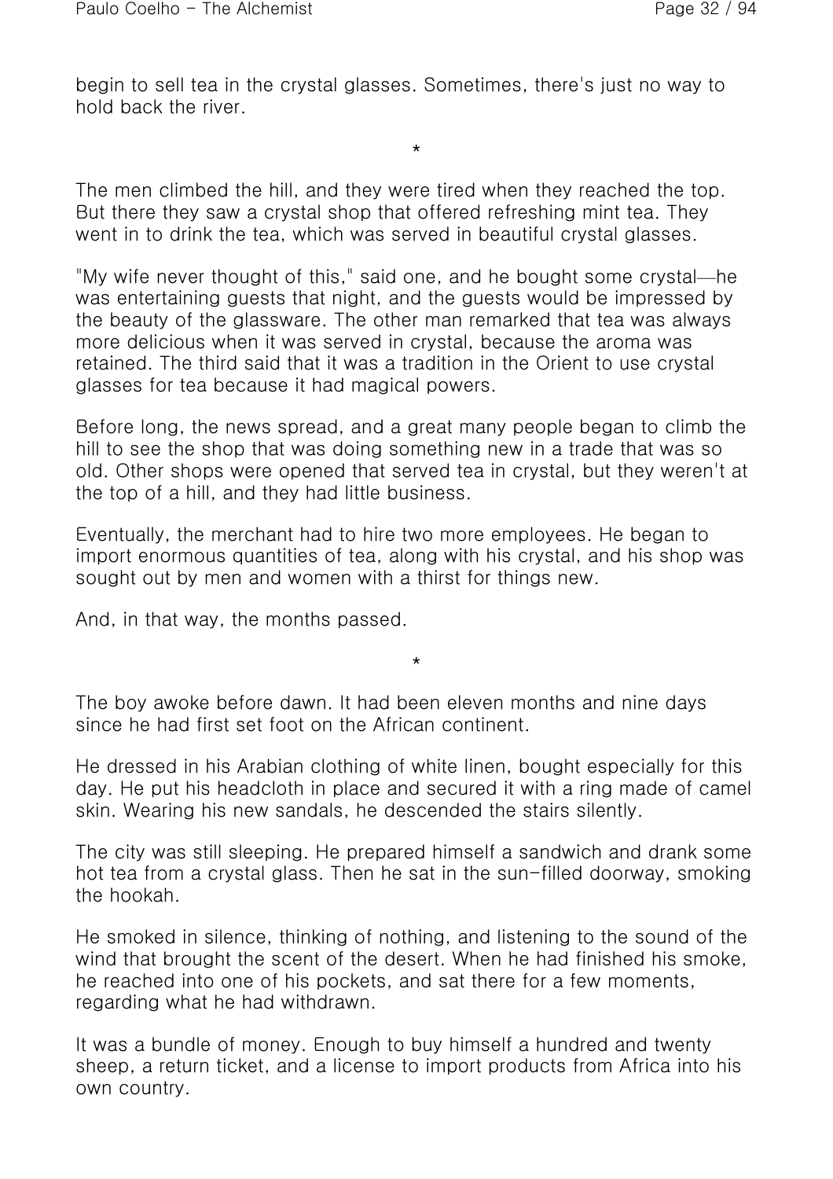begin to sell tea in the crystal glasses. Sometimes, there's just no way to hold back the river.

*

The men climbed the hill, and they were tired when they reached the top. But there they saw a crystal shop that offered refreshing mint tea. They went in to drink the tea, which was served in beautiful crystal glasses.

"My wife never thought of this," said one, and he bought some crystal—he was entertaining guests that night, and the guests would be impressed by the beauty of the glassware. The other man remarked that tea was always more delicious when it was served in crystal, because the aroma was retained. The third said that it was a tradition in the Orient to use crystal glasses for tea because it had magical powers.

Before long, the news spread, and a great many people began to climb the hill to see the shop that was doing something new in a trade that was so old. Other shops were opened that served tea in crystal, but they weren't at the top of a hill, and they had little business.

Eventually, the merchant had to hire two more employees. He began to import enormous quantities of tea, along with his crystal, and his shop was sought out by men and women with a thirst for things new.

And, in that way, the months passed.

*

The boy awoke before dawn. It had been eleven months and nine days since he had first set foot on the African continent.

He dressed in his Arabian clothing of white linen, bought especially for this day. He put his headcloth in place and secured it with a ring made of camel skin. Wearing his new sandals, he descended the stairs silently.

The city was still sleeping. He prepared himself a sandwich and drank some hot tea from a crystal glass. Then he sat in the sun-filled doorway, smoking the hookah.

He smoked in silence, thinking of nothing, and listening to the sound of the wind that brought the scent of the desert. When he had finished his smoke, he reached into one of his pockets, and sat there for a few moments, regarding what he had withdrawn.

It was a bundle of money. Enough to buy himself a hundred and twenty sheep, a return ticket, and a license to import products from Africa into his own country.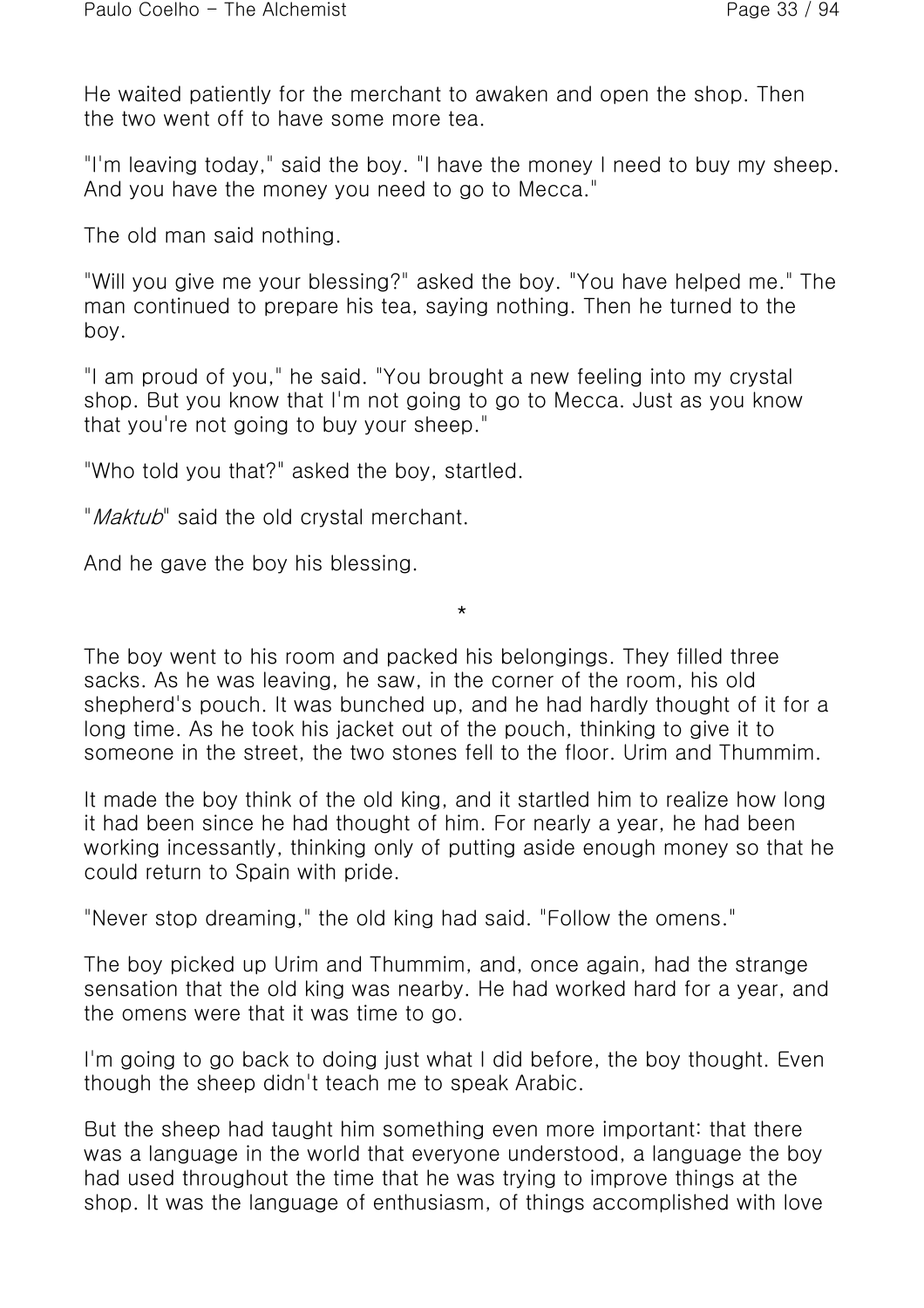He waited patiently for the merchant to awaken and open the shop. Then the two went off to have some more tea.

"I'm leaving today," said the boy. "I have the money I need to buy my sheep. And you have the money you need to go to Mecca."

The old man said nothing.

"Will you give me your blessing?" asked the boy. "You have helped me." The man continued to prepare his tea, saying nothing. Then he turned to the boy.

"I am proud of you," he said. "You brought a new feeling into my crystal shop. But you know that I'm not going to go to Mecca. Just as you know that you're not going to buy your sheep."

"Who told you that?" asked the boy, startled.

"*Maktub*" said the old crystal merchant.

And he gave the boy his blessing.

*

The boy went to his room and packed his belongings. They filled three sacks. As he was leaving, he saw, in the corner of the room, his old shepherd's pouch. It was bunched up, and he had hardly thought of it for a long time. As he took his jacket out of the pouch, thinking to give it to someone in the street, the two stones fell to the floor. Urim and Thummim.

It made the boy think of the old king, and it startled him to realize how long it had been since he had thought of him. For nearly a year, he had been working incessantly, thinking only of putting aside enough money so that he could return to Spain with pride.

"Never stop dreaming," the old king had said. "Follow the omens."

The boy picked up Urim and Thummim, and, once again, had the strange sensation that the old king was nearby. He had worked hard for a year, and the omens were that it was time to go.

I'm going to go back to doing just what I did before, the boy thought. Even though the sheep didn't teach me to speak Arabic.

But the sheep had taught him something even more important: that there was a language in the world that everyone understood, a language the boy had used throughout the time that he was trying to improve things at the shop. It was the language of enthusiasm, of things accomplished with love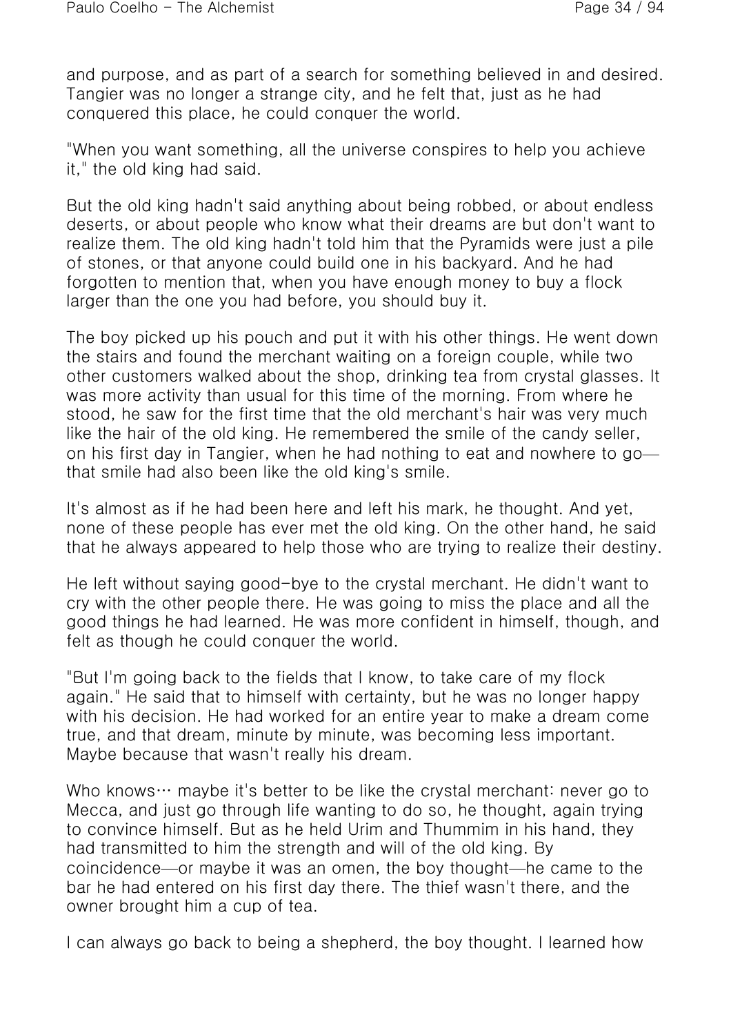and purpose, and as part of a search for something believed in and desired. Tangier was no longer a strange city, and he felt that, just as he had conquered this place, he could conquer the world.

"When you want something, all the universe conspires to help you achieve it," the old king had said.

But the old king hadn't said anything about being robbed, or about endless deserts, or about people who know what their dreams are but don't want to realize them. The old king hadn't told him that the Pyramids were just a pile of stones, or that anyone could build one in his backyard. And he had forgotten to mention that, when you have enough money to buy a flock larger than the one you had before, you should buy it.

The boy picked up his pouch and put it with his other things. He went down the stairs and found the merchant waiting on a foreign couple, while two other customers walked about the shop, drinking tea from crystal glasses. It was more activity than usual for this time of the morning. From where he stood, he saw for the first time that the old merchant's hair was very much like the hair of the old king. He remembered the smile of the candy seller, on his first day in Tangier, when he had nothing to eat and nowhere to go—that smile had also been like the old king's smile.

It's almost as if he had been here and left his mark, he thought. And yet, none of these people has ever met the old king. On the other hand, he said that he always appeared to help those who are trying to realize their destiny.

He left without saying good-bye to the crystal merchant. He didn't want to cry with the other people there. He was going to miss the place and all the good things he had learned. He was more confident in himself, though, and felt as though he could conquer the world.

"But I'm going back to the fields that I know, to take care of my flock again." He said that to himself with certainty, but he was no longer happy with his decision. He had worked for an entire year to make a dream come true, and that dream, minute by minute, was becoming less important. Maybe because that wasn't really his dream.

Who knows… maybe it's better to be like the crystal merchant: never go to Mecca, and just go through life wanting to do so, he thought, again trying to convince himself. But as he held Urim and Thummim in his hand, they had transmitted to him the strength and will of the old king. By coincidence—or maybe it was an omen, the boy thought—he came to the bar he had entered on his first day there. The thief wasn't there, and the owner brought him a cup of tea.

I can always go back to being a shepherd, the boy thought. I learned how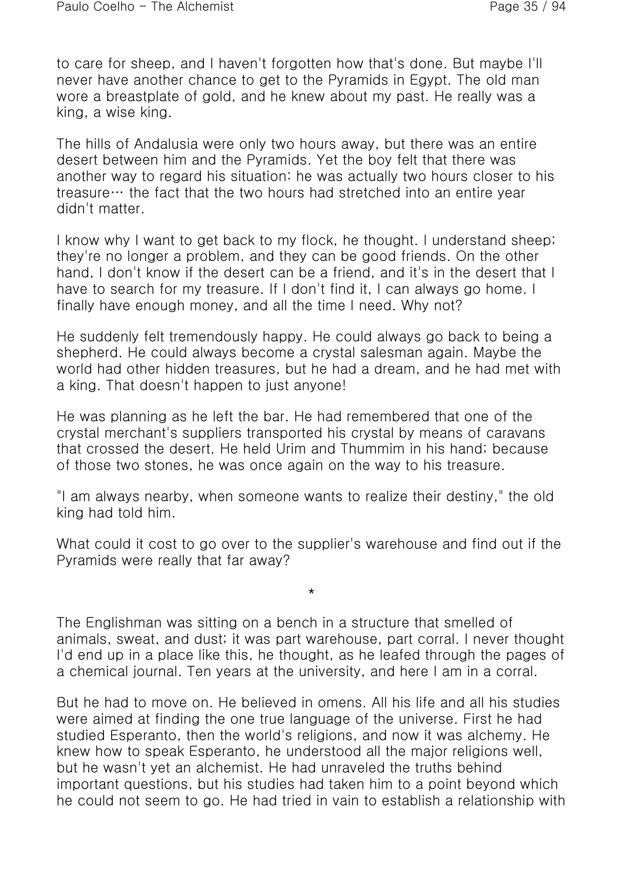to care for sheep, and I haven't forgotten how that's done. But maybe I'll never have another chance to get to the Pyramids in Egypt. The old man wore a breastplate of gold, and he knew about my past. He really was a king, a wise king.

The hills of Andalusia were only two hours away, but there was an entire desert between him and the Pyramids. Yet the boy felt that there was another way to regard his situation: he was actually two hours closer to his treasure… the fact that the two hours had stretched into an entire year didn't matter.

I know why I want to get back to my flock, he thought. I understand sheep; they're no longer a problem, and they can be good friends. On the other hand, I don't know if the desert can be a friend, and it's in the desert that I have to search for my treasure. If I don't find it, I can always go home. I finally have enough money, and all the time I need. Why not?

He suddenly felt tremendously happy. He could always go back to being a shepherd. He could always become a crystal salesman again. Maybe the world had other hidden treasures, but he had a dream, and he had met with a king. That doesn't happen to just anyone!

He was planning as he left the bar. He had remembered that one of the crystal merchant's suppliers transported his crystal by means of caravans that crossed the desert. He held Urim and Thummim in his hand; because of those two stones, he was once again on the way to his treasure.

"I am always nearby, when someone wants to realize their destiny," the old king had told him.

What could it cost to go over to the supplier's warehouse and find out if the Pyramids were really that far away?

*

The Englishman was sitting on a bench in a structure that smelled of animals, sweat, and dust; it was part warehouse, part corral. I never thought I'd end up in a place like this, he thought, as he leafed through the pages of a chemical journal. Ten years at the university, and here I am in a corral.

But he had to move on. He believed in omens. All his life and all his studies were aimed at finding the one true language of the universe. First he had studied Esperanto, then the world's religions, and now it was alchemy. He knew how to speak Esperanto, he understood all the major religions well, but he wasn't yet an alchemist. He had unraveled the truths behind important questions, but his studies had taken him to a point beyond which he could not seem to go. He had tried in vain to establish a relationship with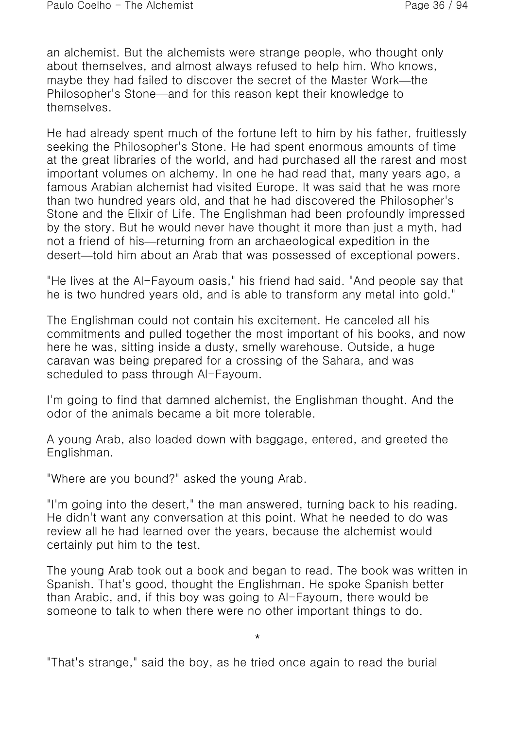an alchemist. But the alchemists were strange people, who thought only about themselves, and almost always refused to help him. Who knows, maybe they had failed to discover the secret of the Master Work—the Philosopher's Stone—and for this reason kept their knowledge to themselves.

He had already spent much of the fortune left to him by his father, fruitlessly seeking the Philosopher's Stone. He had spent enormous amounts of time at the great libraries of the world, and had purchased all the rarest and most important volumes on alchemy. In one he had read that, many years ago, a famous Arabian alchemist had visited Europe. It was said that he was more than two hundred years old, and that he had discovered the Philosopher's Stone and the Elixir of Life. The Englishman had been profoundly impressed by the story. But he would never have thought it more than just a myth, had not a friend of his—returning from an archaeological expedition in the desert—told him about an Arab that was possessed of exceptional powers.

"He lives at the Al-Fayoum oasis," his friend had said. "And people say that he is two hundred years old, and is able to transform any metal into gold."

The Englishman could not contain his excitement. He canceled all his commitments and pulled together the most important of his books, and now here he was, sitting inside a dusty, smelly warehouse. Outside, a huge caravan was being prepared for a crossing of the Sahara, and was scheduled to pass through Al-Fayoum.

I'm going to find that damned alchemist, the Englishman thought. And the odor of the animals became a bit more tolerable.

A young Arab, also loaded down with baggage, entered, and greeted the Englishman.

"Where are you bound?" asked the young Arab.

"I'm going into the desert," the man answered, turning back to his reading. He didn't want any conversation at this point. What he needed to do was review all he had learned over the years, because the alchemist would certainly put him to the test.

The young Arab took out a book and began to read. The book was written in Spanish. That's good, thought the Englishman. He spoke Spanish better than Arabic, and, if this boy was going to Al-Fayoum, there would be someone to talk to when there were no other important things to do.

*

"That's strange," said the boy, as he tried once again to read the burial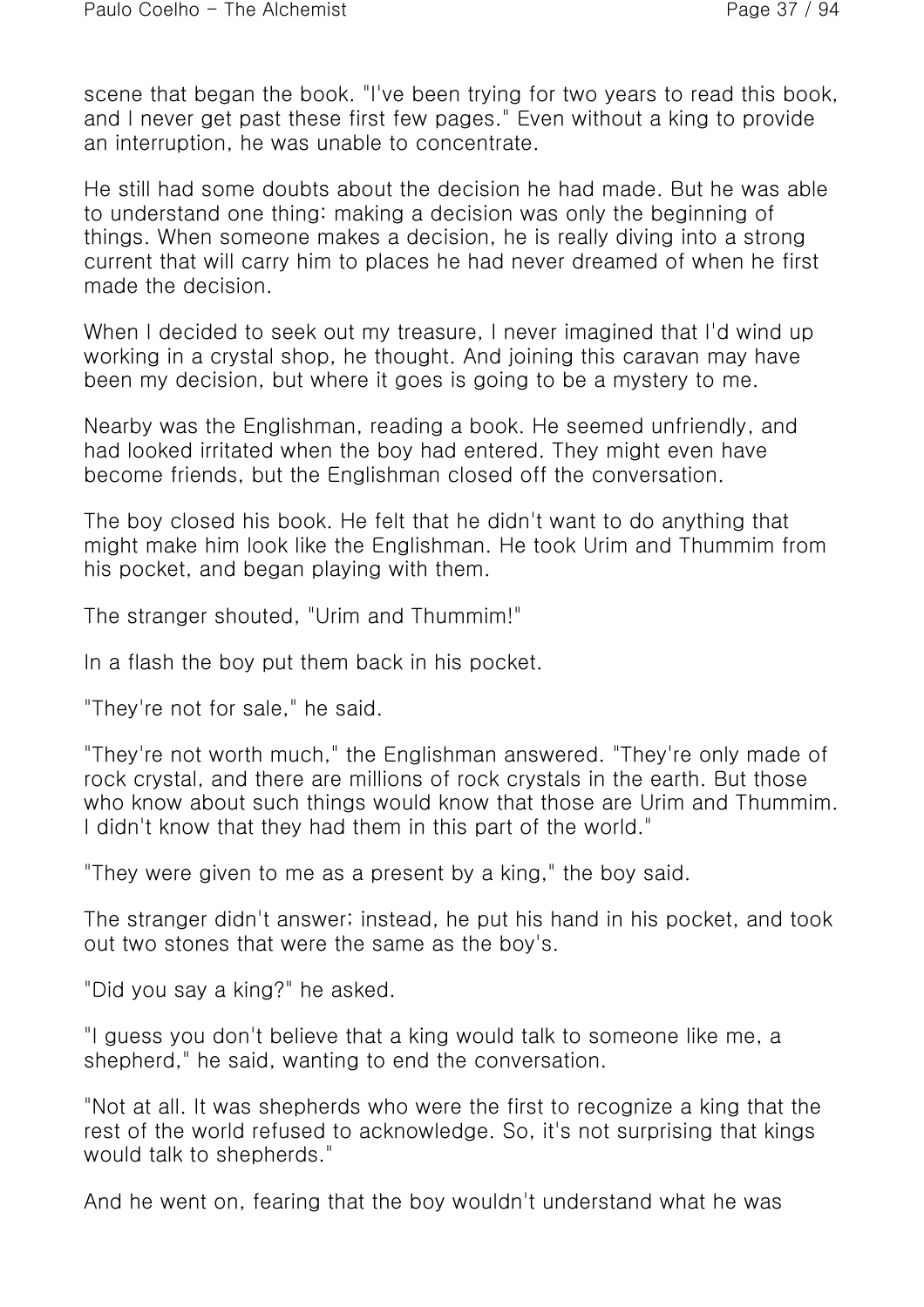scene that began the book. "I've been trying for two years to read this book, and I never get past these first few pages." Even without a king to provide an interruption, he was unable to concentrate.

He still had some doubts about the decision he had made. But he was able to understand one thing: making a decision was only the beginning of things. When someone makes a decision, he is really diving into a strong current that will carry him to places he had never dreamed of when he first made the decision.

When I decided to seek out my treasure, I never imagined that I'd wind up working in a crystal shop, he thought. And joining this caravan may have been my decision, but where it goes is going to be a mystery to me.

Nearby was the Englishman, reading a book. He seemed unfriendly, and had looked irritated when the boy had entered. They might even have become friends, but the Englishman closed off the conversation.

The boy closed his book. He felt that he didn't want to do anything that might make him look like the Englishman. He took Urim and Thummim from his pocket, and began playing with them.

The stranger shouted, "Urim and Thummim!"

In a flash the boy put them back in his pocket.

"They're not for sale," he said.

"They're not worth much," the Englishman answered. "They're only made of rock crystal, and there are millions of rock crystals in the earth. But those who know about such things would know that those are Urim and Thummim. I didn't know that they had them in this part of the world."

"They were given to me as a present by a king," the boy said.

The stranger didn't answer; instead, he put his hand in his pocket, and took out two stones that were the same as the boy's.

"Did you say a king?" he asked.

"I guess you don't believe that a king would talk to someone like me, a shepherd," he said, wanting to end the conversation.

"Not at all. It was shepherds who were the first to recognize a king that the rest of the world refused to acknowledge. So, it's not surprising that kings would talk to shepherds."

And he went on, fearing that the boy wouldn't understand what he was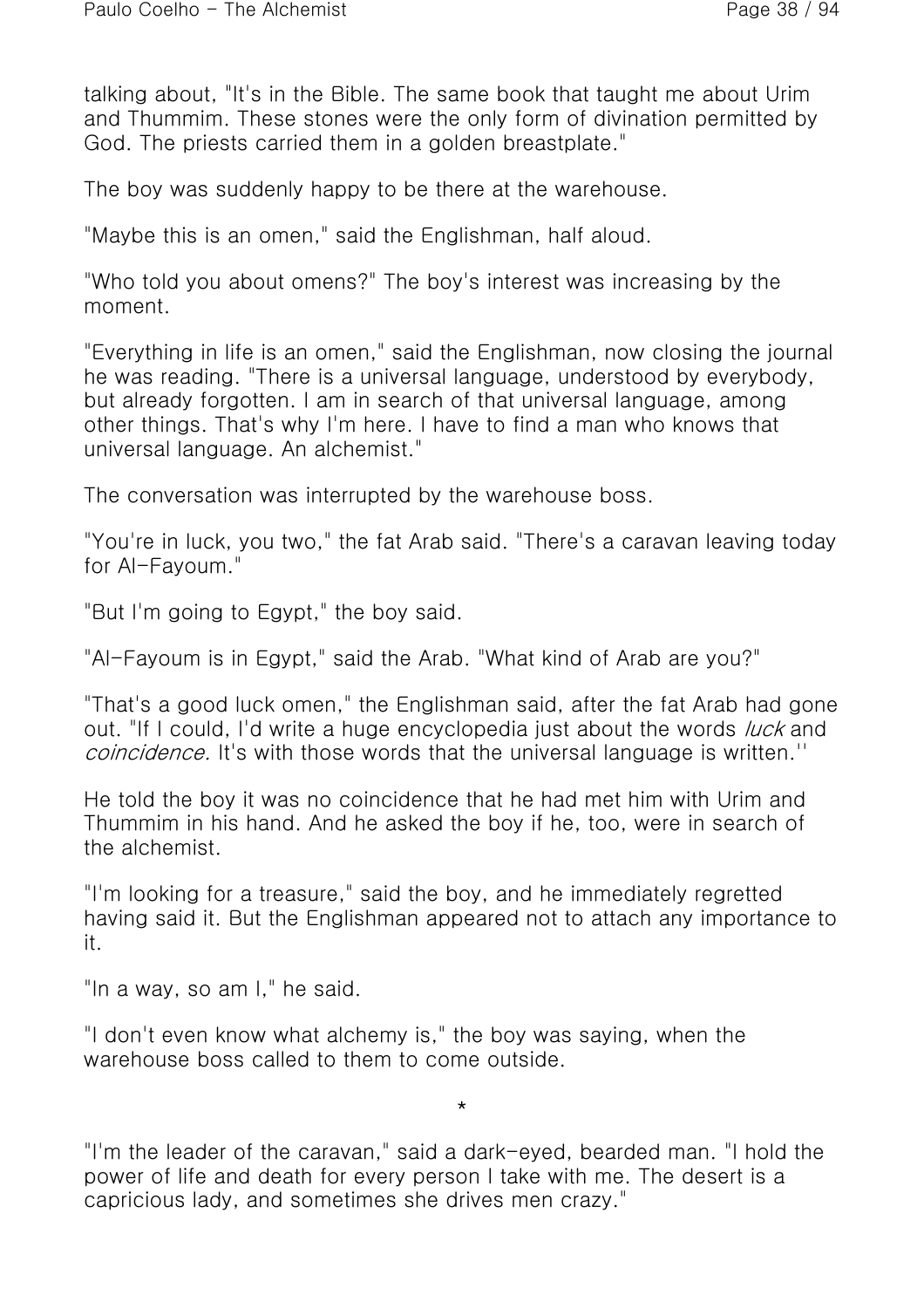talking about, "It's in the Bible. The same book that taught me about Urim and Thummim. These stones were the only form of divination permitted by God. The priests carried them in a golden breastplate."

The boy was suddenly happy to be there at the warehouse.

"Maybe this is an omen," said the Englishman, half aloud.

"Who told you about omens?" The boy's interest was increasing by the moment.

"Everything in life is an omen," said the Englishman, now closing the journal he was reading. "There is a universal language, understood by everybody, but already forgotten. I am in search of that universal language, among other things. That's why I'm here. I have to find a man who knows that universal language. An alchemist."

The conversation was interrupted by the warehouse boss.

"You're in luck, you two," the fat Arab said. "There's a caravan leaving today for Al-Fayoum."

"But I'm going to Egypt," the boy said.

"Al-Fayoum is in Egypt," said the Arab. "What kind of Arab are you?"

"That's a good luck omen," the Englishman said, after the fat Arab had gone out. "If I could, I'd write a huge encyclopedia just about the words *luck* and *coincidence.* It's with those words that the universal language is written.''

He told the boy it was no coincidence that he had met him with Urim and Thummim in his hand. And he asked the boy if he, too, were in search of the alchemist.

"I'm looking for a treasure," said the boy, and he immediately regretted having said it. But the Englishman appeared not to attach any importance to it.

"In a way, so am I," he said.

"I don't even know what alchemy is," the boy was saying, when the warehouse boss called to them to come outside.

*

"I'm the leader of the caravan," said a dark-eyed, bearded man. "I hold the power of life and death for every person I take with me. The desert is a capricious lady, and sometimes she drives men crazy."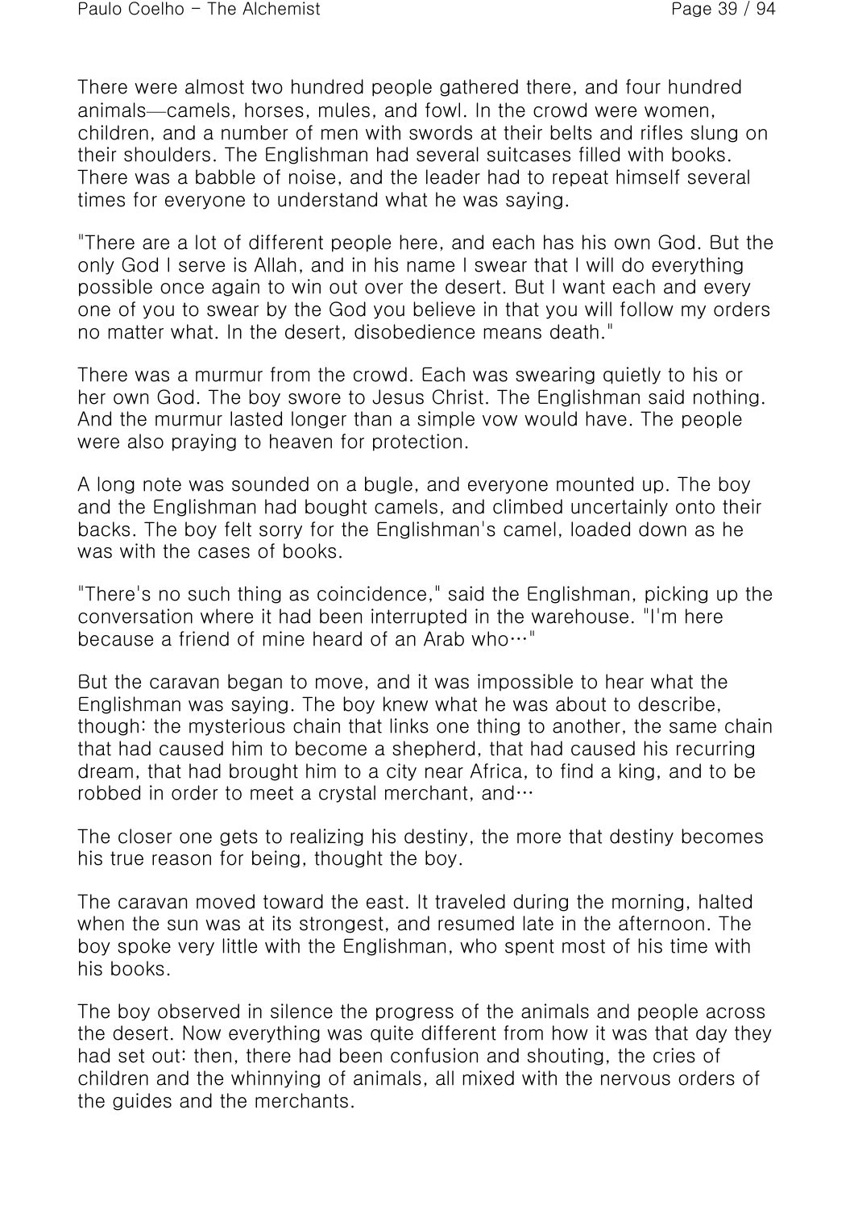There were almost two hundred people gathered there, and four hundred animals—camels, horses, mules, and fowl. In the crowd were women, children, and a number of men with swords at their belts and rifles slung on their shoulders. The Englishman had several suitcases filled with books. There was a babble of noise, and the leader had to repeat himself several times for everyone to understand what he was saying.

"There are a lot of different people here, and each has his own God. But the only God I serve is Allah, and in his name I swear that I will do everything possible once again to win out over the desert. But I want each and every one of you to swear by the God you believe in that you will follow my orders no matter what. In the desert, disobedience means death."

There was a murmur from the crowd. Each was swearing quietly to his or her own God. The boy swore to Jesus Christ. The Englishman said nothing. And the murmur lasted longer than a simple vow would have. The people were also praying to heaven for protection.

A long note was sounded on a bugle, and everyone mounted up. The boy and the Englishman had bought camels, and climbed uncertainly onto their backs. The boy felt sorry for the Englishman's camel, loaded down as he was with the cases of books.

"There's no such thing as coincidence," said the Englishman, picking up the conversation where it had been interrupted in the warehouse. "I'm here because a friend of mine heard of an Arab who…"

But the caravan began to move, and it was impossible to hear what the Englishman was saying. The boy knew what he was about to describe, though: the mysterious chain that links one thing to another, the same chain that had caused him to become a shepherd, that had caused his recurring dream, that had brought him to a city near Africa, to find a king, and to be robbed in order to meet a crystal merchant, and…

The closer one gets to realizing his destiny, the more that destiny becomes his true reason for being, thought the boy.

The caravan moved toward the east. It traveled during the morning, halted when the sun was at its strongest, and resumed late in the afternoon. The boy spoke very little with the Englishman, who spent most of his time with his books.

The boy observed in silence the progress of the animals and people across the desert. Now everything was quite different from how it was that day they had set out: then, there had been confusion and shouting, the cries of children and the whinnying of animals, all mixed with the nervous orders of the guides and the merchants.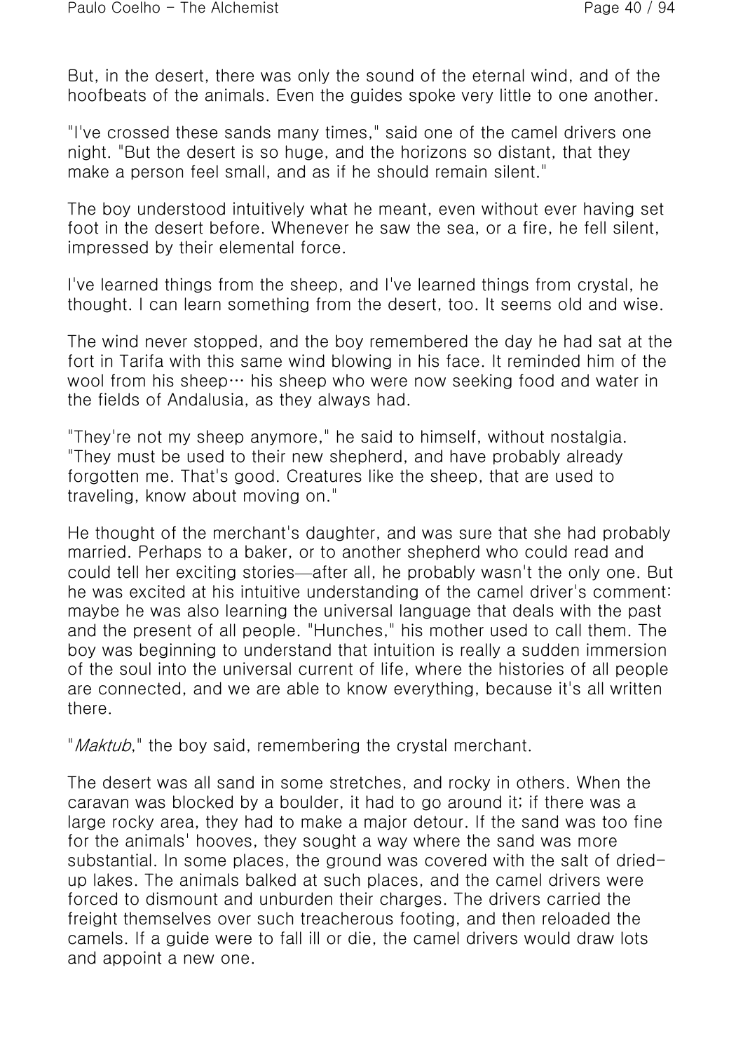But, in the desert, there was only the sound of the eternal wind, and of the hoofbeats of the animals. Even the guides spoke very little to one another.

"I've crossed these sands many times," said one of the camel drivers one night. "But the desert is so huge, and the horizons so distant, that they make a person feel small, and as if he should remain silent."

The boy understood intuitively what he meant, even without ever having set foot in the desert before. Whenever he saw the sea, or a fire, he fell silent, impressed by their elemental force.

I've learned things from the sheep, and I've learned things from crystal, he thought. I can learn something from the desert, too. It seems old and wise.

The wind never stopped, and the boy remembered the day he had sat at the fort in Tarifa with this same wind blowing in his face. It reminded him of the wool from his sheep… his sheep who were now seeking food and water in the fields of Andalusia, as they always had.

"They're not my sheep anymore," he said to himself, without nostalgia. "They must be used to their new shepherd, and have probably already forgotten me. That's good. Creatures like the sheep, that are used to traveling, know about moving on."

He thought of the merchant's daughter, and was sure that she had probably married. Perhaps to a baker, or to another shepherd who could read and could tell her exciting stories—after all, he probably wasn't the only one. But he was excited at his intuitive understanding of the camel driver's comment: maybe he was also learning the universal language that deals with the past and the present of all people. "Hunches," his mother used to call them. The boy was beginning to understand that intuition is really a sudden immersion of the soul into the universal current of life, where the histories of all people are connected, and we are able to know everything, because it's all written there.

"*Maktub*," the boy said, remembering the crystal merchant.

The desert was all sand in some stretches, and rocky in others. When the caravan was blocked by a boulder, it had to go around it; if there was a large rocky area, they had to make a major detour. If the sand was too fine for the animals' hooves, they sought a way where the sand was more substantial. In some places, the ground was covered with the salt of dried-up lakes. The animals balked at such places, and the camel drivers were forced to dismount and unburden their charges. The drivers carried the freight themselves over such treacherous footing, and then reloaded the camels. If a guide were to fall ill or die, the camel drivers would draw lots and appoint a new one.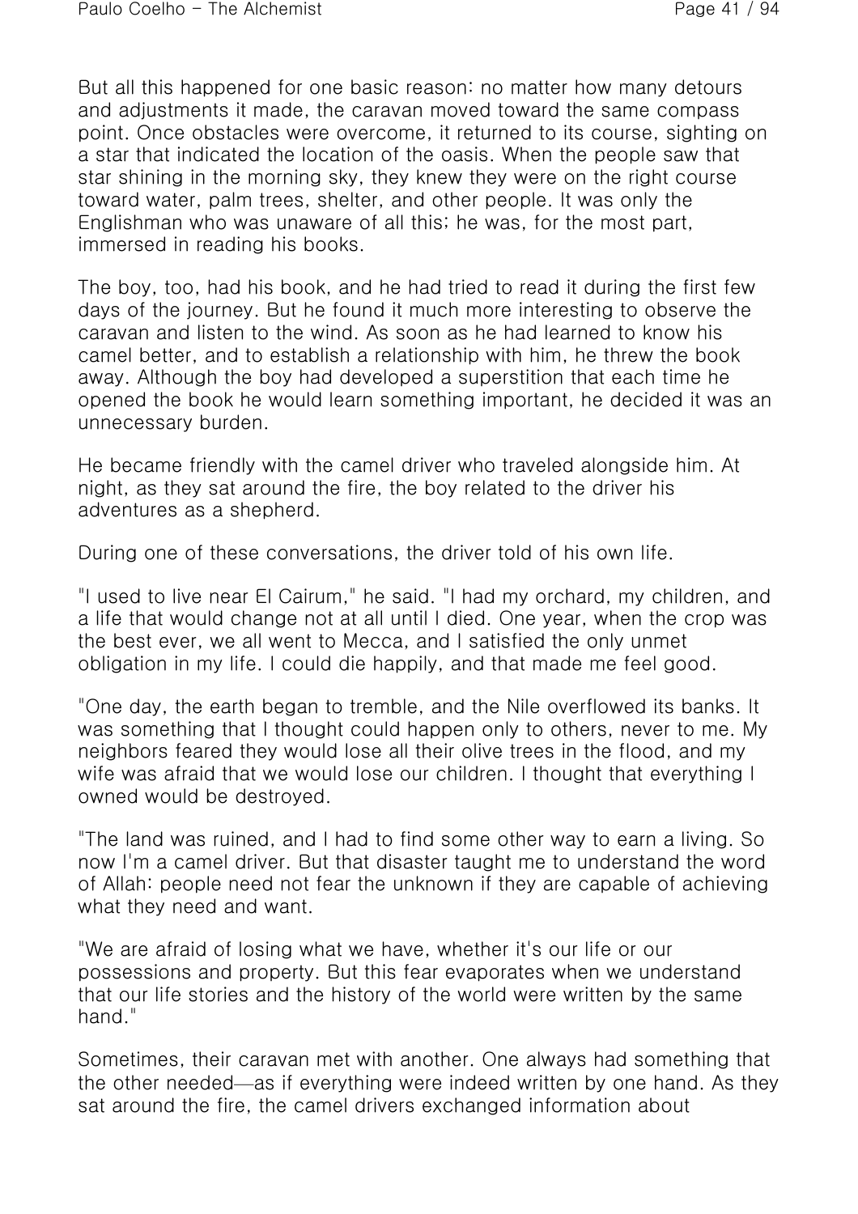But all this happened for one basic reason: no matter how many detours and adjustments it made, the caravan moved toward the same compass point. Once obstacles were overcome, it returned to its course, sighting on a star that indicated the location of the oasis. When the people saw that star shining in the morning sky, they knew they were on the right course toward water, palm trees, shelter, and other people. It was only the Englishman who was unaware of all this; he was, for the most part, immersed in reading his books.

The boy, too, had his book, and he had tried to read it during the first few days of the journey. But he found it much more interesting to observe the caravan and listen to the wind. As soon as he had learned to know his camel better, and to establish a relationship with him, he threw the book away. Although the boy had developed a superstition that each time he opened the book he would learn something important, he decided it was an unnecessary burden.

He became friendly with the camel driver who traveled alongside him. At night, as they sat around the fire, the boy related to the driver his adventures as a shepherd.

During one of these conversations, the driver told of his own life.

"I used to live near El Cairum," he said. "I had my orchard, my children, and a life that would change not at all until I died. One year, when the crop was the best ever, we all went to Mecca, and I satisfied the only unmet obligation in my life. I could die happily, and that made me feel good.

"One day, the earth began to tremble, and the Nile overflowed its banks. It was something that I thought could happen only to others, never to me. My neighbors feared they would lose all their olive trees in the flood, and my wife was afraid that we would lose our children. I thought that everything I owned would be destroyed.

"The land was ruined, and I had to find some other way to earn a living. So now I'm a camel driver. But that disaster taught me to understand the word of Allah: people need not fear the unknown if they are capable of achieving what they need and want.

"We are afraid of losing what we have, whether it's our life or our possessions and property. But this fear evaporates when we understand that our life stories and the history of the world were written by the same hand."

Sometimes, their caravan met with another. One always had something that the other needed—as if everything were indeed written by one hand. As they sat around the fire, the camel drivers exchanged information about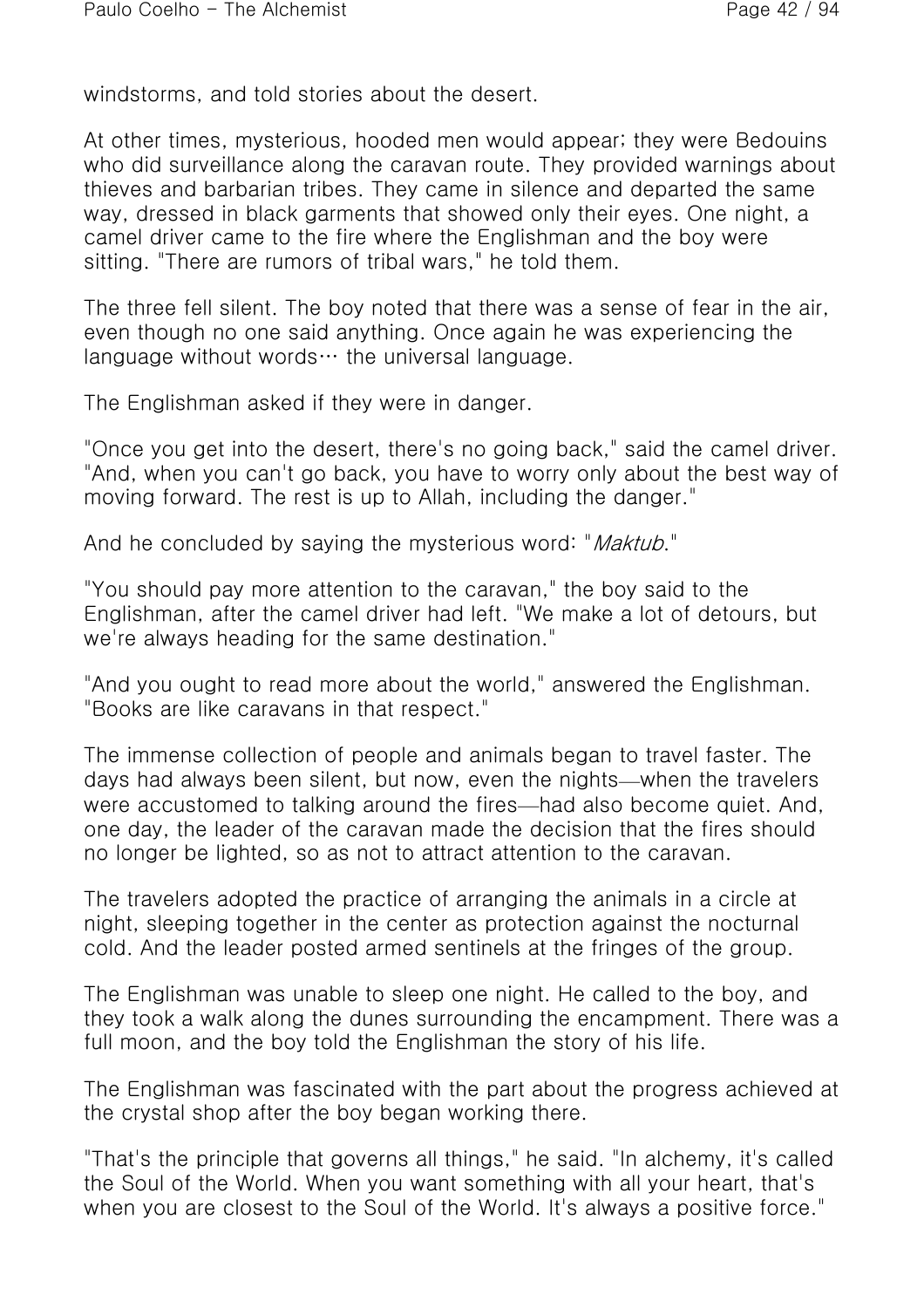windstorms, and told stories about the desert.

At other times, mysterious, hooded men would appear; they were Bedouins who did surveillance along the caravan route. They provided warnings about thieves and barbarian tribes. They came in silence and departed the same way, dressed in black garments that showed only their eyes. One night, a camel driver came to the fire where the Englishman and the boy were sitting. "There are rumors of tribal wars," he told them.

The three fell silent. The boy noted that there was a sense of fear in the air, even though no one said anything. Once again he was experiencing the language without words… the universal language.

The Englishman asked if they were in danger.

"Once you get into the desert, there's no going back," said the camel driver. "And, when you can't go back, you have to worry only about the best way of moving forward. The rest is up to Allah, including the danger."

And he concluded by saying the mysterious word: "*Maktub*."

"You should pay more attention to the caravan," the boy said to the Englishman, after the camel driver had left. "We make a lot of detours, but we're always heading for the same destination."

"And you ought to read more about the world," answered the Englishman. "Books are like caravans in that respect."

The immense collection of people and animals began to travel faster. The days had always been silent, but now, even the nights—when the travelers were accustomed to talking around the fires—had also become quiet. And, one day, the leader of the caravan made the decision that the fires should no longer be lighted, so as not to attract attention to the caravan.

The travelers adopted the practice of arranging the animals in a circle at night, sleeping together in the center as protection against the nocturnal cold. And the leader posted armed sentinels at the fringes of the group.

The Englishman was unable to sleep one night. He called to the boy, and they took a walk along the dunes surrounding the encampment. There was a full moon, and the boy told the Englishman the story of his life.

The Englishman was fascinated with the part about the progress achieved at the crystal shop after the boy began working there.

"That's the principle that governs all things," he said. "In alchemy, it's called the Soul of the World. When you want something with all your heart, that's when you are closest to the Soul of the World. It's always a positive force."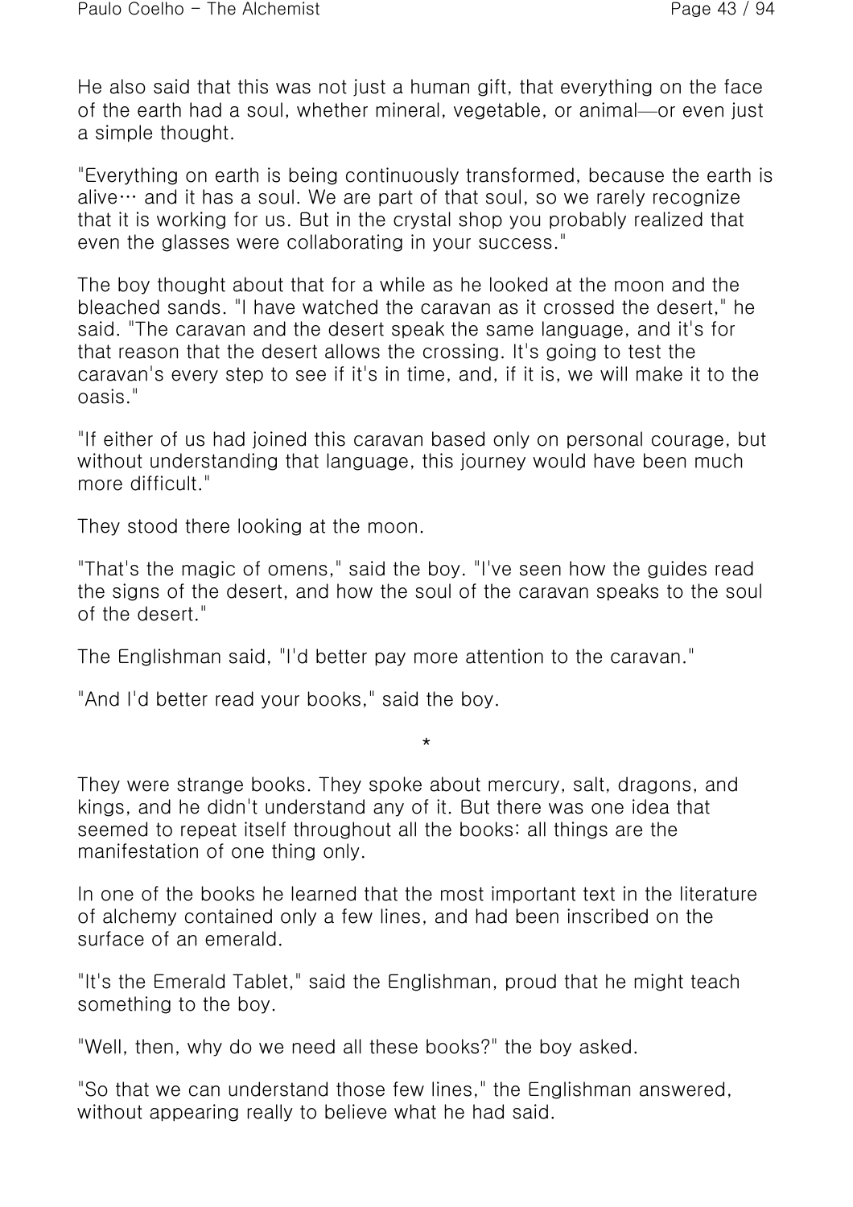He also said that this was not just a human gift, that everything on the face of the earth had a soul, whether mineral, vegetable, or animal—or even just a simple thought.

"Everything on earth is being continuously transformed, because the earth is alive… and it has a soul. We are part of that soul, so we rarely recognize that it is working for us. But in the crystal shop you probably realized that even the glasses were collaborating in your success."

The boy thought about that for a while as he looked at the moon and the bleached sands. "I have watched the caravan as it crossed the desert," he said. "The caravan and the desert speak the same language, and it's for that reason that the desert allows the crossing. It's going to test the caravan's every step to see if it's in time, and, if it is, we will make it to the oasis."

"If either of us had joined this caravan based only on personal courage, but without understanding that language, this journey would have been much more difficult."

They stood there looking at the moon.

"That's the magic of omens," said the boy. "I've seen how the guides read the signs of the desert, and how the soul of the caravan speaks to the soul of the desert."

The Englishman said, "I'd better pay more attention to the caravan."

"And I'd better read your books," said the boy.

*

They were strange books. They spoke about mercury, salt, dragons, and kings, and he didn't understand any of it. But there was one idea that seemed to repeat itself throughout all the books: all things are the manifestation of one thing only.

In one of the books he learned that the most important text in the literature of alchemy contained only a few lines, and had been inscribed on the surface of an emerald.

"It's the Emerald Tablet," said the Englishman, proud that he might teach something to the boy.

"Well, then, why do we need all these books?" the boy asked.

"So that we can understand those few lines," the Englishman answered, without appearing really to believe what he had said.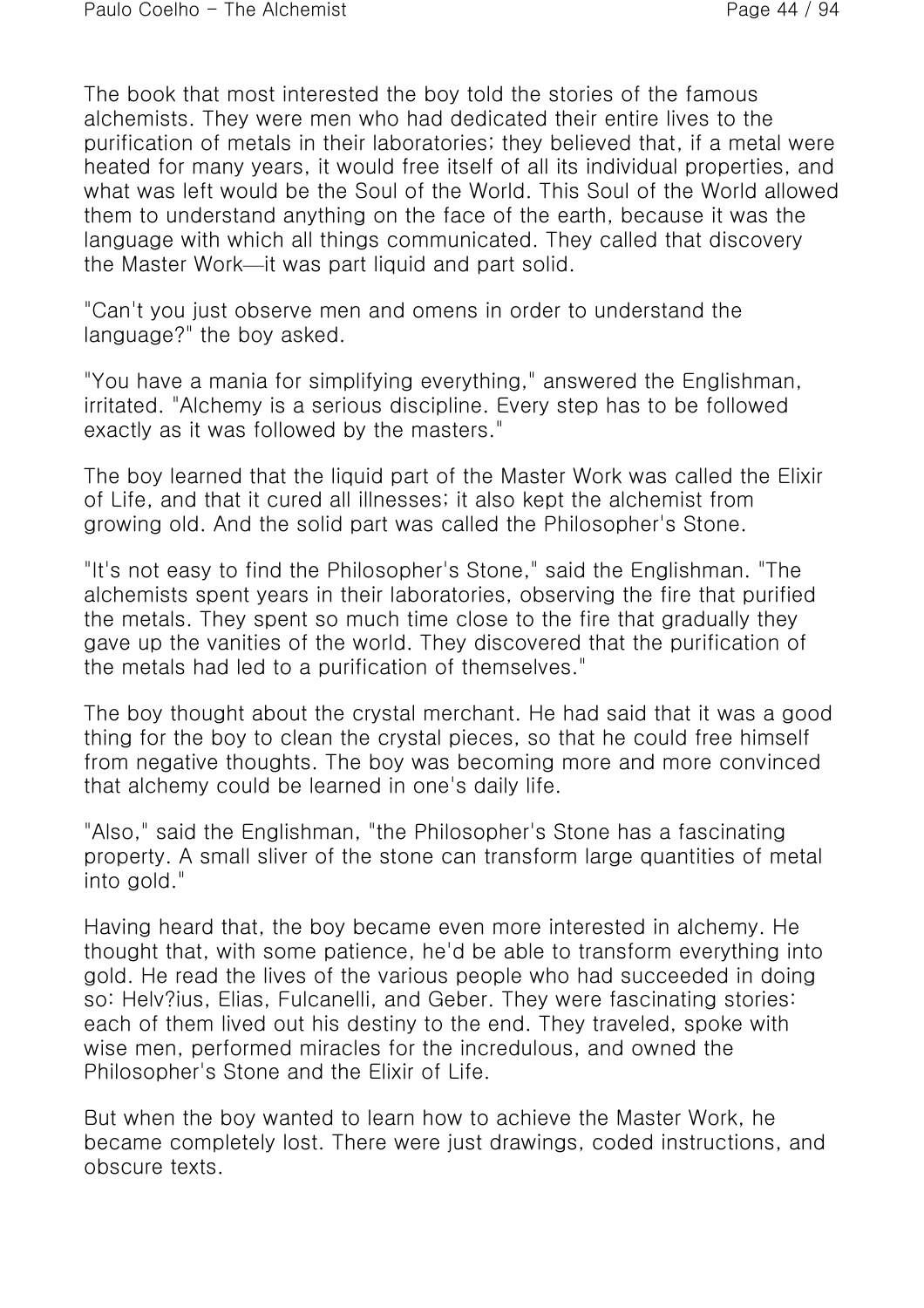The book that most interested the boy told the stories of the famous alchemists. They were men who had dedicated their entire lives to the purification of metals in their laboratories; they believed that, if a metal were heated for many years, it would free itself of all its individual properties, and what was left would be the Soul of the World. This Soul of the World allowed them to understand anything on the face of the earth, because it was the language with which all things communicated. They called that discovery the Master Work—it was part liquid and part solid.

"Can't you just observe men and omens in order to understand the language?" the boy asked.

"You have a mania for simplifying everything," answered the Englishman, irritated. "Alchemy is a serious discipline. Every step has to be followed exactly as it was followed by the masters."

The boy learned that the liquid part of the Master Work was called the Elixir of Life, and that it cured all illnesses; it also kept the alchemist from growing old. And the solid part was called the Philosopher's Stone.

"It's not easy to find the Philosopher's Stone," said the Englishman. "The alchemists spent years in their laboratories, observing the fire that purified the metals. They spent so much time close to the fire that gradually they gave up the vanities of the world. They discovered that the purification of the metals had led to a purification of themselves."

The boy thought about the crystal merchant. He had said that it was a good thing for the boy to clean the crystal pieces, so that he could free himself from negative thoughts. The boy was becoming more and more convinced that alchemy could be learned in one's daily life.

"Also," said the Englishman, "the Philosopher's Stone has a fascinating property. A small sliver of the stone can transform large quantities of metal into gold."

Having heard that, the boy became even more interested in alchemy. He thought that, with some patience, he'd be able to transform everything into gold. He read the lives of the various people who had succeeded in doing so: Helv?ius, Elias, Fulcanelli, and Geber. They were fascinating stories: each of them lived out his destiny to the end. They traveled, spoke with wise men, performed miracles for the incredulous, and owned the Philosopher's Stone and the Elixir of Life.

But when the boy wanted to learn how to achieve the Master Work, he became completely lost. There were just drawings, coded instructions, and obscure texts.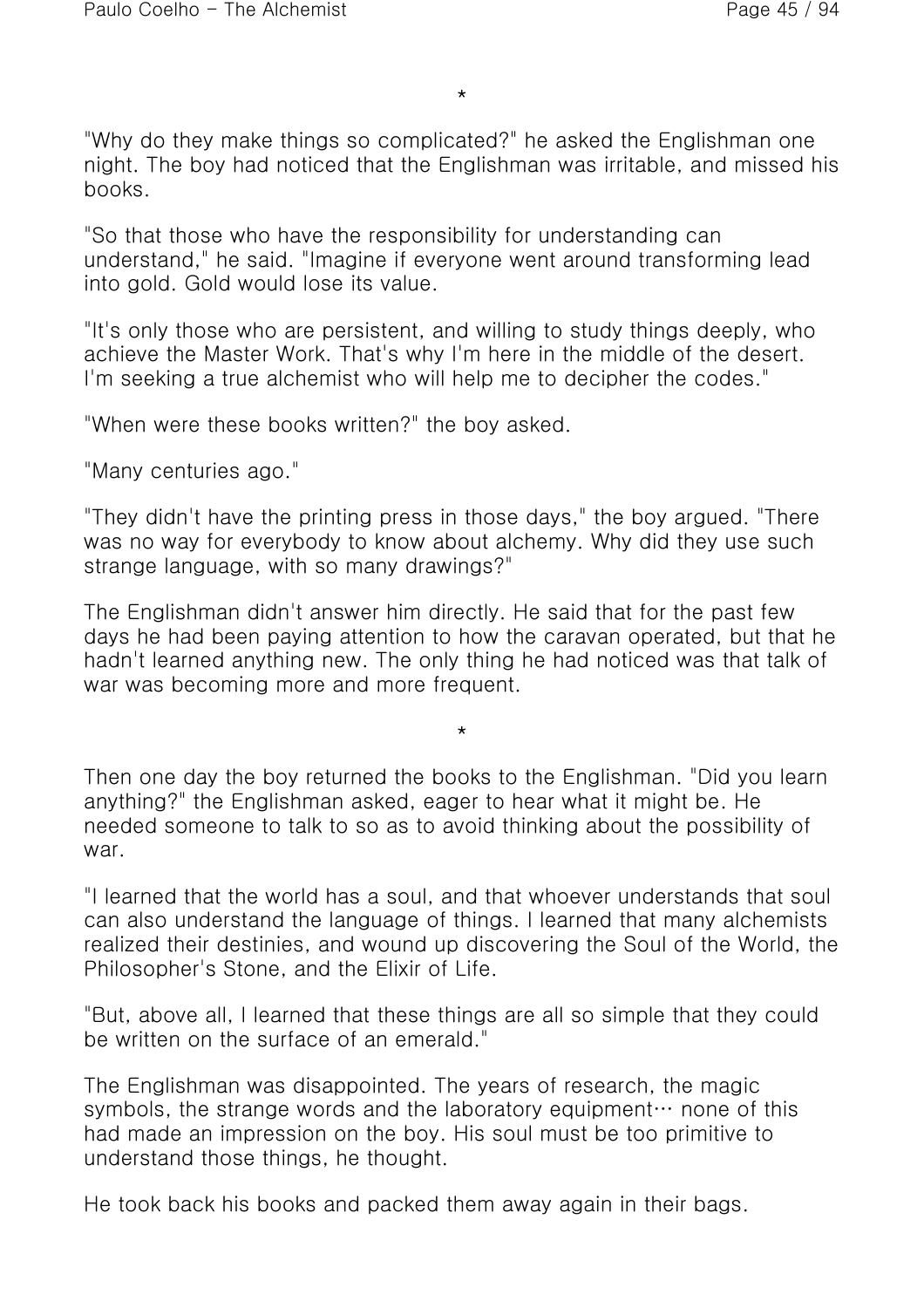*

"Why do they make things so complicated?" he asked the Englishman one night. The boy had noticed that the Englishman was irritable, and missed his books.

"So that those who have the responsibility for understanding can understand," he said. "Imagine if everyone went around transforming lead into gold. Gold would lose its value.

"It's only those who are persistent, and willing to study things deeply, who achieve the Master Work. That's why I'm here in the middle of the desert. I'm seeking a true alchemist who will help me to decipher the codes."

"When were these books written?" the boy asked.

"Many centuries ago."

"They didn't have the printing press in those days," the boy argued. "There was no way for everybody to know about alchemy. Why did they use such strange language, with so many drawings?"

The Englishman didn't answer him directly. He said that for the past few days he had been paying attention to how the caravan operated, but that he hadn't learned anything new. The only thing he had noticed was that talk of war was becoming more and more frequent.

*

Then one day the boy returned the books to the Englishman. "Did you learn anything?" the Englishman asked, eager to hear what it might be. He needed someone to talk to so as to avoid thinking about the possibility of war.

"I learned that the world has a soul, and that whoever understands that soul can also understand the language of things. I learned that many alchemists realized their destinies, and wound up discovering the Soul of the World, the Philosopher's Stone, and the Elixir of Life.

"But, above all, I learned that these things are all so simple that they could be written on the surface of an emerald."

The Englishman was disappointed. The years of research, the magic symbols, the strange words and the laboratory equipment… none of this had made an impression on the boy. His soul must be too primitive to understand those things, he thought.

He took back his books and packed them away again in their bags.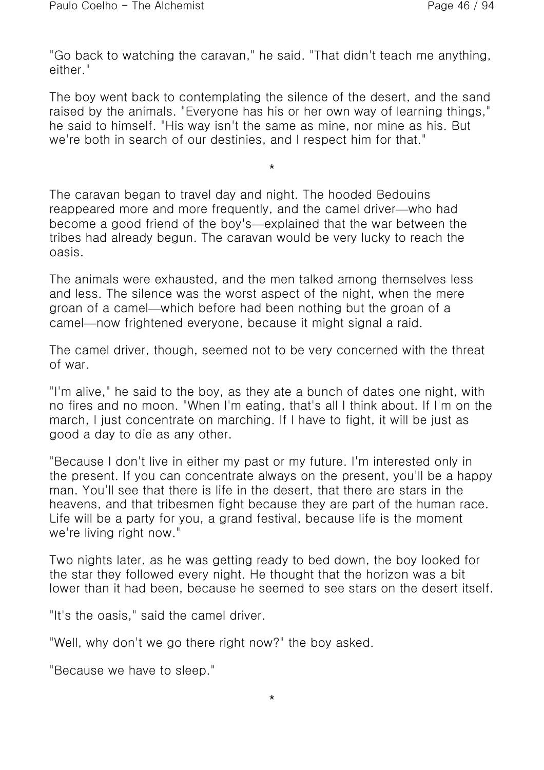"Go back to watching the caravan," he said. "That didn't teach me anything, either."

The boy went back to contemplating the silence of the desert, and the sand raised by the animals. "Everyone has his or her own way of learning things," he said to himself. "His way isn't the same as mine, nor mine as his. But we're both in search of our destinies, and I respect him for that."

*

The caravan began to travel day and night. The hooded Bedouins reappeared more and more frequently, and the camel driver—who had become a good friend of the boy's—explained that the war between the tribes had already begun. The caravan would be very lucky to reach the oasis.

The animals were exhausted, and the men talked among themselves less and less. The silence was the worst aspect of the night, when the mere groan of a camel—which before had been nothing but the groan of a camel—now frightened everyone, because it might signal a raid.

The camel driver, though, seemed not to be very concerned with the threat of war.

"I'm alive," he said to the boy, as they ate a bunch of dates one night, with no fires and no moon. "When I'm eating, that's all I think about. If I'm on the march, I just concentrate on marching. If I have to fight, it will be just as good a day to die as any other.

"Because I don't live in either my past or my future. I'm interested only in the present. If you can concentrate always on the present, you'll be a happy man. You'll see that there is life in the desert, that there are stars in the heavens, and that tribesmen fight because they are part of the human race. Life will be a party for you, a grand festival, because life is the moment we're living right now."

Two nights later, as he was getting ready to bed down, the boy looked for the star they followed every night. He thought that the horizon was a bit lower than it had been, because he seemed to see stars on the desert itself.

"It's the oasis," said the camel driver.

"Well, why don't we go there right now?" the boy asked.

"Because we have to sleep."

*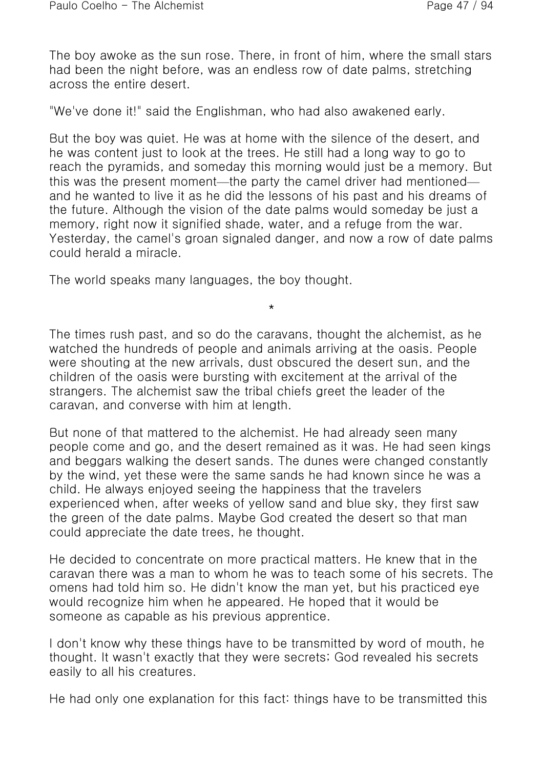The boy awoke as the sun rose. There, in front of him, where the small stars had been the night before, was an endless row of date palms, stretching across the entire desert.

"We've done it!" said the Englishman, who had also awakened early.

But the boy was quiet. He was at home with the silence of the desert, and he was content just to look at the trees. He still had a long way to go to reach the pyramids, and someday this morning would just be a memory. But this was the present moment—the party the camel driver had mentioned—and he wanted to live it as he did the lessons of his past and his dreams of the future. Although the vision of the date palms would someday be just a memory, right now it signified shade, water, and a refuge from the war. Yesterday, the camel's groan signaled danger, and now a row of date palms could herald a miracle.

The world speaks many languages, the boy thought.

*

The times rush past, and so do the caravans, thought the alchemist, as he watched the hundreds of people and animals arriving at the oasis. People were shouting at the new arrivals, dust obscured the desert sun, and the children of the oasis were bursting with excitement at the arrival of the strangers. The alchemist saw the tribal chiefs greet the leader of the caravan, and converse with him at length.

But none of that mattered to the alchemist. He had already seen many people come and go, and the desert remained as it was. He had seen kings and beggars walking the desert sands. The dunes were changed constantly by the wind, yet these were the same sands he had known since he was a child. He always enjoyed seeing the happiness that the travelers experienced when, after weeks of yellow sand and blue sky, they first saw the green of the date palms. Maybe God created the desert so that man could appreciate the date trees, he thought.

He decided to concentrate on more practical matters. He knew that in the caravan there was a man to whom he was to teach some of his secrets. The omens had told him so. He didn't know the man yet, but his practiced eye would recognize him when he appeared. He hoped that it would be someone as capable as his previous apprentice.

I don't know why these things have to be transmitted by word of mouth, he thought. It wasn't exactly that they were secrets; God revealed his secrets easily to all his creatures.

He had only one explanation for this fact: things have to be transmitted this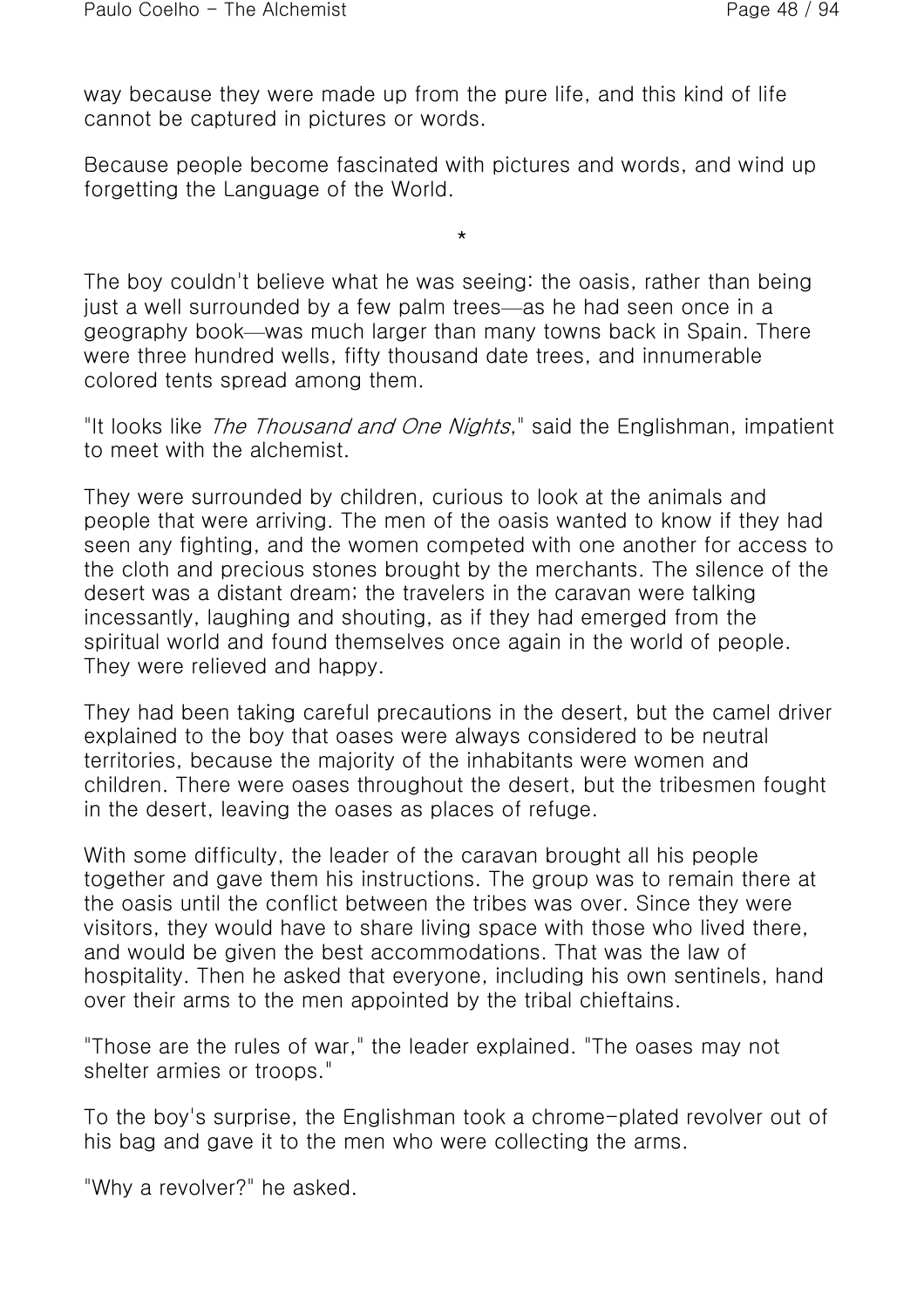way because they were made up from the pure life, and this kind of life cannot be captured in pictures or words.

Because people become fascinated with pictures and words, and wind up forgetting the Language of the World.

*

The boy couldn't believe what he was seeing: the oasis, rather than being just a well surrounded by a few palm trees—as he had seen once in a geography book—was much larger than many towns back in Spain. There were three hundred wells, fifty thousand date trees, and innumerable colored tents spread among them.

"It looks like *The Thousand and One Nights*," said the Englishman, impatient to meet with the alchemist.

They were surrounded by children, curious to look at the animals and people that were arriving. The men of the oasis wanted to know if they had seen any fighting, and the women competed with one another for access to the cloth and precious stones brought by the merchants. The silence of the desert was a distant dream; the travelers in the caravan were talking incessantly, laughing and shouting, as if they had emerged from the spiritual world and found themselves once again in the world of people. They were relieved and happy.

They had been taking careful precautions in the desert, but the camel driver explained to the boy that oases were always considered to be neutral territories, because the majority of the inhabitants were women and children. There were oases throughout the desert, but the tribesmen fought in the desert, leaving the oases as places of refuge.

With some difficulty, the leader of the caravan brought all his people together and gave them his instructions. The group was to remain there at the oasis until the conflict between the tribes was over. Since they were visitors, they would have to share living space with those who lived there, and would be given the best accommodations. That was the law of hospitality. Then he asked that everyone, including his own sentinels, hand over their arms to the men appointed by the tribal chieftains.

"Those are the rules of war," the leader explained. "The oases may not shelter armies or troops."

To the boy's surprise, the Englishman took a chrome-plated revolver out of his bag and gave it to the men who were collecting the arms.

"Why a revolver?" he asked.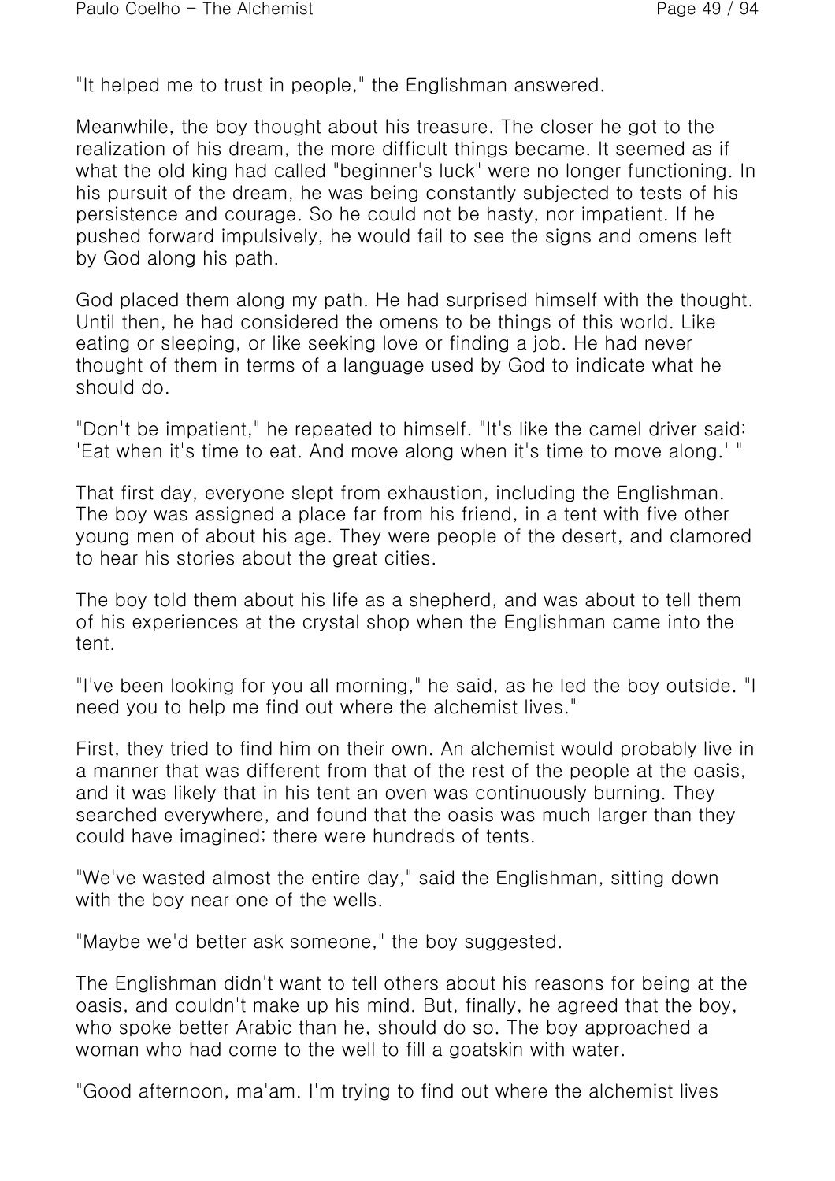"It helped me to trust in people," the Englishman answered.

Meanwhile, the boy thought about his treasure. The closer he got to the realization of his dream, the more difficult things became. It seemed as if what the old king had called "beginner's luck" were no longer functioning. In his pursuit of the dream, he was being constantly subjected to tests of his persistence and courage. So he could not be hasty, nor impatient. If he pushed forward impulsively, he would fail to see the signs and omens left by God along his path.

God placed them along my path. He had surprised himself with the thought. Until then, he had considered the omens to be things of this world. Like eating or sleeping, or like seeking love or finding a job. He had never thought of them in terms of a language used by God to indicate what he should do.

"Don't be impatient," he repeated to himself. "It's like the camel driver said: 'Eat when it's time to eat. And move along when it's time to move along.' "

That first day, everyone slept from exhaustion, including the Englishman. The boy was assigned a place far from his friend, in a tent with five other young men of about his age. They were people of the desert, and clamored to hear his stories about the great cities.

The boy told them about his life as a shepherd, and was about to tell them of his experiences at the crystal shop when the Englishman came into the tent.

"I've been looking for you all morning," he said, as he led the boy outside. "I need you to help me find out where the alchemist lives."

First, they tried to find him on their own. An alchemist would probably live in a manner that was different from that of the rest of the people at the oasis, and it was likely that in his tent an oven was continuously burning. They searched everywhere, and found that the oasis was much larger than they could have imagined; there were hundreds of tents.

"We've wasted almost the entire day," said the Englishman, sitting down with the boy near one of the wells.

"Maybe we'd better ask someone," the boy suggested.

The Englishman didn't want to tell others about his reasons for being at the oasis, and couldn't make up his mind. But, finally, he agreed that the boy, who spoke better Arabic than he, should do so. The boy approached a woman who had come to the well to fill a goatskin with water.

"Good afternoon, ma'am. I'm trying to find out where the alchemist lives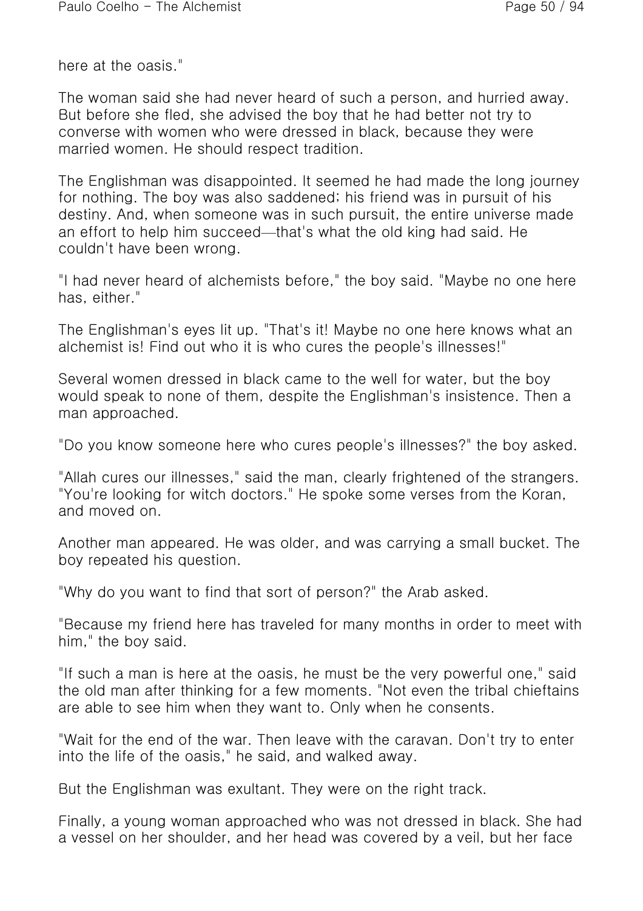here at the oasis."

The woman said she had never heard of such a person, and hurried away. But before she fled, she advised the boy that he had better not try to converse with women who were dressed in black, because they were married women. He should respect tradition.

The Englishman was disappointed. It seemed he had made the long journey for nothing. The boy was also saddened; his friend was in pursuit of his destiny. And, when someone was in such pursuit, the entire universe made an effort to help him succeed—that's what the old king had said. He couldn't have been wrong.

"I had never heard of alchemists before," the boy said. "Maybe no one here has, either."

The Englishman's eyes lit up. "That's it! Maybe no one here knows what an alchemist is! Find out who it is who cures the people's illnesses!"

Several women dressed in black came to the well for water, but the boy would speak to none of them, despite the Englishman's insistence. Then a man approached.

"Do you know someone here who cures people's illnesses?" the boy asked.

"Allah cures our illnesses," said the man, clearly frightened of the strangers. "You're looking for witch doctors." He spoke some verses from the Koran, and moved on.

Another man appeared. He was older, and was carrying a small bucket. The boy repeated his question.

"Why do you want to find that sort of person?" the Arab asked.

"Because my friend here has traveled for many months in order to meet with him," the boy said.

"If such a man is here at the oasis, he must be the very powerful one," said the old man after thinking for a few moments. "Not even the tribal chieftains are able to see him when they want to. Only when he consents.

"Wait for the end of the war. Then leave with the caravan. Don't try to enter into the life of the oasis," he said, and walked away.

But the Englishman was exultant. They were on the right track.

Finally, a young woman approached who was not dressed in black. She had a vessel on her shoulder, and her head was covered by a veil, but her face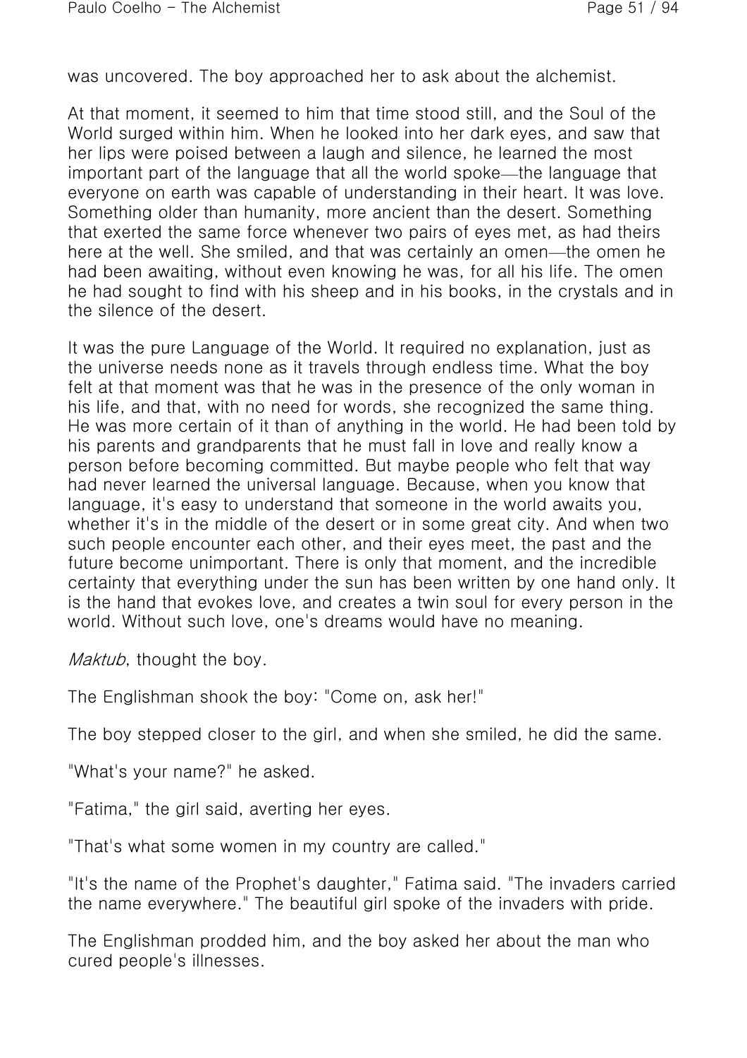was uncovered. The boy approached her to ask about the alchemist.

At that moment, it seemed to him that time stood still, and the Soul of the World surged within him. When he looked into her dark eyes, and saw that her lips were poised between a laugh and silence, he learned the most important part of the language that all the world spoke—the language that everyone on earth was capable of understanding in their heart. It was love. Something older than humanity, more ancient than the desert. Something that exerted the same force whenever two pairs of eyes met, as had theirs here at the well. She smiled, and that was certainly an omen—the omen he had been awaiting, without even knowing he was, for all his life. The omen he had sought to find with his sheep and in his books, in the crystals and in the silence of the desert.

It was the pure Language of the World. It required no explanation, just as the universe needs none as it travels through endless time. What the boy felt at that moment was that he was in the presence of the only woman in his life, and that, with no need for words, she recognized the same thing. He was more certain of it than of anything in the world. He had been told by his parents and grandparents that he must fall in love and really know a person before becoming committed. But maybe people who felt that way had never learned the universal language. Because, when you know that language, it's easy to understand that someone in the world awaits you, whether it's in the middle of the desert or in some great city. And when two such people encounter each other, and their eyes meet, the past and the future become unimportant. There is only that moment, and the incredible certainty that everything under the sun has been written by one hand only. It is the hand that evokes love, and creates a twin soul for every person in the world. Without such love, one's dreams would have no meaning.

*Maktub*, thought the boy.

The Englishman shook the boy: "Come on, ask her!"

The boy stepped closer to the girl, and when she smiled, he did the same.

"What's your name?" he asked.

"Fatima," the girl said, averting her eyes.

"That's what some women in my country are called."

"It's the name of the Prophet's daughter," Fatima said. "The invaders carried the name everywhere." The beautiful girl spoke of the invaders with pride.

The Englishman prodded him, and the boy asked her about the man who cured people's illnesses.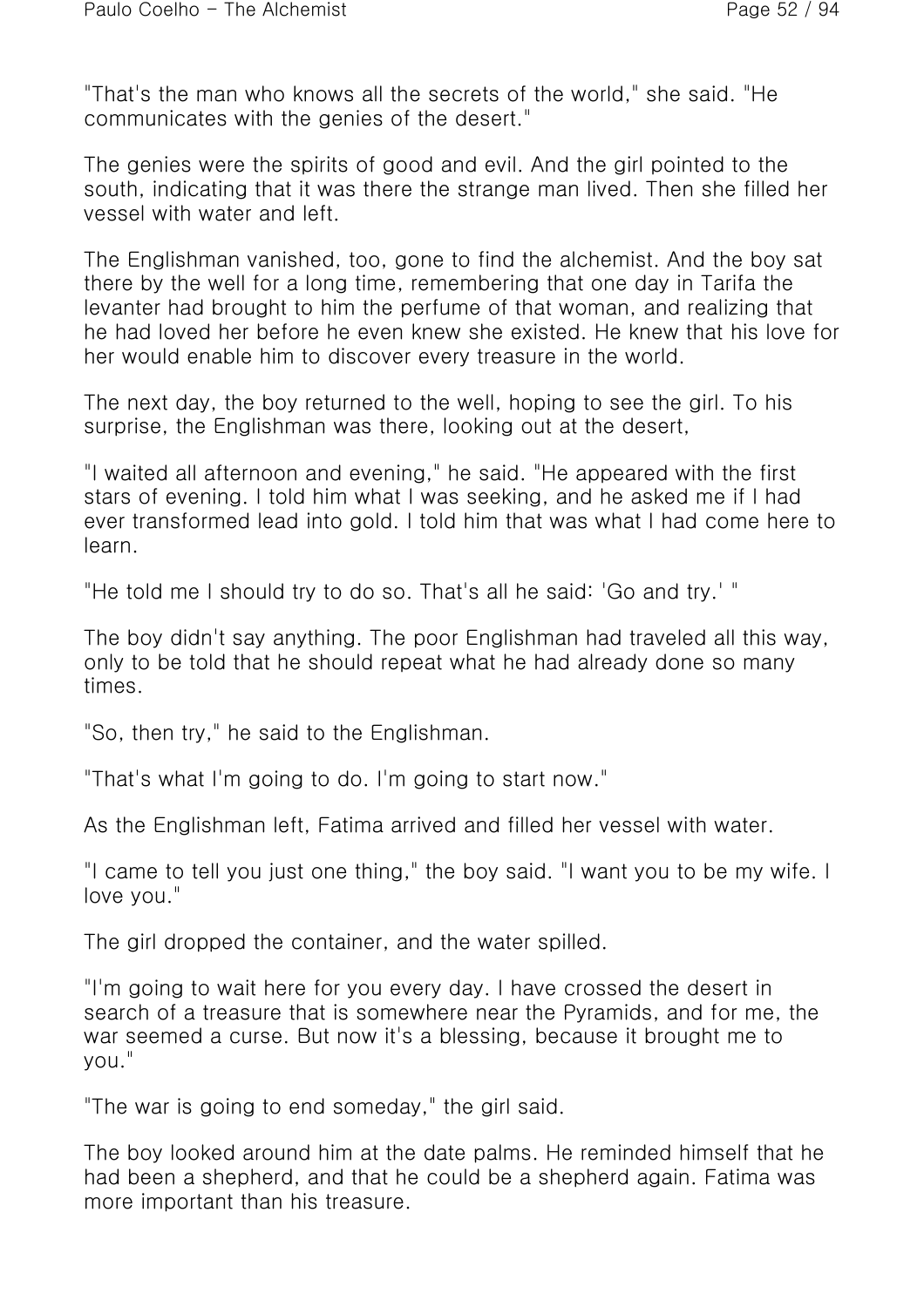"That's the man who knows all the secrets of the world," she said. "He communicates with the genies of the desert."

The genies were the spirits of good and evil. And the girl pointed to the south, indicating that it was there the strange man lived. Then she filled her vessel with water and left.

The Englishman vanished, too, gone to find the alchemist. And the boy sat there by the well for a long time, remembering that one day in Tarifa the levanter had brought to him the perfume of that woman, and realizing that he had loved her before he even knew she existed. He knew that his love for her would enable him to discover every treasure in the world.

The next day, the boy returned to the well, hoping to see the girl. To his surprise, the Englishman was there, looking out at the desert,

"I waited all afternoon and evening," he said. "He appeared with the first stars of evening. I told him what I was seeking, and he asked me if I had ever transformed lead into gold. I told him that was what I had come here to learn.

"He told me I should try to do so. That's all he said: 'Go and try.' "

The boy didn't say anything. The poor Englishman had traveled all this way, only to be told that he should repeat what he had already done so many times.

"So, then try," he said to the Englishman.

"That's what I'm going to do. I'm going to start now."

As the Englishman left, Fatima arrived and filled her vessel with water.

"I came to tell you just one thing," the boy said. "I want you to be my wife. I love you."

The girl dropped the container, and the water spilled.

"I'm going to wait here for you every day. I have crossed the desert in search of a treasure that is somewhere near the Pyramids, and for me, the war seemed a curse. But now it's a blessing, because it brought me to you."

"The war is going to end someday," the girl said.

The boy looked around him at the date palms. He reminded himself that he had been a shepherd, and that he could be a shepherd again. Fatima was more important than his treasure.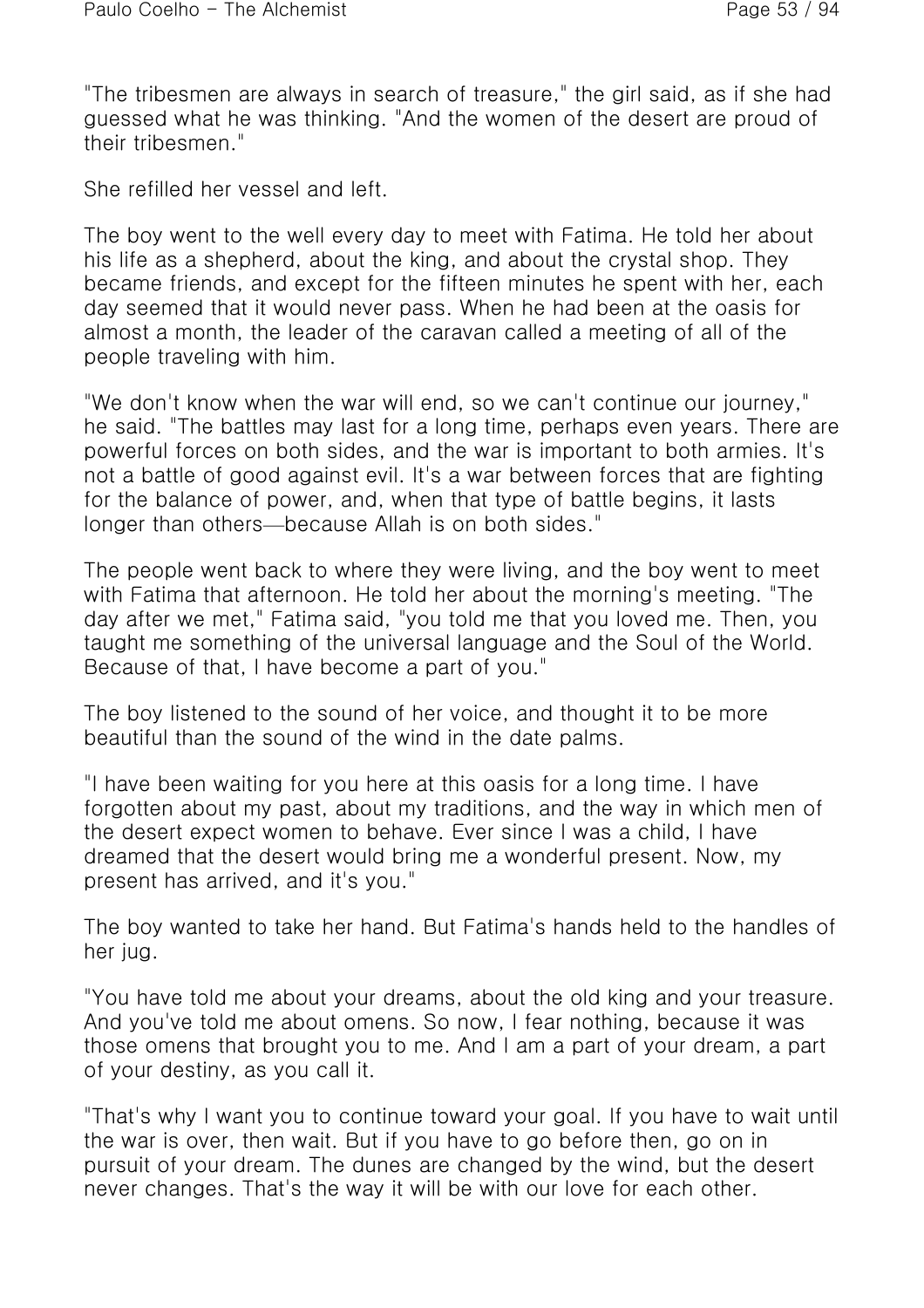"The tribesmen are always in search of treasure," the girl said, as if she had guessed what he was thinking. "And the women of the desert are proud of their tribesmen."

She refilled her vessel and left.

The boy went to the well every day to meet with Fatima. He told her about his life as a shepherd, about the king, and about the crystal shop. They became friends, and except for the fifteen minutes he spent with her, each day seemed that it would never pass. When he had been at the oasis for almost a month, the leader of the caravan called a meeting of all of the people traveling with him.

"We don't know when the war will end, so we can't continue our journey," he said. "The battles may last for a long time, perhaps even years. There are powerful forces on both sides, and the war is important to both armies. It's not a battle of good against evil. It's a war between forces that are fighting for the balance of power, and, when that type of battle begins, it lasts longer than others—because Allah is on both sides."

The people went back to where they were living, and the boy went to meet with Fatima that afternoon. He told her about the morning's meeting. "The day after we met," Fatima said, "you told me that you loved me. Then, you taught me something of the universal language and the Soul of the World. Because of that, I have become a part of you."

The boy listened to the sound of her voice, and thought it to be more beautiful than the sound of the wind in the date palms.

"I have been waiting for you here at this oasis for a long time. I have forgotten about my past, about my traditions, and the way in which men of the desert expect women to behave. Ever since I was a child, I have dreamed that the desert would bring me a wonderful present. Now, my present has arrived, and it's you."

The boy wanted to take her hand. But Fatima's hands held to the handles of her jug.

"You have told me about your dreams, about the old king and your treasure. And you've told me about omens. So now, I fear nothing, because it was those omens that brought you to me. And I am a part of your dream, a part of your destiny, as you call it.

"That's why I want you to continue toward your goal. If you have to wait until the war is over, then wait. But if you have to go before then, go on in pursuit of your dream. The dunes are changed by the wind, but the desert never changes. That's the way it will be with our love for each other.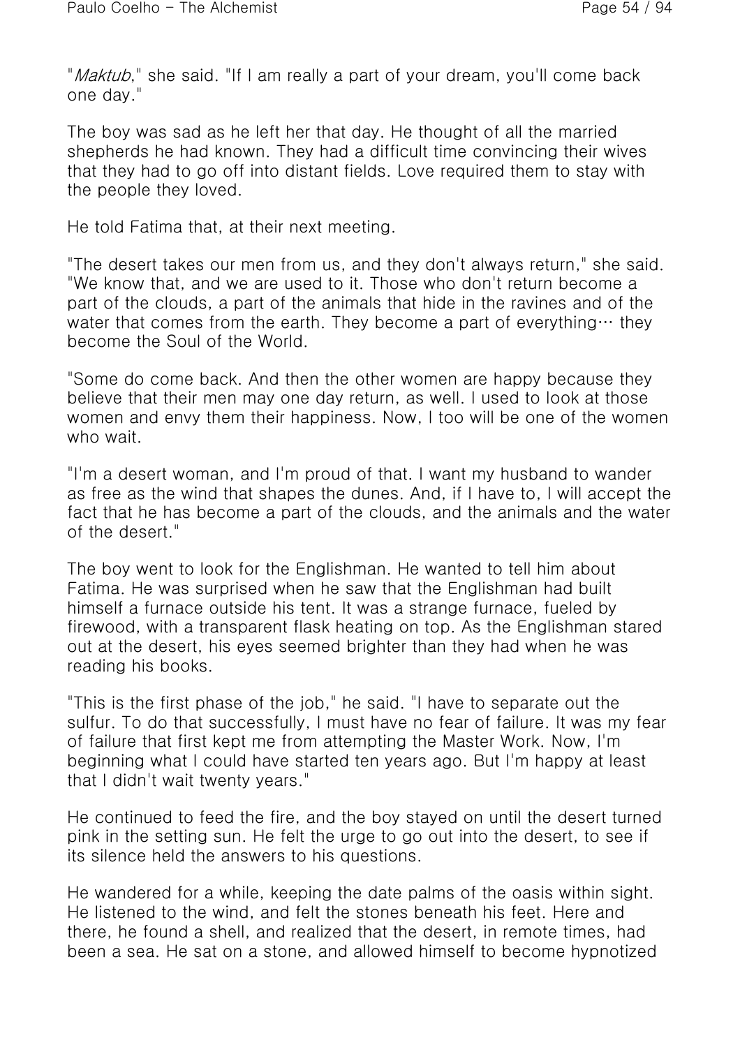"*Maktub*," she said. "If I am really a part of your dream, you'll come back one day."

The boy was sad as he left her that day. He thought of all the married shepherds he had known. They had a difficult time convincing their wives that they had to go off into distant fields. Love required them to stay with the people they loved.

He told Fatima that, at their next meeting.

"The desert takes our men from us, and they don't always return," she said. "We know that, and we are used to it. Those who don't return become a part of the clouds, a part of the animals that hide in the ravines and of the water that comes from the earth. They become a part of everything… they become the Soul of the World.

"Some do come back. And then the other women are happy because they believe that their men may one day return, as well. I used to look at those women and envy them their happiness. Now, I too will be one of the women who wait.

"I'm a desert woman, and I'm proud of that. I want my husband to wander as free as the wind that shapes the dunes. And, if I have to, I will accept the fact that he has become a part of the clouds, and the animals and the water of the desert."

The boy went to look for the Englishman. He wanted to tell him about Fatima. He was surprised when he saw that the Englishman had built himself a furnace outside his tent. It was a strange furnace, fueled by firewood, with a transparent flask heating on top. As the Englishman stared out at the desert, his eyes seemed brighter than they had when he was reading his books.

"This is the first phase of the job," he said. "I have to separate out the sulfur. To do that successfully, I must have no fear of failure. It was my fear of failure that first kept me from attempting the Master Work. Now, I'm beginning what I could have started ten years ago. But I'm happy at least that I didn't wait twenty years."

He continued to feed the fire, and the boy stayed on until the desert turned pink in the setting sun. He felt the urge to go out into the desert, to see if its silence held the answers to his questions.

He wandered for a while, keeping the date palms of the oasis within sight. He listened to the wind, and felt the stones beneath his feet. Here and there, he found a shell, and realized that the desert, in remote times, had been a sea. He sat on a stone, and allowed himself to become hypnotized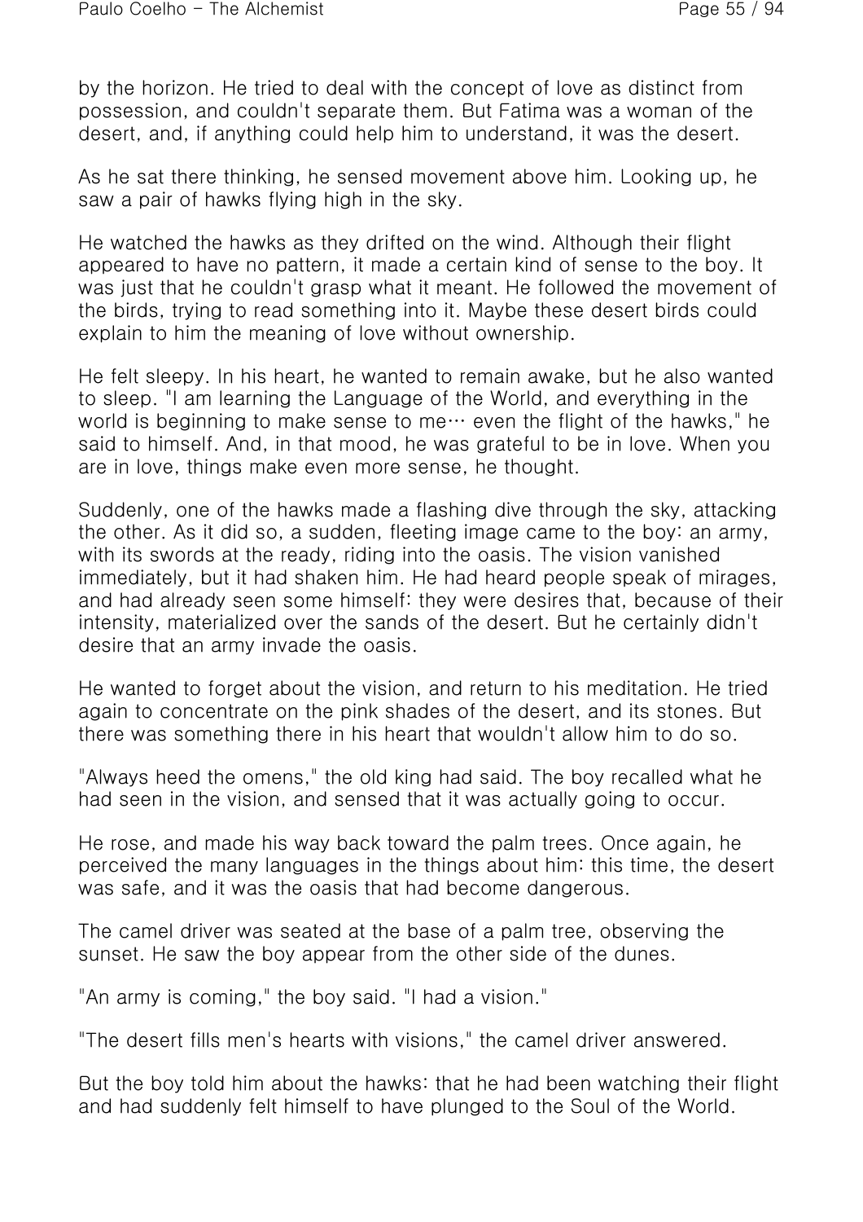by the horizon. He tried to deal with the concept of love as distinct from possession, and couldn't separate them. But Fatima was a woman of the desert, and, if anything could help him to understand, it was the desert.

As he sat there thinking, he sensed movement above him. Looking up, he saw a pair of hawks flying high in the sky.

He watched the hawks as they drifted on the wind. Although their flight appeared to have no pattern, it made a certain kind of sense to the boy. It was just that he couldn't grasp what it meant. He followed the movement of the birds, trying to read something into it. Maybe these desert birds could explain to him the meaning of love without ownership.

He felt sleepy. In his heart, he wanted to remain awake, but he also wanted to sleep. "I am learning the Language of the World, and everything in the world is beginning to make sense to me… even the flight of the hawks," he said to himself. And, in that mood, he was grateful to be in love. When you are in love, things make even more sense, he thought.

Suddenly, one of the hawks made a flashing dive through the sky, attacking the other. As it did so, a sudden, fleeting image came to the boy: an army, with its swords at the ready, riding into the oasis. The vision vanished immediately, but it had shaken him. He had heard people speak of mirages, and had already seen some himself: they were desires that, because of their intensity, materialized over the sands of the desert. But he certainly didn't desire that an army invade the oasis.

He wanted to forget about the vision, and return to his meditation. He tried again to concentrate on the pink shades of the desert, and its stones. But there was something there in his heart that wouldn't allow him to do so.

"Always heed the omens," the old king had said. The boy recalled what he had seen in the vision, and sensed that it was actually going to occur.

He rose, and made his way back toward the palm trees. Once again, he perceived the many languages in the things about him: this time, the desert was safe, and it was the oasis that had become dangerous.

The camel driver was seated at the base of a palm tree, observing the sunset. He saw the boy appear from the other side of the dunes.

"An army is coming," the boy said. "I had a vision."

"The desert fills men's hearts with visions," the camel driver answered.

But the boy told him about the hawks: that he had been watching their flight and had suddenly felt himself to have plunged to the Soul of the World.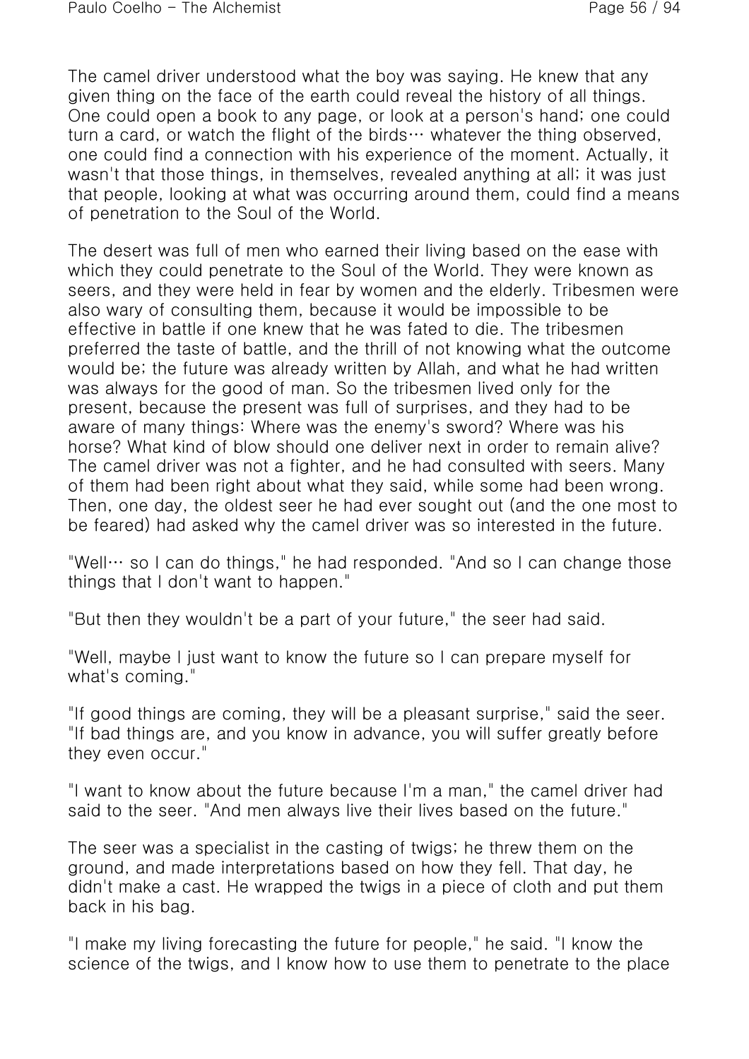The camel driver understood what the boy was saying. He knew that any given thing on the face of the earth could reveal the history of all things. One could open a book to any page, or look at a person's hand; one could turn a card, or watch the flight of the birds… whatever the thing observed, one could find a connection with his experience of the moment. Actually, it wasn't that those things, in themselves, revealed anything at all; it was just that people, looking at what was occurring around them, could find a means of penetration to the Soul of the World.

The desert was full of men who earned their living based on the ease with which they could penetrate to the Soul of the World. They were known as seers, and they were held in fear by women and the elderly. Tribesmen were also wary of consulting them, because it would be impossible to be effective in battle if one knew that he was fated to die. The tribesmen preferred the taste of battle, and the thrill of not knowing what the outcome would be; the future was already written by Allah, and what he had written was always for the good of man. So the tribesmen lived only for the present, because the present was full of surprises, and they had to be aware of many things: Where was the enemy's sword? Where was his horse? What kind of blow should one deliver next in order to remain alive? The camel driver was not a fighter, and he had consulted with seers. Many of them had been right about what they said, while some had been wrong. Then, one day, the oldest seer he had ever sought out (and the one most to be feared) had asked why the camel driver was so interested in the future.

"Well… so I can do things," he had responded. "And so I can change those things that I don't want to happen."

"But then they wouldn't be a part of your future," the seer had said.

"Well, maybe I just want to know the future so I can prepare myself for what's coming."

"If good things are coming, they will be a pleasant surprise," said the seer. "If bad things are, and you know in advance, you will suffer greatly before they even occur."

"I want to know about the future because I'm a man," the camel driver had said to the seer. "And men always live their lives based on the future."

The seer was a specialist in the casting of twigs; he threw them on the ground, and made interpretations based on how they fell. That day, he didn't make a cast. He wrapped the twigs in a piece of cloth and put them back in his bag.

"I make my living forecasting the future for people," he said. "I know the science of the twigs, and I know how to use them to penetrate to the place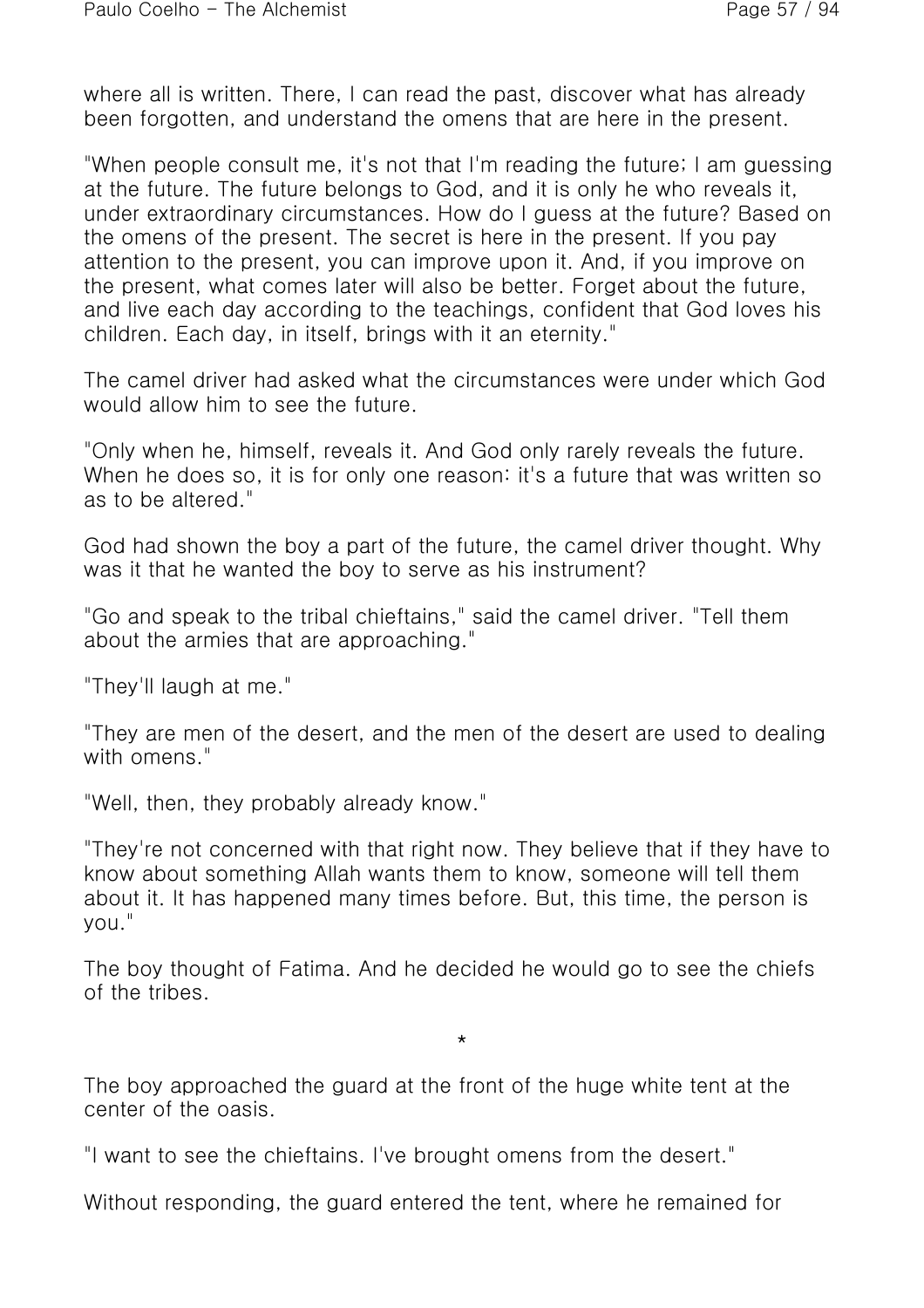where all is written. There, I can read the past, discover what has already been forgotten, and understand the omens that are here in the present.

"When people consult me, it's not that I'm reading the future; I am guessing at the future. The future belongs to God, and it is only he who reveals it, under extraordinary circumstances. How do I guess at the future? Based on the omens of the present. The secret is here in the present. If you pay attention to the present, you can improve upon it. And, if you improve on the present, what comes later will also be better. Forget about the future, and live each day according to the teachings, confident that God loves his children. Each day, in itself, brings with it an eternity."

The camel driver had asked what the circumstances were under which God would allow him to see the future.

"Only when he, himself, reveals it. And God only rarely reveals the future. When he does so, it is for only one reason: it's a future that was written so as to be altered."

God had shown the boy a part of the future, the camel driver thought. Why was it that he wanted the boy to serve as his instrument?

"Go and speak to the tribal chieftains," said the camel driver. "Tell them about the armies that are approaching."

"They'll laugh at me."

"They are men of the desert, and the men of the desert are used to dealing with omens."

"Well, then, they probably already know."

"They're not concerned with that right now. They believe that if they have to know about something Allah wants them to know, someone will tell them about it. It has happened many times before. But, this time, the person is you."

The boy thought of Fatima. And he decided he would go to see the chiefs of the tribes.

*

The boy approached the guard at the front of the huge white tent at the center of the oasis.

"I want to see the chieftains. I've brought omens from the desert."

Without responding, the guard entered the tent, where he remained for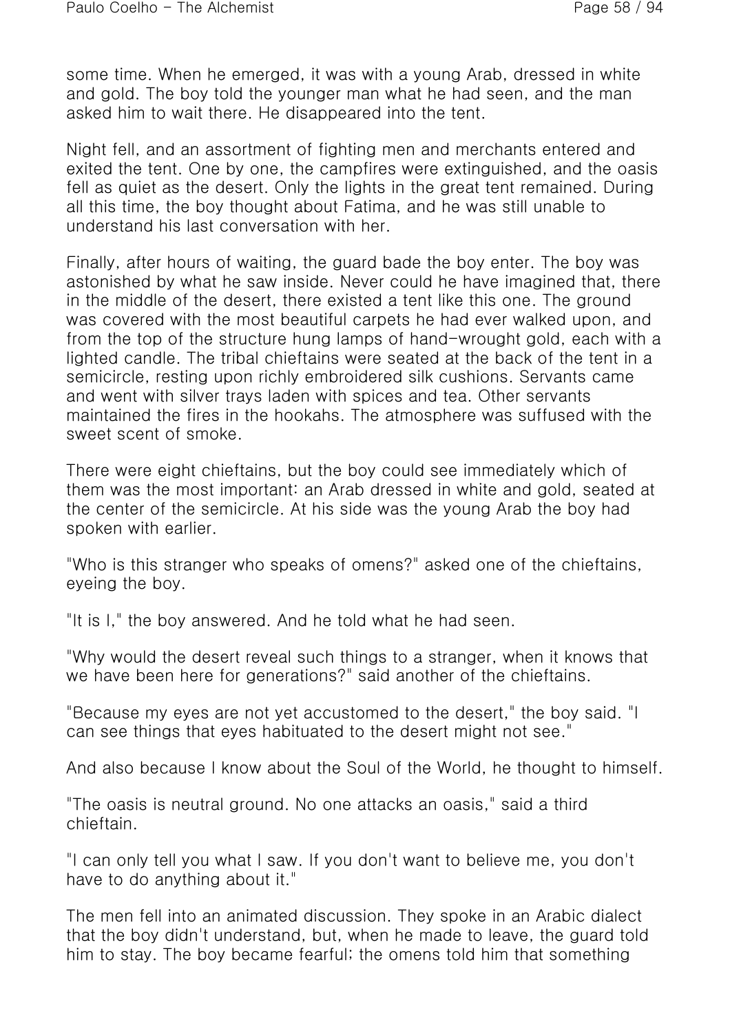some time. When he emerged, it was with a young Arab, dressed in white and gold. The boy told the younger man what he had seen, and the man asked him to wait there. He disappeared into the tent.

Night fell, and an assortment of fighting men and merchants entered and exited the tent. One by one, the campfires were extinguished, and the oasis fell as quiet as the desert. Only the lights in the great tent remained. During all this time, the boy thought about Fatima, and he was still unable to understand his last conversation with her.

Finally, after hours of waiting, the guard bade the boy enter. The boy was astonished by what he saw inside. Never could he have imagined that, there in the middle of the desert, there existed a tent like this one. The ground was covered with the most beautiful carpets he had ever walked upon, and from the top of the structure hung lamps of hand-wrought gold, each with a lighted candle. The tribal chieftains were seated at the back of the tent in a semicircle, resting upon richly embroidered silk cushions. Servants came and went with silver trays laden with spices and tea. Other servants maintained the fires in the hookahs. The atmosphere was suffused with the sweet scent of smoke.

There were eight chieftains, but the boy could see immediately which of them was the most important: an Arab dressed in white and gold, seated at the center of the semicircle. At his side was the young Arab the boy had spoken with earlier.

"Who is this stranger who speaks of omens?" asked one of the chieftains, eyeing the boy.

"It is I," the boy answered. And he told what he had seen.

"Why would the desert reveal such things to a stranger, when it knows that we have been here for generations?" said another of the chieftains.

"Because my eyes are not yet accustomed to the desert," the boy said. "I can see things that eyes habituated to the desert might not see."

And also because I know about the Soul of the World, he thought to himself.

"The oasis is neutral ground. No one attacks an oasis," said a third chieftain.

"I can only tell you what I saw. If you don't want to believe me, you don't have to do anything about it."

The men fell into an animated discussion. They spoke in an Arabic dialect that the boy didn't understand, but, when he made to leave, the guard told him to stay. The boy became fearful; the omens told him that something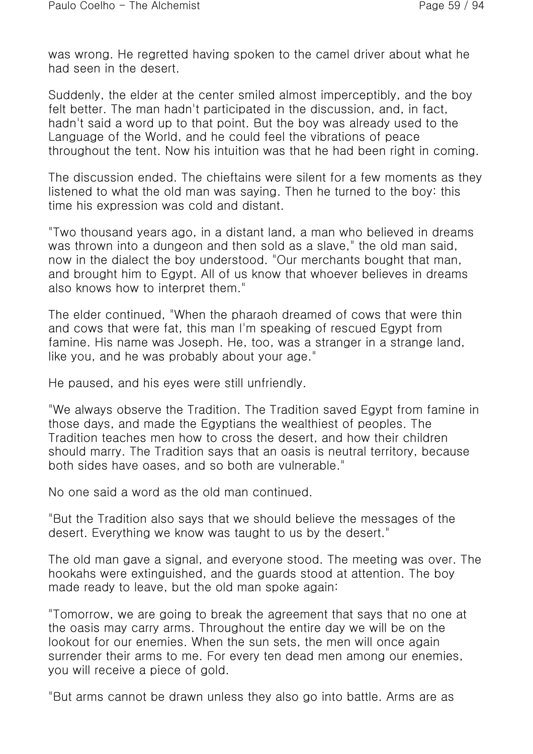was wrong. He regretted having spoken to the camel driver about what he had seen in the desert.

Suddenly, the elder at the center smiled almost imperceptibly, and the boy felt better. The man hadn't participated in the discussion, and, in fact, hadn't said a word up to that point. But the boy was already used to the Language of the World, and he could feel the vibrations of peace throughout the tent. Now his intuition was that he had been right in coming.

The discussion ended. The chieftains were silent for a few moments as they listened to what the old man was saying. Then he turned to the boy: this time his expression was cold and distant.

"Two thousand years ago, in a distant land, a man who believed in dreams was thrown into a dungeon and then sold as a slave," the old man said, now in the dialect the boy understood. "Our merchants bought that man, and brought him to Egypt. All of us know that whoever believes in dreams also knows how to interpret them."

The elder continued, "When the pharaoh dreamed of cows that were thin and cows that were fat, this man I'm speaking of rescued Egypt from famine. His name was Joseph. He, too, was a stranger in a strange land, like you, and he was probably about your age."

He paused, and his eyes were still unfriendly.

"We always observe the Tradition. The Tradition saved Egypt from famine in those days, and made the Egyptians the wealthiest of peoples. The Tradition teaches men how to cross the desert, and how their children should marry. The Tradition says that an oasis is neutral territory, because both sides have oases, and so both are vulnerable."

No one said a word as the old man continued.

"But the Tradition also says that we should believe the messages of the desert. Everything we know was taught to us by the desert."

The old man gave a signal, and everyone stood. The meeting was over. The hookahs were extinguished, and the guards stood at attention. The boy made ready to leave, but the old man spoke again:

"Tomorrow, we are going to break the agreement that says that no one at the oasis may carry arms. Throughout the entire day we will be on the lookout for our enemies. When the sun sets, the men will once again surrender their arms to me. For every ten dead men among our enemies, you will receive a piece of gold.

"But arms cannot be drawn unless they also go into battle. Arms are as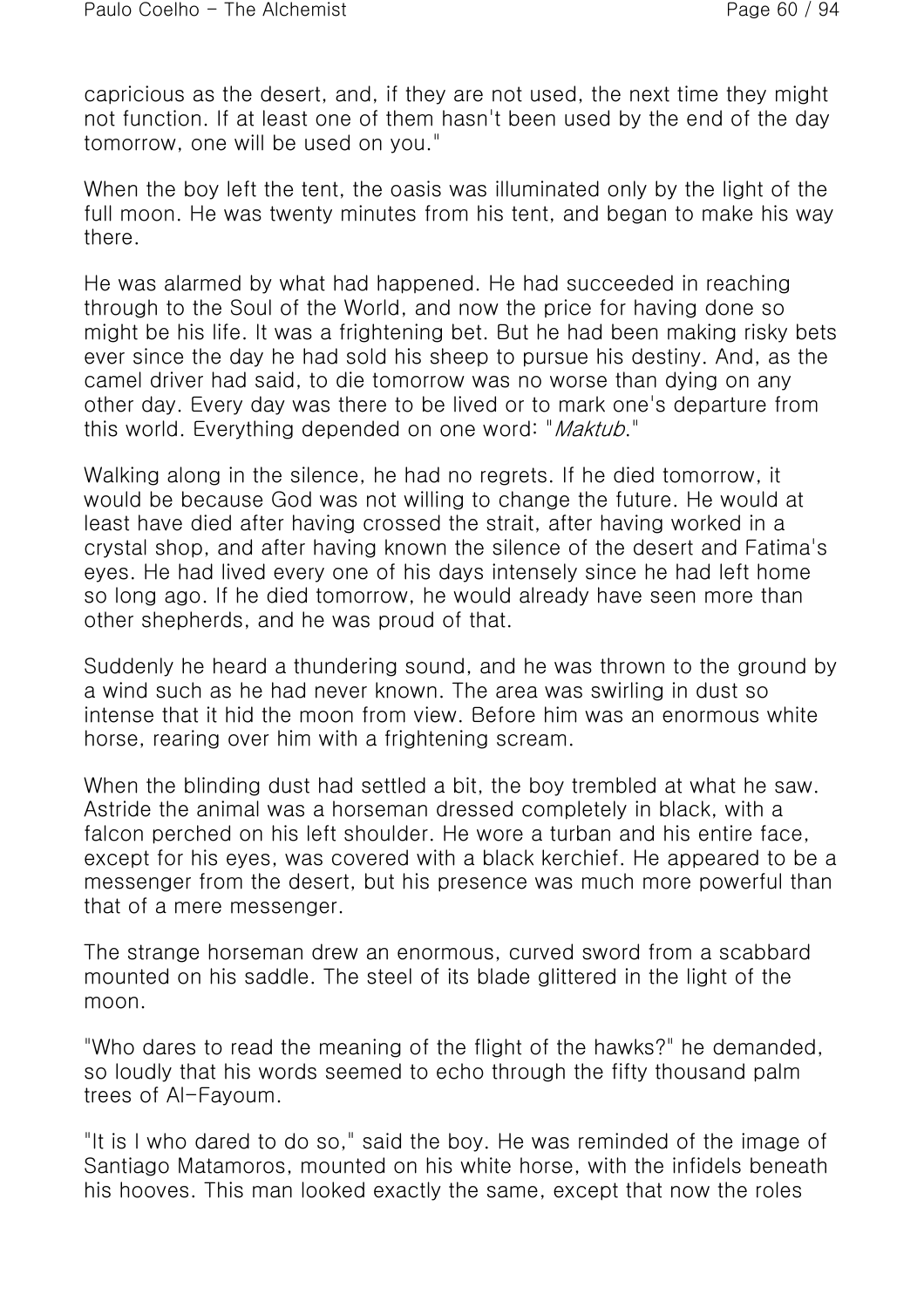capricious as the desert, and, if they are not used, the next time they might not function. If at least one of them hasn't been used by the end of the day tomorrow, one will be used on you."

When the boy left the tent, the oasis was illuminated only by the light of the full moon. He was twenty minutes from his tent, and began to make his way there.

He was alarmed by what had happened. He had succeeded in reaching through to the Soul of the World, and now the price for having done so might be his life. It was a frightening bet. But he had been making risky bets ever since the day he had sold his sheep to pursue his destiny. And, as the camel driver had said, to die tomorrow was no worse than dying on any other day. Every day was there to be lived or to mark one's departure from this world. Everything depended on one word: "*Maktub*."

Walking along in the silence, he had no regrets. If he died tomorrow, it would be because God was not willing to change the future. He would at least have died after having crossed the strait, after having worked in a crystal shop, and after having known the silence of the desert and Fatima's eyes. He had lived every one of his days intensely since he had left home so long ago. If he died tomorrow, he would already have seen more than other shepherds, and he was proud of that.

Suddenly he heard a thundering sound, and he was thrown to the ground by a wind such as he had never known. The area was swirling in dust so intense that it hid the moon from view. Before him was an enormous white horse, rearing over him with a frightening scream.

When the blinding dust had settled a bit, the boy trembled at what he saw. Astride the animal was a horseman dressed completely in black, with a falcon perched on his left shoulder. He wore a turban and his entire face, except for his eyes, was covered with a black kerchief. He appeared to be a messenger from the desert, but his presence was much more powerful than that of a mere messenger.

The strange horseman drew an enormous, curved sword from a scabbard mounted on his saddle. The steel of its blade glittered in the light of the moon.

"Who dares to read the meaning of the flight of the hawks?" he demanded, so loudly that his words seemed to echo through the fifty thousand palm trees of Al-Fayoum.

"It is I who dared to do so," said the boy. He was reminded of the image of Santiago Matamoros, mounted on his white horse, with the infidels beneath his hooves. This man looked exactly the same, except that now the roles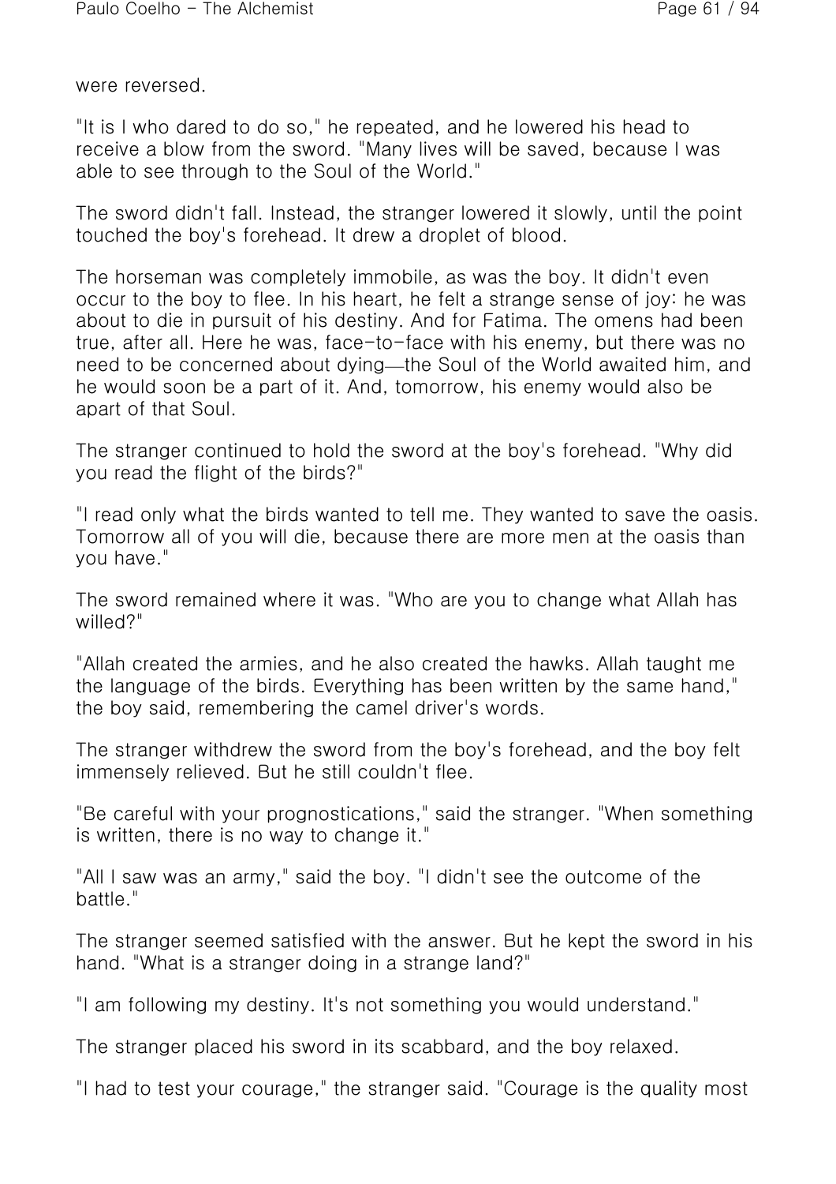were reversed.

"It is I who dared to do so," he repeated, and he lowered his head to receive a blow from the sword. "Many lives will be saved, because I was able to see through to the Soul of the World."

The sword didn't fall. Instead, the stranger lowered it slowly, until the point touched the boy's forehead. It drew a droplet of blood.

The horseman was completely immobile, as was the boy. It didn't even occur to the boy to flee. In his heart, he felt a strange sense of joy: he was about to die in pursuit of his destiny. And for Fatima. The omens had been true, after all. Here he was, face-to-face with his enemy, but there was no need to be concerned about dying—the Soul of the World awaited him, and he would soon be a part of it. And, tomorrow, his enemy would also be apart of that Soul.

The stranger continued to hold the sword at the boy's forehead. "Why did you read the flight of the birds?"

"I read only what the birds wanted to tell me. They wanted to save the oasis. Tomorrow all of you will die, because there are more men at the oasis than you have."

The sword remained where it was. "Who are you to change what Allah has willed?"

"Allah created the armies, and he also created the hawks. Allah taught me the language of the birds. Everything has been written by the same hand," the boy said, remembering the camel driver's words.

The stranger withdrew the sword from the boy's forehead, and the boy felt immensely relieved. But he still couldn't flee.

"Be careful with your prognostications," said the stranger. "When something is written, there is no way to change it."

"All I saw was an army," said the boy. "I didn't see the outcome of the battle."

The stranger seemed satisfied with the answer. But he kept the sword in his hand. "What is a stranger doing in a strange land?"

"I am following my destiny. It's not something you would understand."

The stranger placed his sword in its scabbard, and the boy relaxed.

"I had to test your courage," the stranger said. "Courage is the quality most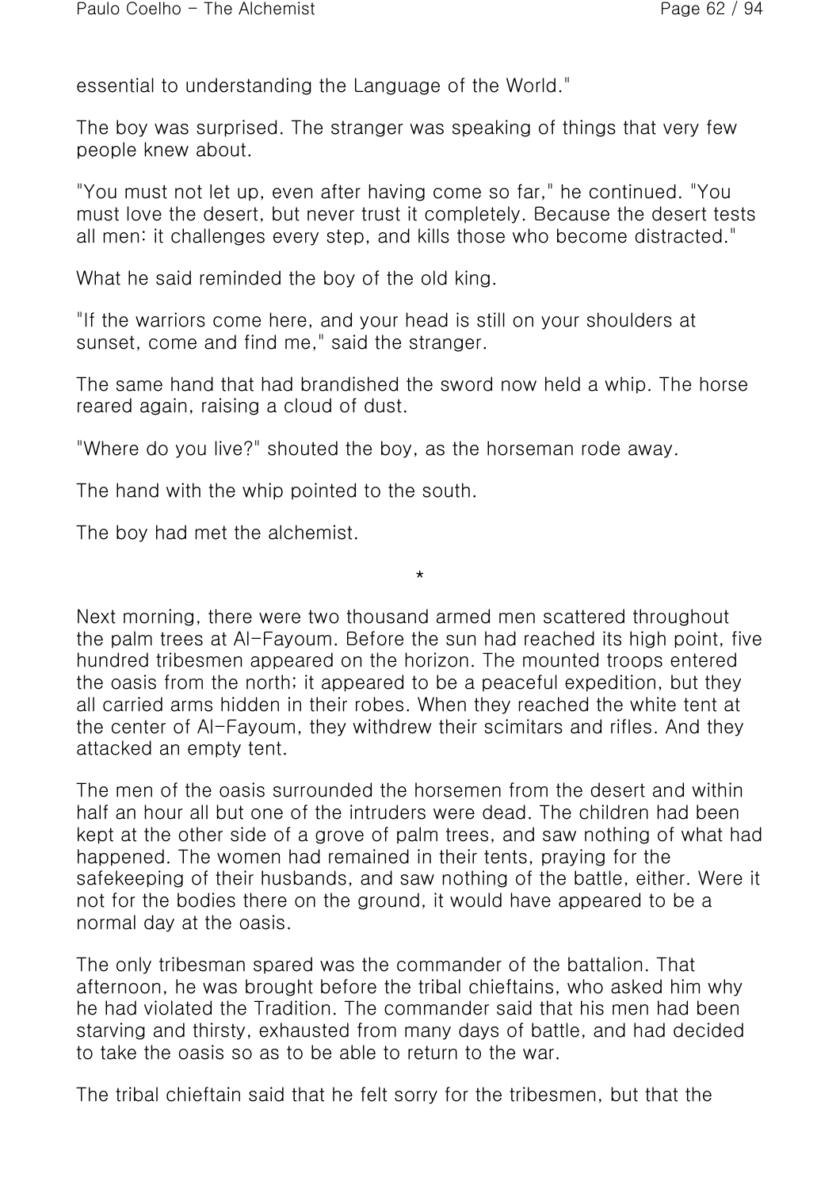essential to understanding the Language of the World."

The boy was surprised. The stranger was speaking of things that very few people knew about.

"You must not let up, even after having come so far," he continued. "You must love the desert, but never trust it completely. Because the desert tests all men: it challenges every step, and kills those who become distracted."

What he said reminded the boy of the old king.

"If the warriors come here, and your head is still on your shoulders at sunset, come and find me," said the stranger.

The same hand that had brandished the sword now held a whip. The horse reared again, raising a cloud of dust.

"Where do you live?" shouted the boy, as the horseman rode away.

The hand with the whip pointed to the south.

The boy had met the alchemist.

*

Next morning, there were two thousand armed men scattered throughout the palm trees at Al-Fayoum. Before the sun had reached its high point, five hundred tribesmen appeared on the horizon. The mounted troops entered the oasis from the north; it appeared to be a peaceful expedition, but they all carried arms hidden in their robes. When they reached the white tent at the center of Al-Fayoum, they withdrew their scimitars and rifles. And they attacked an empty tent.

The men of the oasis surrounded the horsemen from the desert and within half an hour all but one of the intruders were dead. The children had been kept at the other side of a grove of palm trees, and saw nothing of what had happened. The women had remained in their tents, praying for the safekeeping of their husbands, and saw nothing of the battle, either. Were it not for the bodies there on the ground, it would have appeared to be a normal day at the oasis.

The only tribesman spared was the commander of the battalion. That afternoon, he was brought before the tribal chieftains, who asked him why he had violated the Tradition. The commander said that his men had been starving and thirsty, exhausted from many days of battle, and had decided to take the oasis so as to be able to return to the war.

The tribal chieftain said that he felt sorry for the tribesmen, but that the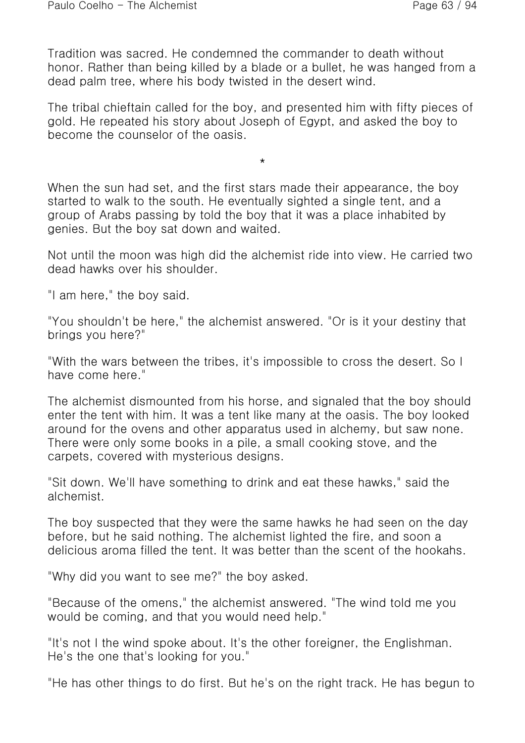Tradition was sacred. He condemned the commander to death without honor. Rather than being killed by a blade or a bullet, he was hanged from a dead palm tree, where his body twisted in the desert wind.

The tribal chieftain called for the boy, and presented him with fifty pieces of gold. He repeated his story about Joseph of Egypt, and asked the boy to become the counselor of the oasis.

*

When the sun had set, and the first stars made their appearance, the boy started to walk to the south. He eventually sighted a single tent, and a group of Arabs passing by told the boy that it was a place inhabited by genies. But the boy sat down and waited.

Not until the moon was high did the alchemist ride into view. He carried two dead hawks over his shoulder.

"I am here," the boy said.

"You shouldn't be here," the alchemist answered. "Or is it your destiny that brings you here?"

"With the wars between the tribes, it's impossible to cross the desert. So I have come here."

The alchemist dismounted from his horse, and signaled that the boy should enter the tent with him. It was a tent like many at the oasis. The boy looked around for the ovens and other apparatus used in alchemy, but saw none. There were only some books in a pile, a small cooking stove, and the carpets, covered with mysterious designs.

"Sit down. We'll have something to drink and eat these hawks," said the alchemist.

The boy suspected that they were the same hawks he had seen on the day before, but he said nothing. The alchemist lighted the fire, and soon a delicious aroma filled the tent. It was better than the scent of the hookahs.

"Why did you want to see me?" the boy asked.

"Because of the omens," the alchemist answered. "The wind told me you would be coming, and that you would need help."

"It's not I the wind spoke about. It's the other foreigner, the Englishman. He's the one that's looking for you."

"He has other things to do first. But he's on the right track. He has begun to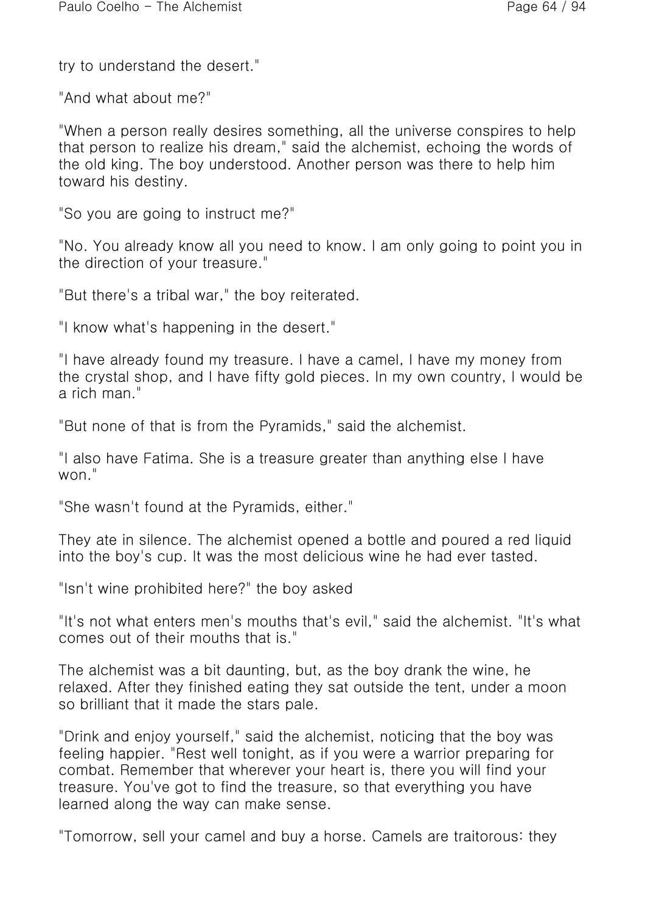try to understand the desert."

"And what about me?"

"When a person really desires something, all the universe conspires to help that person to realize his dream," said the alchemist, echoing the words of the old king. The boy understood. Another person was there to help him toward his destiny.

"So you are going to instruct me?"

"No. You already know all you need to know. I am only going to point you in the direction of your treasure."

"But there's a tribal war," the boy reiterated.

"I know what's happening in the desert."

"I have already found my treasure. I have a camel, I have my money from the crystal shop, and I have fifty gold pieces. In my own country, I would be a rich man."

"But none of that is from the Pyramids," said the alchemist.

"I also have Fatima. She is a treasure greater than anything else I have won."

"She wasn't found at the Pyramids, either."

They ate in silence. The alchemist opened a bottle and poured a red liquid into the boy's cup. It was the most delicious wine he had ever tasted.

"Isn't wine prohibited here?" the boy asked

"It's not what enters men's mouths that's evil," said the alchemist. "It's what comes out of their mouths that is."

The alchemist was a bit daunting, but, as the boy drank the wine, he relaxed. After they finished eating they sat outside the tent, under a moon so brilliant that it made the stars pale.

"Drink and enjoy yourself," said the alchemist, noticing that the boy was feeling happier. "Rest well tonight, as if you were a warrior preparing for combat. Remember that wherever your heart is, there you will find your treasure. You've got to find the treasure, so that everything you have learned along the way can make sense.

"Tomorrow, sell your camel and buy a horse. Camels are traitorous: they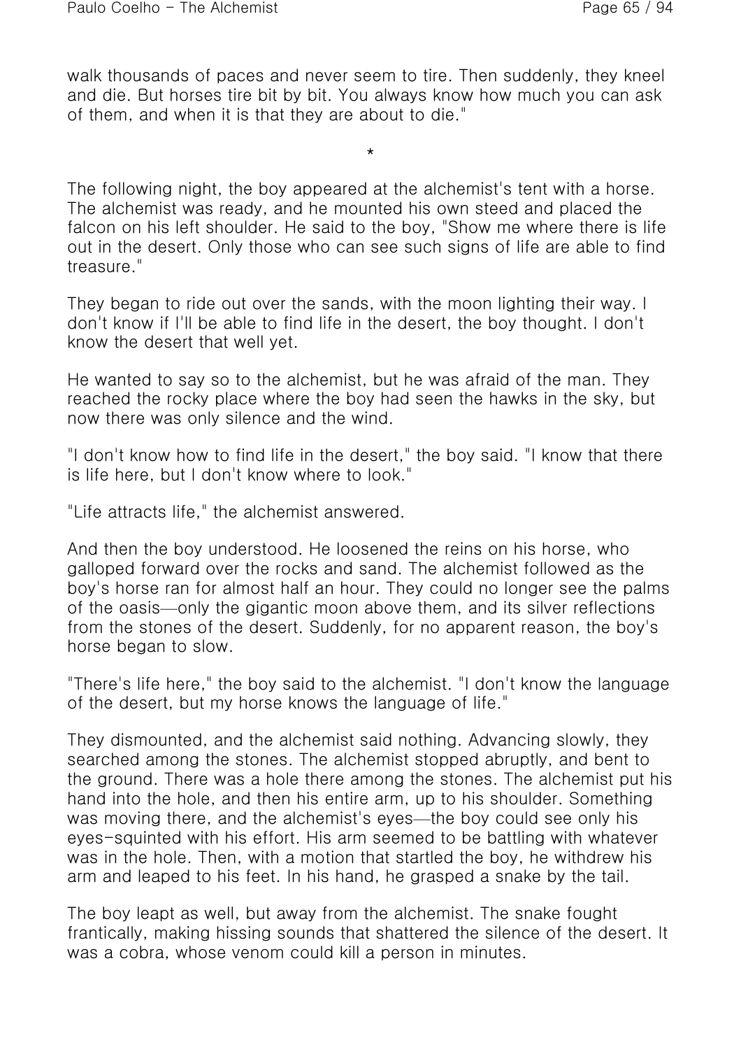walk thousands of paces and never seem to tire. Then suddenly, they kneel and die. But horses tire bit by bit. You always know how much you can ask of them, and when it is that they are about to die."

*

The following night, the boy appeared at the alchemist's tent with a horse. The alchemist was ready, and he mounted his own steed and placed the falcon on his left shoulder. He said to the boy, "Show me where there is life out in the desert. Only those who can see such signs of life are able to find treasure."

They began to ride out over the sands, with the moon lighting their way. I don't know if I'll be able to find life in the desert, the boy thought. I don't know the desert that well yet.

He wanted to say so to the alchemist, but he was afraid of the man. They reached the rocky place where the boy had seen the hawks in the sky, but now there was only silence and the wind.

"I don't know how to find life in the desert," the boy said. "I know that there is life here, but I don't know where to look."

"Life attracts life," the alchemist answered.

And then the boy understood. He loosened the reins on his horse, who galloped forward over the rocks and sand. The alchemist followed as the boy's horse ran for almost half an hour. They could no longer see the palms of the oasis—only the gigantic moon above them, and its silver reflections from the stones of the desert. Suddenly, for no apparent reason, the boy's horse began to slow.

"There's life here," the boy said to the alchemist. "I don't know the language of the desert, but my horse knows the language of life."

They dismounted, and the alchemist said nothing. Advancing slowly, they searched among the stones. The alchemist stopped abruptly, and bent to the ground. There was a hole there among the stones. The alchemist put his hand into the hole, and then his entire arm, up to his shoulder. Something was moving there, and the alchemist's eyes—the boy could see only his eyes-squinted with his effort. His arm seemed to be battling with whatever was in the hole. Then, with a motion that startled the boy, he withdrew his arm and leaped to his feet. In his hand, he grasped a snake by the tail.

The boy leapt as well, but away from the alchemist. The snake fought frantically, making hissing sounds that shattered the silence of the desert. It was a cobra, whose venom could kill a person in minutes.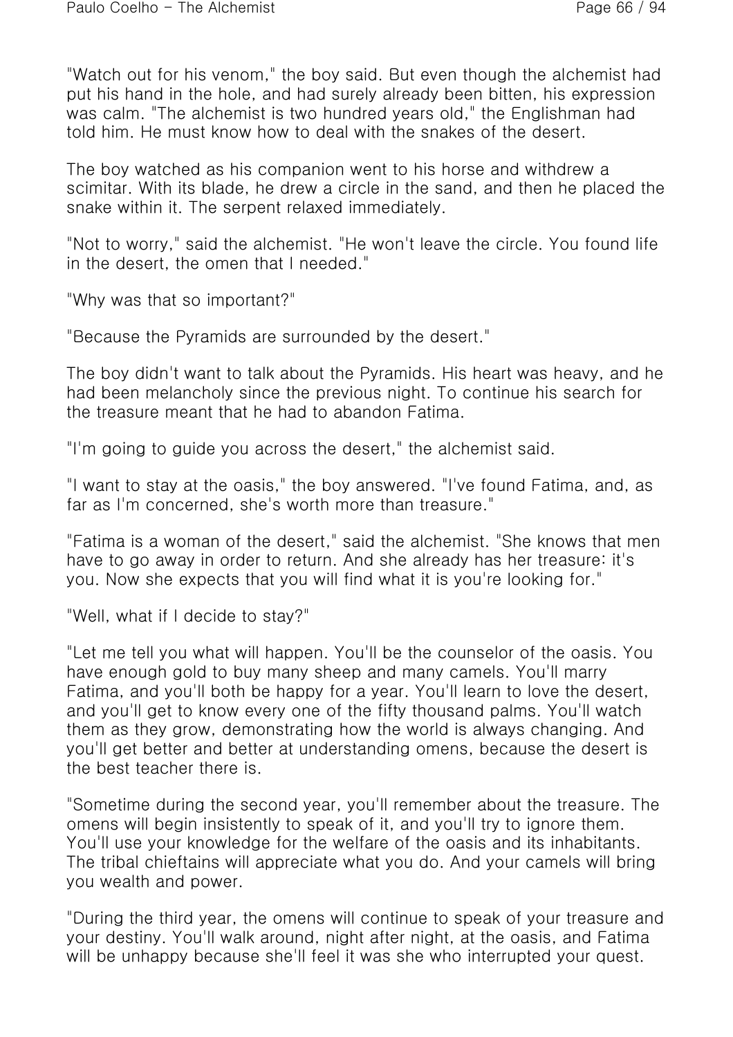"Watch out for his venom," the boy said. But even though the alchemist had put his hand in the hole, and had surely already been bitten, his expression was calm. "The alchemist is two hundred years old," the Englishman had told him. He must know how to deal with the snakes of the desert.

The boy watched as his companion went to his horse and withdrew a scimitar. With its blade, he drew a circle in the sand, and then he placed the snake within it. The serpent relaxed immediately.

"Not to worry," said the alchemist. "He won't leave the circle. You found life in the desert, the omen that I needed."

"Why was that so important?"

"Because the Pyramids are surrounded by the desert."

The boy didn't want to talk about the Pyramids. His heart was heavy, and he had been melancholy since the previous night. To continue his search for the treasure meant that he had to abandon Fatima.

"I'm going to guide you across the desert," the alchemist said.

"I want to stay at the oasis," the boy answered. "I've found Fatima, and, as far as I'm concerned, she's worth more than treasure."

"Fatima is a woman of the desert," said the alchemist. "She knows that men have to go away in order to return. And she already has her treasure: it's you. Now she expects that you will find what it is you're looking for."

"Well, what if I decide to stay?"

"Let me tell you what will happen. You'll be the counselor of the oasis. You have enough gold to buy many sheep and many camels. You'll marry Fatima, and you'll both be happy for a year. You'll learn to love the desert, and you'll get to know every one of the fifty thousand palms. You'll watch them as they grow, demonstrating how the world is always changing. And you'll get better and better at understanding omens, because the desert is the best teacher there is.

"Sometime during the second year, you'll remember about the treasure. The omens will begin insistently to speak of it, and you'll try to ignore them. You'll use your knowledge for the welfare of the oasis and its inhabitants. The tribal chieftains will appreciate what you do. And your camels will bring you wealth and power.

"During the third year, the omens will continue to speak of your treasure and your destiny. You'll walk around, night after night, at the oasis, and Fatima will be unhappy because she'll feel it was she who interrupted your quest.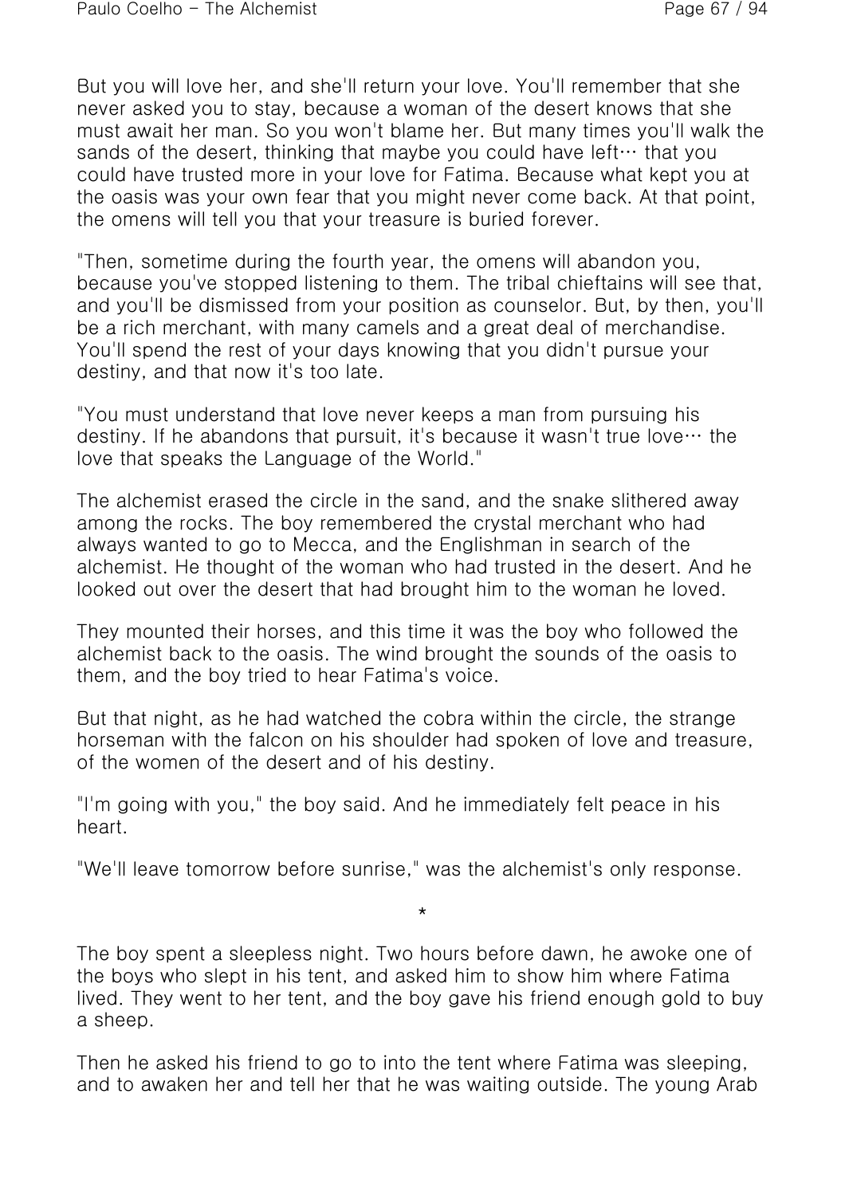But you will love her, and she'll return your love. You'll remember that she never asked you to stay, because a woman of the desert knows that she must await her man. So you won't blame her. But many times you'll walk the sands of the desert, thinking that maybe you could have left… that you could have trusted more in your love for Fatima. Because what kept you at the oasis was your own fear that you might never come back. At that point, the omens will tell you that your treasure is buried forever.

"Then, sometime during the fourth year, the omens will abandon you, because you've stopped listening to them. The tribal chieftains will see that, and you'll be dismissed from your position as counselor. But, by then, you'll be a rich merchant, with many camels and a great deal of merchandise. You'll spend the rest of your days knowing that you didn't pursue your destiny, and that now it's too late.

"You must understand that love never keeps a man from pursuing his destiny. If he abandons that pursuit, it's because it wasn't true love… the love that speaks the Language of the World."

The alchemist erased the circle in the sand, and the snake slithered away among the rocks. The boy remembered the crystal merchant who had always wanted to go to Mecca, and the Englishman in search of the alchemist. He thought of the woman who had trusted in the desert. And he looked out over the desert that had brought him to the woman he loved.

They mounted their horses, and this time it was the boy who followed the alchemist back to the oasis. The wind brought the sounds of the oasis to them, and the boy tried to hear Fatima's voice.

But that night, as he had watched the cobra within the circle, the strange horseman with the falcon on his shoulder had spoken of love and treasure, of the women of the desert and of his destiny.

"I'm going with you," the boy said. And he immediately felt peace in his heart.

"We'll leave tomorrow before sunrise," was the alchemist's only response.

*

The boy spent a sleepless night. Two hours before dawn, he awoke one of the boys who slept in his tent, and asked him to show him where Fatima lived. They went to her tent, and the boy gave his friend enough gold to buy a sheep.

Then he asked his friend to go to into the tent where Fatima was sleeping, and to awaken her and tell her that he was waiting outside. The young Arab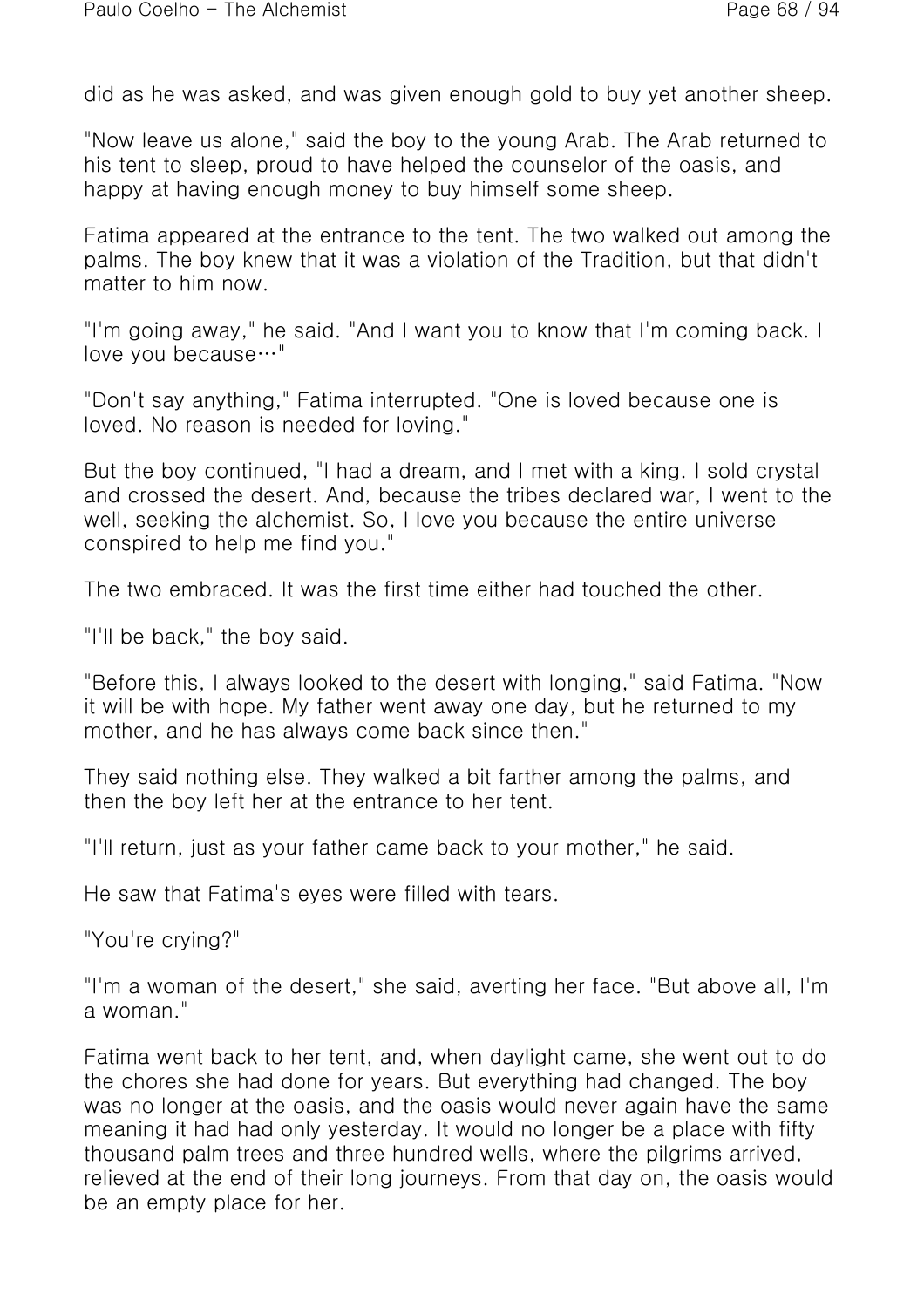did as he was asked, and was given enough gold to buy yet another sheep.

"Now leave us alone," said the boy to the young Arab. The Arab returned to his tent to sleep, proud to have helped the counselor of the oasis, and happy at having enough money to buy himself some sheep.

Fatima appeared at the entrance to the tent. The two walked out among the palms. The boy knew that it was a violation of the Tradition, but that didn't matter to him now.

"I'm going away," he said. "And I want you to know that I'm coming back. I love you because…"

"Don't say anything," Fatima interrupted. "One is loved because one is loved. No reason is needed for loving."

But the boy continued, "I had a dream, and I met with a king. I sold crystal and crossed the desert. And, because the tribes declared war, I went to the well, seeking the alchemist. So, I love you because the entire universe conspired to help me find you."

The two embraced. It was the first time either had touched the other.

"I'll be back," the boy said.

"Before this, I always looked to the desert with longing," said Fatima. "Now it will be with hope. My father went away one day, but he returned to my mother, and he has always come back since then."

They said nothing else. They walked a bit farther among the palms, and then the boy left her at the entrance to her tent.

"I'll return, just as your father came back to your mother," he said.

He saw that Fatima's eyes were filled with tears.

"You're crying?"

"I'm a woman of the desert," she said, averting her face. "But above all, I'm a woman."

Fatima went back to her tent, and, when daylight came, she went out to do the chores she had done for years. But everything had changed. The boy was no longer at the oasis, and the oasis would never again have the same meaning it had had only yesterday. It would no longer be a place with fifty thousand palm trees and three hundred wells, where the pilgrims arrived, relieved at the end of their long journeys. From that day on, the oasis would be an empty place for her.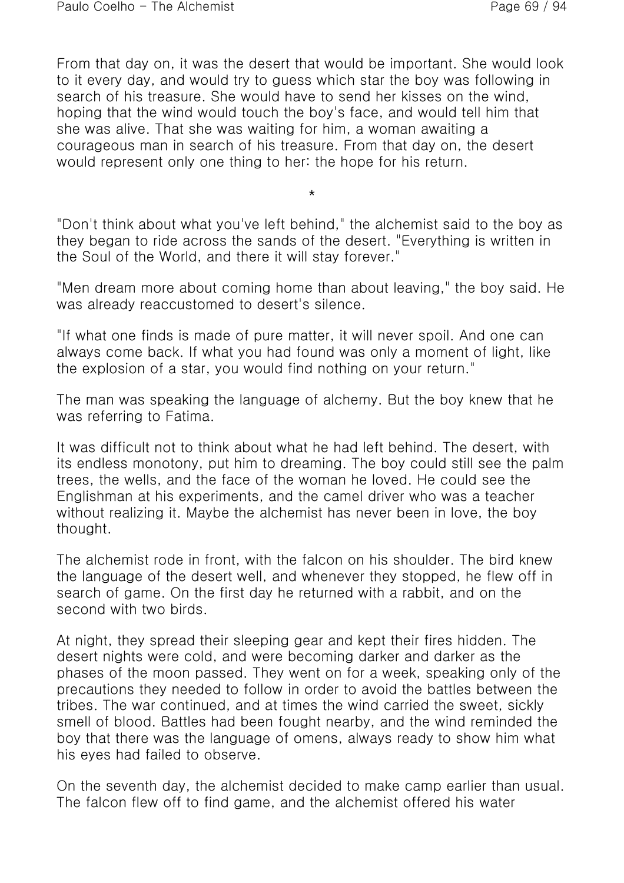From that day on, it was the desert that would be important. She would look to it every day, and would try to guess which star the boy was following in search of his treasure. She would have to send her kisses on the wind, hoping that the wind would touch the boy's face, and would tell him that she was alive. That she was waiting for him, a woman awaiting a courageous man in search of his treasure. From that day on, the desert would represent only one thing to her: the hope for his return.

*

"Don't think about what you've left behind," the alchemist said to the boy as they began to ride across the sands of the desert. "Everything is written in the Soul of the World, and there it will stay forever."

"Men dream more about coming home than about leaving," the boy said. He was already reaccustomed to desert's silence.

"If what one finds is made of pure matter, it will never spoil. And one can always come back. If what you had found was only a moment of light, like the explosion of a star, you would find nothing on your return."

The man was speaking the language of alchemy. But the boy knew that he was referring to Fatima.

It was difficult not to think about what he had left behind. The desert, with its endless monotony, put him to dreaming. The boy could still see the palm trees, the wells, and the face of the woman he loved. He could see the Englishman at his experiments, and the camel driver who was a teacher without realizing it. Maybe the alchemist has never been in love, the boy thought.

The alchemist rode in front, with the falcon on his shoulder. The bird knew the language of the desert well, and whenever they stopped, he flew off in search of game. On the first day he returned with a rabbit, and on the second with two birds.

At night, they spread their sleeping gear and kept their fires hidden. The desert nights were cold, and were becoming darker and darker as the phases of the moon passed. They went on for a week, speaking only of the precautions they needed to follow in order to avoid the battles between the tribes. The war continued, and at times the wind carried the sweet, sickly smell of blood. Battles had been fought nearby, and the wind reminded the boy that there was the language of omens, always ready to show him what his eyes had failed to observe.

On the seventh day, the alchemist decided to make camp earlier than usual. The falcon flew off to find game, and the alchemist offered his water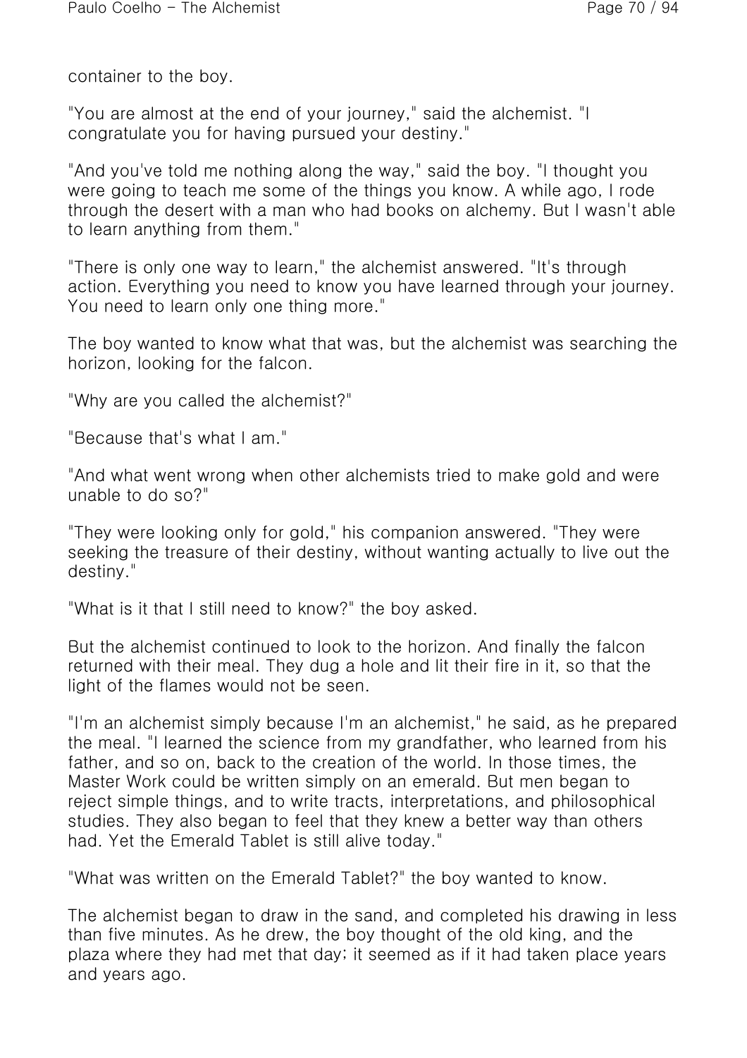container to the boy.

"You are almost at the end of your journey," said the alchemist. "I congratulate you for having pursued your destiny."

"And you've told me nothing along the way," said the boy. "I thought you were going to teach me some of the things you know. A while ago, I rode through the desert with a man who had books on alchemy. But I wasn't able to learn anything from them."

"There is only one way to learn," the alchemist answered. "It's through action. Everything you need to know you have learned through your journey. You need to learn only one thing more."

The boy wanted to know what that was, but the alchemist was searching the horizon, looking for the falcon.

"Why are you called the alchemist?"

"Because that's what I am."

"And what went wrong when other alchemists tried to make gold and were unable to do so?"

"They were looking only for gold," his companion answered. "They were seeking the treasure of their destiny, without wanting actually to live out the destiny."

"What is it that I still need to know?" the boy asked.

But the alchemist continued to look to the horizon. And finally the falcon returned with their meal. They dug a hole and lit their fire in it, so that the light of the flames would not be seen.

"I'm an alchemist simply because I'm an alchemist," he said, as he prepared the meal. "I learned the science from my grandfather, who learned from his father, and so on, back to the creation of the world. In those times, the Master Work could be written simply on an emerald. But men began to reject simple things, and to write tracts, interpretations, and philosophical studies. They also began to feel that they knew a better way than others had. Yet the Emerald Tablet is still alive today."

"What was written on the Emerald Tablet?" the boy wanted to know.

The alchemist began to draw in the sand, and completed his drawing in less than five minutes. As he drew, the boy thought of the old king, and the plaza where they had met that day; it seemed as if it had taken place years and years ago.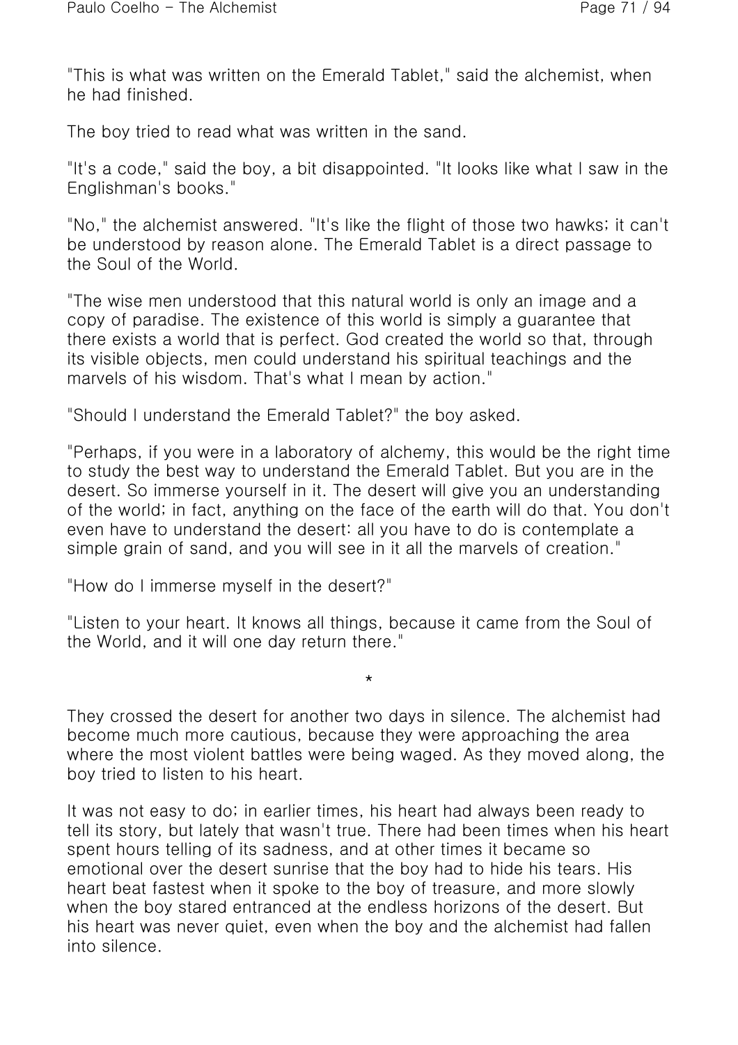"This is what was written on the Emerald Tablet," said the alchemist, when he had finished.

The boy tried to read what was written in the sand.

"It's a code," said the boy, a bit disappointed. "It looks like what I saw in the Englishman's books."

"No," the alchemist answered. "It's like the flight of those two hawks; it can't be understood by reason alone. The Emerald Tablet is a direct passage to the Soul of the World.

"The wise men understood that this natural world is only an image and a copy of paradise. The existence of this world is simply a guarantee that there exists a world that is perfect. God created the world so that, through its visible objects, men could understand his spiritual teachings and the marvels of his wisdom. That's what I mean by action."

"Should I understand the Emerald Tablet?" the boy asked.

"Perhaps, if you were in a laboratory of alchemy, this would be the right time to study the best way to understand the Emerald Tablet. But you are in the desert. So immerse yourself in it. The desert will give you an understanding of the world; in fact, anything on the face of the earth will do that. You don't even have to understand the desert: all you have to do is contemplate a simple grain of sand, and you will see in it all the marvels of creation."

"How do I immerse myself in the desert?"

"Listen to your heart. It knows all things, because it came from the Soul of the World, and it will one day return there."

*

They crossed the desert for another two days in silence. The alchemist had become much more cautious, because they were approaching the area where the most violent battles were being waged. As they moved along, the boy tried to listen to his heart.

It was not easy to do; in earlier times, his heart had always been ready to tell its story, but lately that wasn't true. There had been times when his heart spent hours telling of its sadness, and at other times it became so emotional over the desert sunrise that the boy had to hide his tears. His heart beat fastest when it spoke to the boy of treasure, and more slowly when the boy stared entranced at the endless horizons of the desert. But his heart was never quiet, even when the boy and the alchemist had fallen into silence.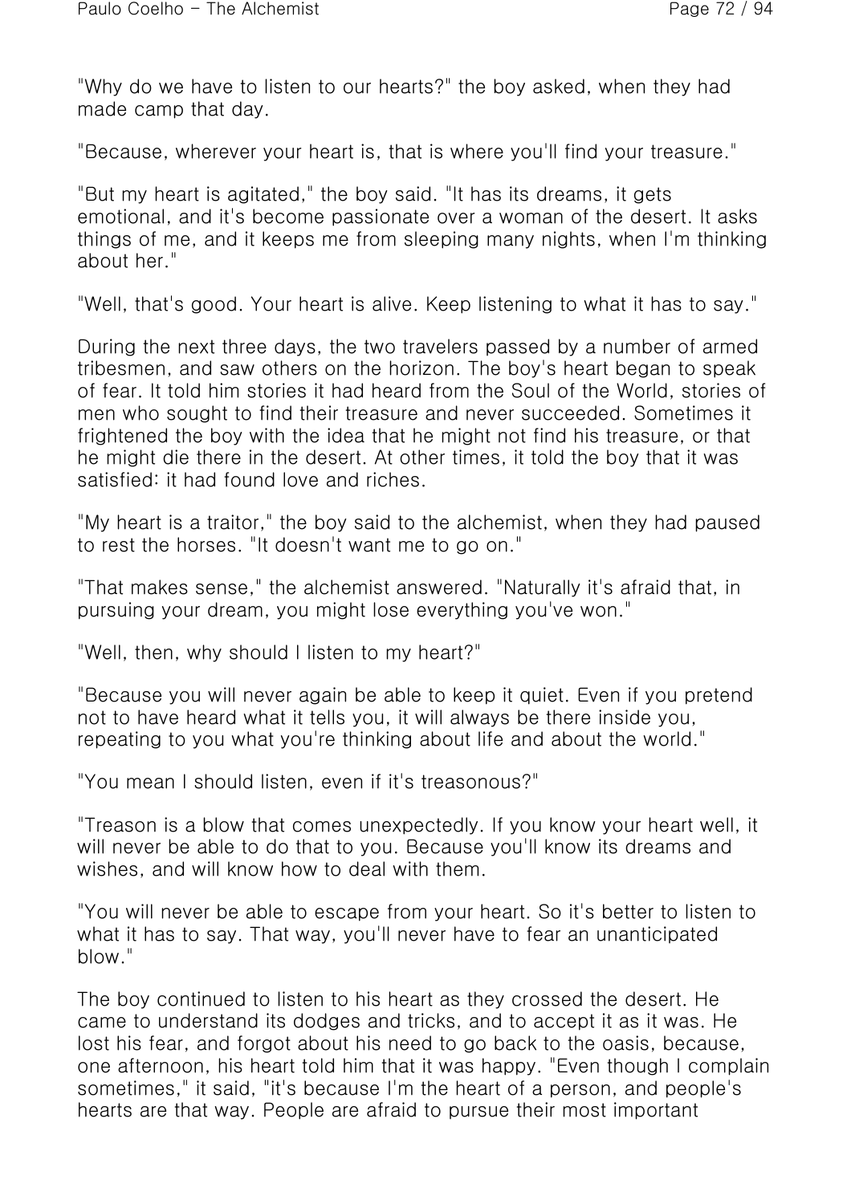"Why do we have to listen to our hearts?" the boy asked, when they had made camp that day.

"Because, wherever your heart is, that is where you'll find your treasure."

"But my heart is agitated," the boy said. "It has its dreams, it gets emotional, and it's become passionate over a woman of the desert. It asks things of me, and it keeps me from sleeping many nights, when I'm thinking about her."

"Well, that's good. Your heart is alive. Keep listening to what it has to say."

During the next three days, the two travelers passed by a number of armed tribesmen, and saw others on the horizon. The boy's heart began to speak of fear. It told him stories it had heard from the Soul of the World, stories of men who sought to find their treasure and never succeeded. Sometimes it frightened the boy with the idea that he might not find his treasure, or that he might die there in the desert. At other times, it told the boy that it was satisfied: it had found love and riches.

"My heart is a traitor," the boy said to the alchemist, when they had paused to rest the horses. "It doesn't want me to go on."

"That makes sense," the alchemist answered. "Naturally it's afraid that, in pursuing your dream, you might lose everything you've won."

"Well, then, why should I listen to my heart?"

"Because you will never again be able to keep it quiet. Even if you pretend not to have heard what it tells you, it will always be there inside you, repeating to you what you're thinking about life and about the world."

"You mean I should listen, even if it's treasonous?"

"Treason is a blow that comes unexpectedly. If you know your heart well, it will never be able to do that to you. Because you'll know its dreams and wishes, and will know how to deal with them.

"You will never be able to escape from your heart. So it's better to listen to what it has to say. That way, you'll never have to fear an unanticipated blow."

The boy continued to listen to his heart as they crossed the desert. He came to understand its dodges and tricks, and to accept it as it was. He lost his fear, and forgot about his need to go back to the oasis, because, one afternoon, his heart told him that it was happy. "Even though I complain sometimes," it said, "it's because I'm the heart of a person, and people's hearts are that way. People are afraid to pursue their most important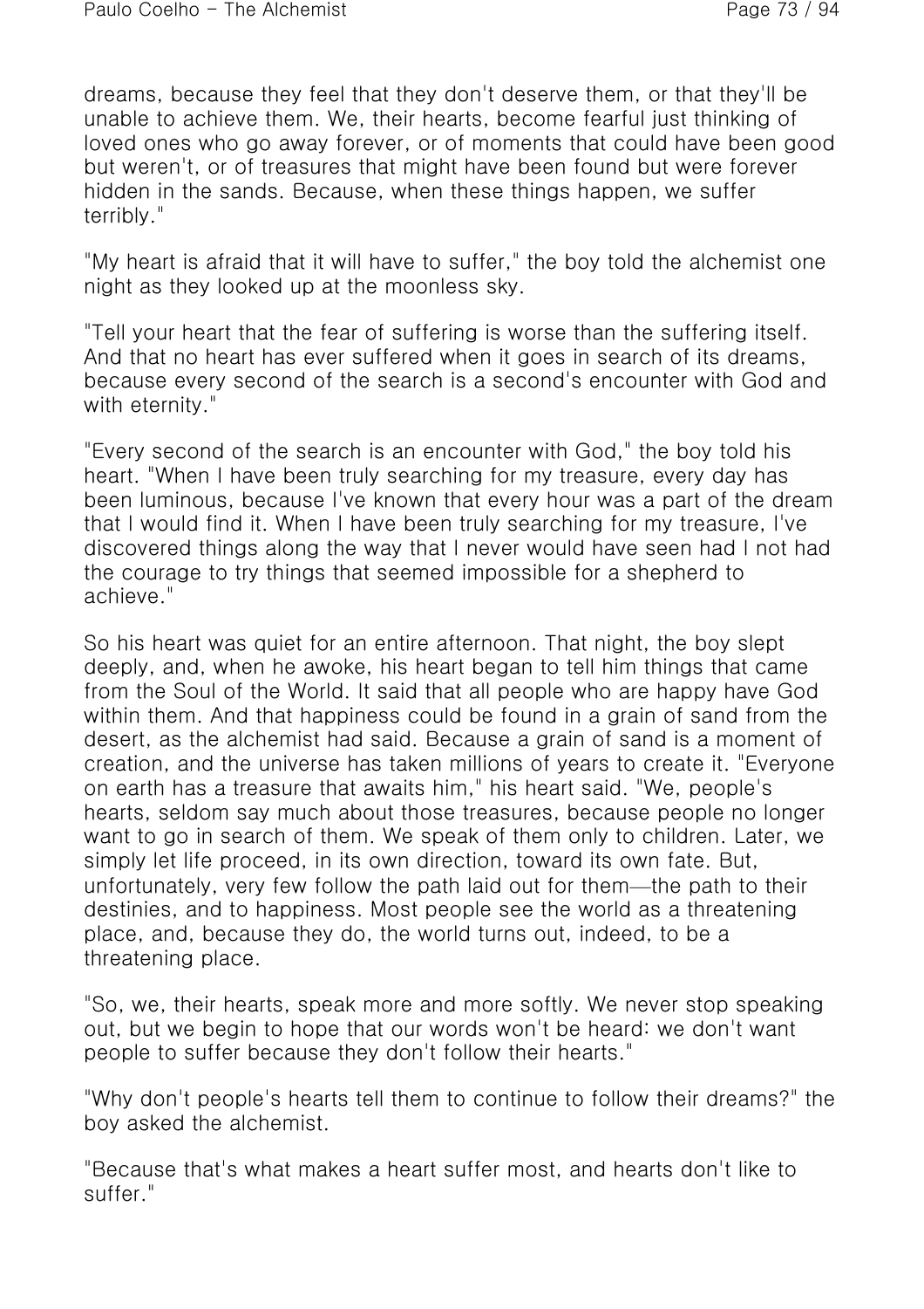dreams, because they feel that they don't deserve them, or that they'll be unable to achieve them. We, their hearts, become fearful just thinking of loved ones who go away forever, or of moments that could have been good but weren't, or of treasures that might have been found but were forever hidden in the sands. Because, when these things happen, we suffer terribly."

"My heart is afraid that it will have to suffer," the boy told the alchemist one night as they looked up at the moonless sky.

"Tell your heart that the fear of suffering is worse than the suffering itself. And that no heart has ever suffered when it goes in search of its dreams, because every second of the search is a second's encounter with God and with eternity."

"Every second of the search is an encounter with God," the boy told his heart. "When I have been truly searching for my treasure, every day has been luminous, because I've known that every hour was a part of the dream that I would find it. When I have been truly searching for my treasure, I've discovered things along the way that I never would have seen had I not had the courage to try things that seemed impossible for a shepherd to achieve."

So his heart was quiet for an entire afternoon. That night, the boy slept deeply, and, when he awoke, his heart began to tell him things that came from the Soul of the World. It said that all people who are happy have God within them. And that happiness could be found in a grain of sand from the desert, as the alchemist had said. Because a grain of sand is a moment of creation, and the universe has taken millions of years to create it. "Everyone on earth has a treasure that awaits him," his heart said. "We, people's hearts, seldom say much about those treasures, because people no longer want to go in search of them. We speak of them only to children. Later, we simply let life proceed, in its own direction, toward its own fate. But, unfortunately, very few follow the path laid out for them—the path to their destinies, and to happiness. Most people see the world as a threatening place, and, because they do, the world turns out, indeed, to be a threatening place.

"So, we, their hearts, speak more and more softly. We never stop speaking out, but we begin to hope that our words won't be heard: we don't want people to suffer because they don't follow their hearts."

"Why don't people's hearts tell them to continue to follow their dreams?" the boy asked the alchemist.

"Because that's what makes a heart suffer most, and hearts don't like to suffer."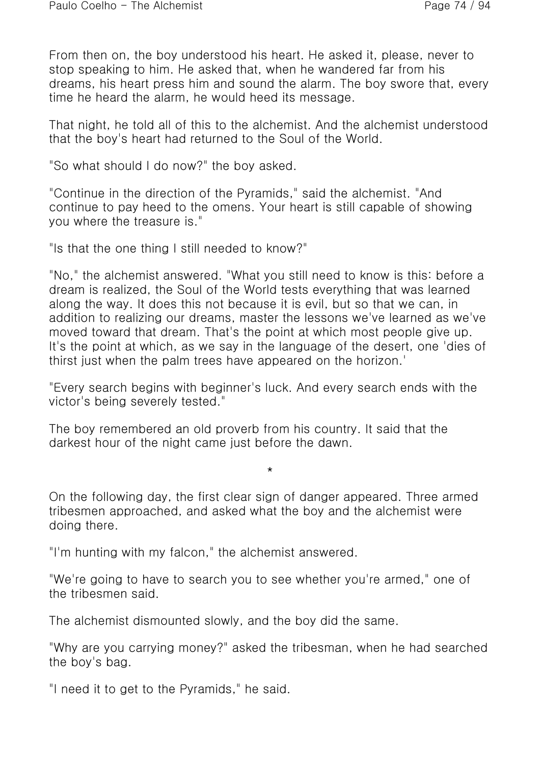From then on, the boy understood his heart. He asked it, please, never to stop speaking to him. He asked that, when he wandered far from his dreams, his heart press him and sound the alarm. The boy swore that, every time he heard the alarm, he would heed its message.

That night, he told all of this to the alchemist. And the alchemist understood that the boy's heart had returned to the Soul of the World.

"So what should I do now?" the boy asked.

"Continue in the direction of the Pyramids," said the alchemist. "And continue to pay heed to the omens. Your heart is still capable of showing you where the treasure is."

"Is that the one thing I still needed to know?"

"No," the alchemist answered. "What you still need to know is this: before a dream is realized, the Soul of the World tests everything that was learned along the way. It does this not because it is evil, but so that we can, in addition to realizing our dreams, master the lessons we've learned as we've moved toward that dream. That's the point at which most people give up. It's the point at which, as we say in the language of the desert, one 'dies of thirst just when the palm trees have appeared on the horizon.'

"Every search begins with beginner's luck. And every search ends with the victor's being severely tested."

The boy remembered an old proverb from his country. It said that the darkest hour of the night came just before the dawn.

*

On the following day, the first clear sign of danger appeared. Three armed tribesmen approached, and asked what the boy and the alchemist were doing there.

"I'm hunting with my falcon," the alchemist answered.

"We're going to have to search you to see whether you're armed," one of the tribesmen said.

The alchemist dismounted slowly, and the boy did the same.

"Why are you carrying money?" asked the tribesman, when he had searched the boy's bag.

"I need it to get to the Pyramids," he said.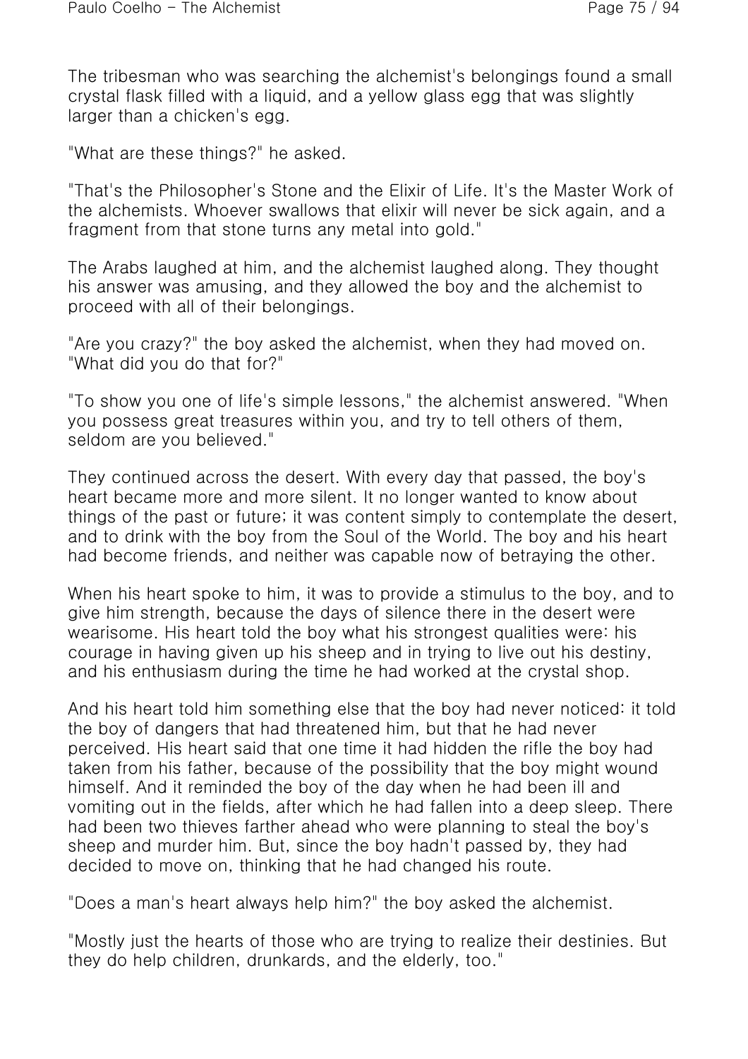The tribesman who was searching the alchemist's belongings found a small crystal flask filled with a liquid, and a yellow glass egg that was slightly larger than a chicken's egg.

"What are these things?" he asked.

"That's the Philosopher's Stone and the Elixir of Life. It's the Master Work of the alchemists. Whoever swallows that elixir will never be sick again, and a fragment from that stone turns any metal into gold."

The Arabs laughed at him, and the alchemist laughed along. They thought his answer was amusing, and they allowed the boy and the alchemist to proceed with all of their belongings.

"Are you crazy?" the boy asked the alchemist, when they had moved on. "What did you do that for?"

"To show you one of life's simple lessons," the alchemist answered. "When you possess great treasures within you, and try to tell others of them, seldom are you believed."

They continued across the desert. With every day that passed, the boy's heart became more and more silent. It no longer wanted to know about things of the past or future; it was content simply to contemplate the desert, and to drink with the boy from the Soul of the World. The boy and his heart had become friends, and neither was capable now of betraying the other.

When his heart spoke to him, it was to provide a stimulus to the boy, and to give him strength, because the days of silence there in the desert were wearisome. His heart told the boy what his strongest qualities were: his courage in having given up his sheep and in trying to live out his destiny, and his enthusiasm during the time he had worked at the crystal shop.

And his heart told him something else that the boy had never noticed: it told the boy of dangers that had threatened him, but that he had never perceived. His heart said that one time it had hidden the rifle the boy had taken from his father, because of the possibility that the boy might wound himself. And it reminded the boy of the day when he had been ill and vomiting out in the fields, after which he had fallen into a deep sleep. There had been two thieves farther ahead who were planning to steal the boy's sheep and murder him. But, since the boy hadn't passed by, they had decided to move on, thinking that he had changed his route.

"Does a man's heart always help him?" the boy asked the alchemist.

"Mostly just the hearts of those who are trying to realize their destinies. But they do help children, drunkards, and the elderly, too."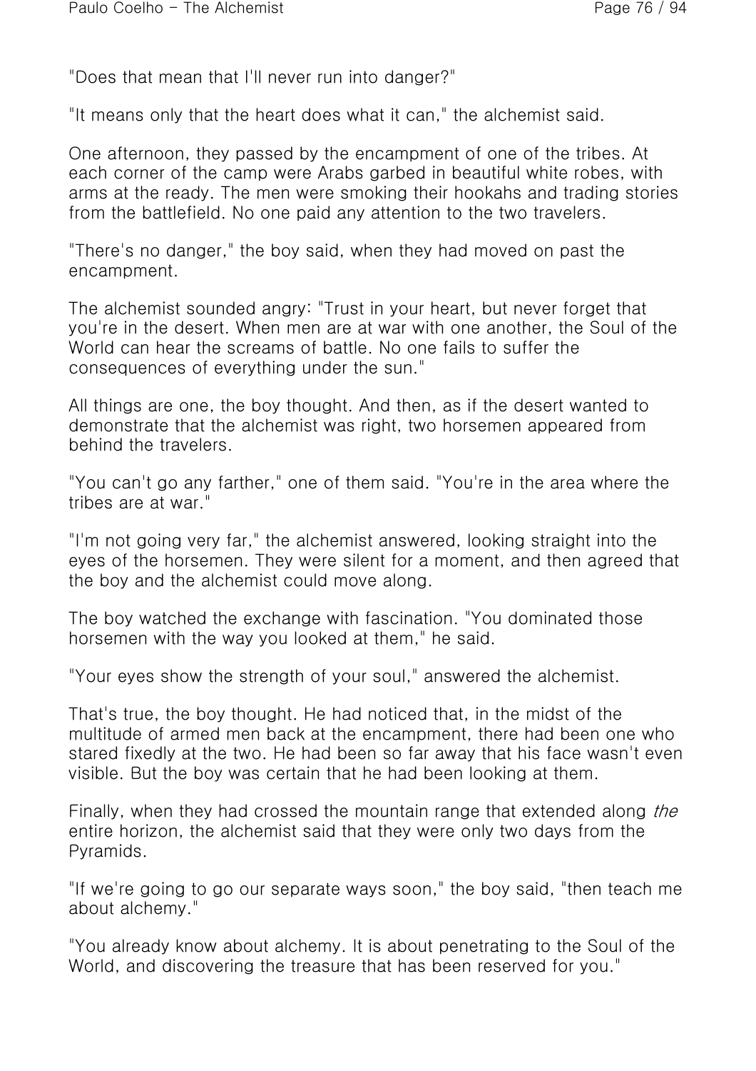"Does that mean that I'll never run into danger?"

"It means only that the heart does what it can," the alchemist said.

One afternoon, they passed by the encampment of one of the tribes. At each corner of the camp were Arabs garbed in beautiful white robes, with arms at the ready. The men were smoking their hookahs and trading stories from the battlefield. No one paid any attention to the two travelers.

"There's no danger," the boy said, when they had moved on past the encampment.

The alchemist sounded angry: "Trust in your heart, but never forget that you're in the desert. When men are at war with one another, the Soul of the World can hear the screams of battle. No one fails to suffer the consequences of everything under the sun."

All things are one, the boy thought. And then, as if the desert wanted to demonstrate that the alchemist was right, two horsemen appeared from behind the travelers.

"You can't go any farther," one of them said. "You're in the area where the tribes are at war."

"I'm not going very far," the alchemist answered, looking straight into the eyes of the horsemen. They were silent for a moment, and then agreed that the boy and the alchemist could move along.

The boy watched the exchange with fascination. "You dominated those horsemen with the way you looked at them," he said.

"Your eyes show the strength of your soul," answered the alchemist.

That's true, the boy thought. He had noticed that, in the midst of the multitude of armed men back at the encampment, there had been one who stared fixedly at the two. He had been so far away that his face wasn't even visible. But the boy was certain that he had been looking at them.

Finally, when they had crossed the mountain range that extended along *the* entire horizon, the alchemist said that they were only two days from the Pyramids.

"If we're going to go our separate ways soon," the boy said, "then teach me about alchemy."

"You already know about alchemy. It is about penetrating to the Soul of the World, and discovering the treasure that has been reserved for you."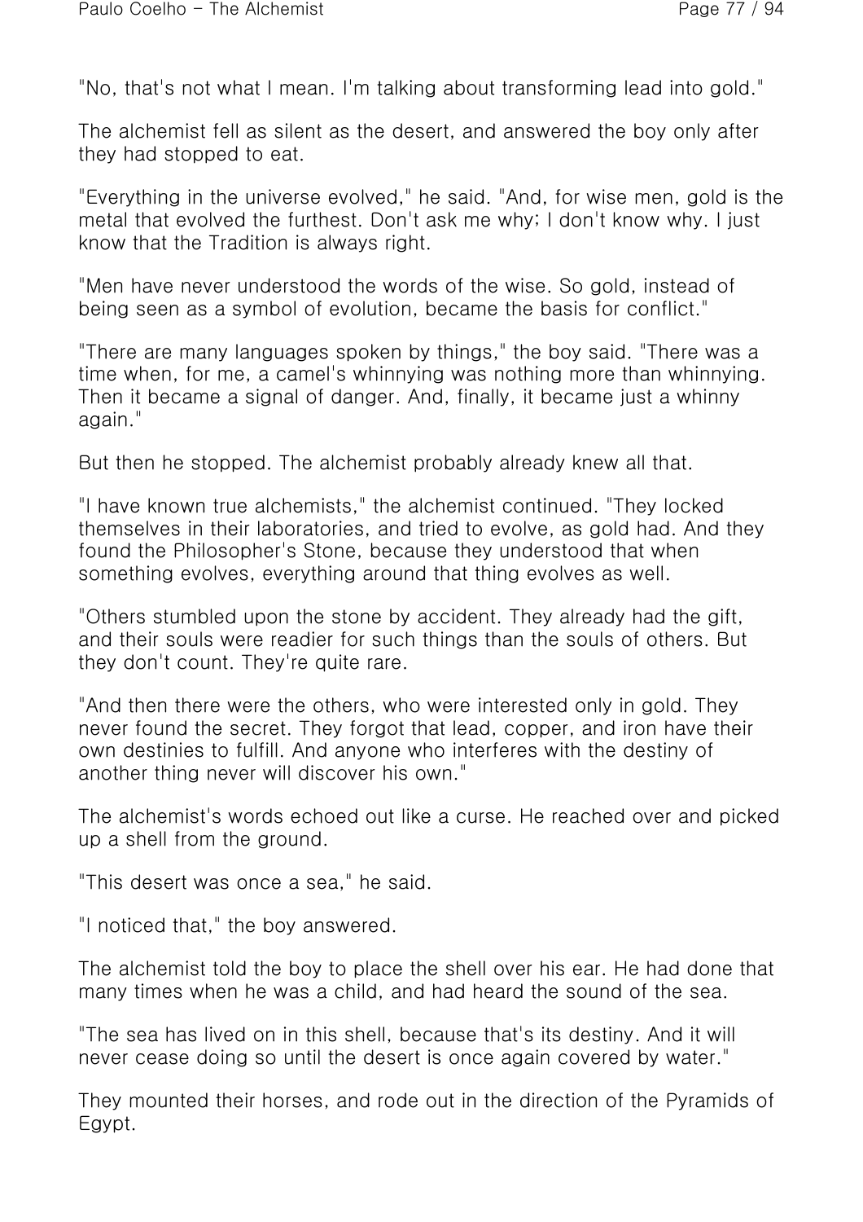"No, that's not what I mean. I'm talking about transforming lead into gold."

The alchemist fell as silent as the desert, and answered the boy only after they had stopped to eat.

"Everything in the universe evolved," he said. "And, for wise men, gold is the metal that evolved the furthest. Don't ask me why; I don't know why. I just know that the Tradition is always right.

"Men have never understood the words of the wise. So gold, instead of being seen as a symbol of evolution, became the basis for conflict."

"There are many languages spoken by things," the boy said. "There was a time when, for me, a camel's whinnying was nothing more than whinnying. Then it became a signal of danger. And, finally, it became just a whinny again."

But then he stopped. The alchemist probably already knew all that.

"I have known true alchemists," the alchemist continued. "They locked themselves in their laboratories, and tried to evolve, as gold had. And they found the Philosopher's Stone, because they understood that when something evolves, everything around that thing evolves as well.

"Others stumbled upon the stone by accident. They already had the gift, and their souls were readier for such things than the souls of others. But they don't count. They're quite rare.

"And then there were the others, who were interested only in gold. They never found the secret. They forgot that lead, copper, and iron have their own destinies to fulfill. And anyone who interferes with the destiny of another thing never will discover his own."

The alchemist's words echoed out like a curse. He reached over and picked up a shell from the ground.

"This desert was once a sea," he said.

"I noticed that," the boy answered.

The alchemist told the boy to place the shell over his ear. He had done that many times when he was a child, and had heard the sound of the sea.

"The sea has lived on in this shell, because that's its destiny. And it will never cease doing so until the desert is once again covered by water."

They mounted their horses, and rode out in the direction of the Pyramids of Egypt.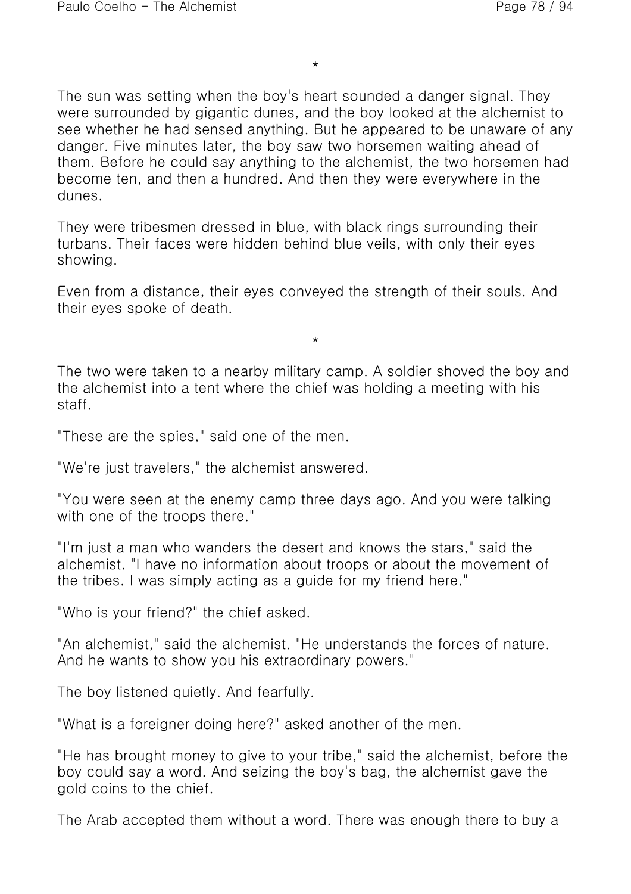*

The sun was setting when the boy's heart sounded a danger signal. They were surrounded by gigantic dunes, and the boy looked at the alchemist to see whether he had sensed anything. But he appeared to be unaware of any danger. Five minutes later, the boy saw two horsemen waiting ahead of them. Before he could say anything to the alchemist, the two horsemen had become ten, and then a hundred. And then they were everywhere in the dunes.

They were tribesmen dressed in blue, with black rings surrounding their turbans. Their faces were hidden behind blue veils, with only their eyes showing.

Even from a distance, their eyes conveyed the strength of their souls. And their eyes spoke of death.

*

The two were taken to a nearby military camp. A soldier shoved the boy and the alchemist into a tent where the chief was holding a meeting with his staff.

"These are the spies," said one of the men.

"We're just travelers," the alchemist answered.

"You were seen at the enemy camp three days ago. And you were talking with one of the troops there."

"I'm just a man who wanders the desert and knows the stars," said the alchemist. "I have no information about troops or about the movement of the tribes. I was simply acting as a guide for my friend here."

"Who is your friend?" the chief asked.

"An alchemist," said the alchemist. "He understands the forces of nature. And he wants to show you his extraordinary powers."

The boy listened quietly. And fearfully.

"What is a foreigner doing here?" asked another of the men.

"He has brought money to give to your tribe," said the alchemist, before the boy could say a word. And seizing the boy's bag, the alchemist gave the gold coins to the chief.

The Arab accepted them without a word. There was enough there to buy a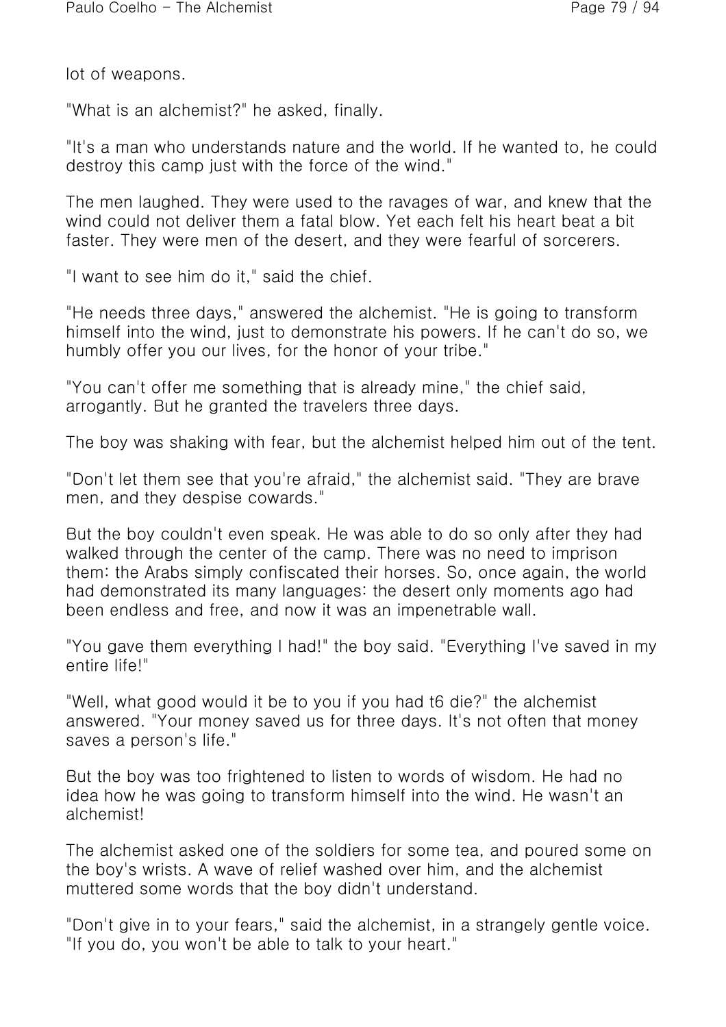lot of weapons.

"What is an alchemist?" he asked, finally.

"It's a man who understands nature and the world. If he wanted to, he could destroy this camp just with the force of the wind."

The men laughed. They were used to the ravages of war, and knew that the wind could not deliver them a fatal blow. Yet each felt his heart beat a bit faster. They were men of the desert, and they were fearful of sorcerers.

"I want to see him do it," said the chief.

"He needs three days," answered the alchemist. "He is going to transform himself into the wind, just to demonstrate his powers. If he can't do so, we humbly offer you our lives, for the honor of your tribe."

"You can't offer me something that is already mine," the chief said, arrogantly. But he granted the travelers three days.

The boy was shaking with fear, but the alchemist helped him out of the tent.

"Don't let them see that you're afraid," the alchemist said. "They are brave men, and they despise cowards."

But the boy couldn't even speak. He was able to do so only after they had walked through the center of the camp. There was no need to imprison them: the Arabs simply confiscated their horses. So, once again, the world had demonstrated its many languages: the desert only moments ago had been endless and free, and now it was an impenetrable wall.

"You gave them everything I had!" the boy said. "Everything I've saved in my entire life!"

"Well, what good would it be to you if you had t6 die?" the alchemist answered. "Your money saved us for three days. It's not often that money saves a person's life."

But the boy was too frightened to listen to words of wisdom. He had no idea how he was going to transform himself into the wind. He wasn't an alchemist!

The alchemist asked one of the soldiers for some tea, and poured some on the boy's wrists. A wave of relief washed over him, and the alchemist muttered some words that the boy didn't understand.

"Don't give in to your fears," said the alchemist, in a strangely gentle voice. "If you do, you won't be able to talk to your heart."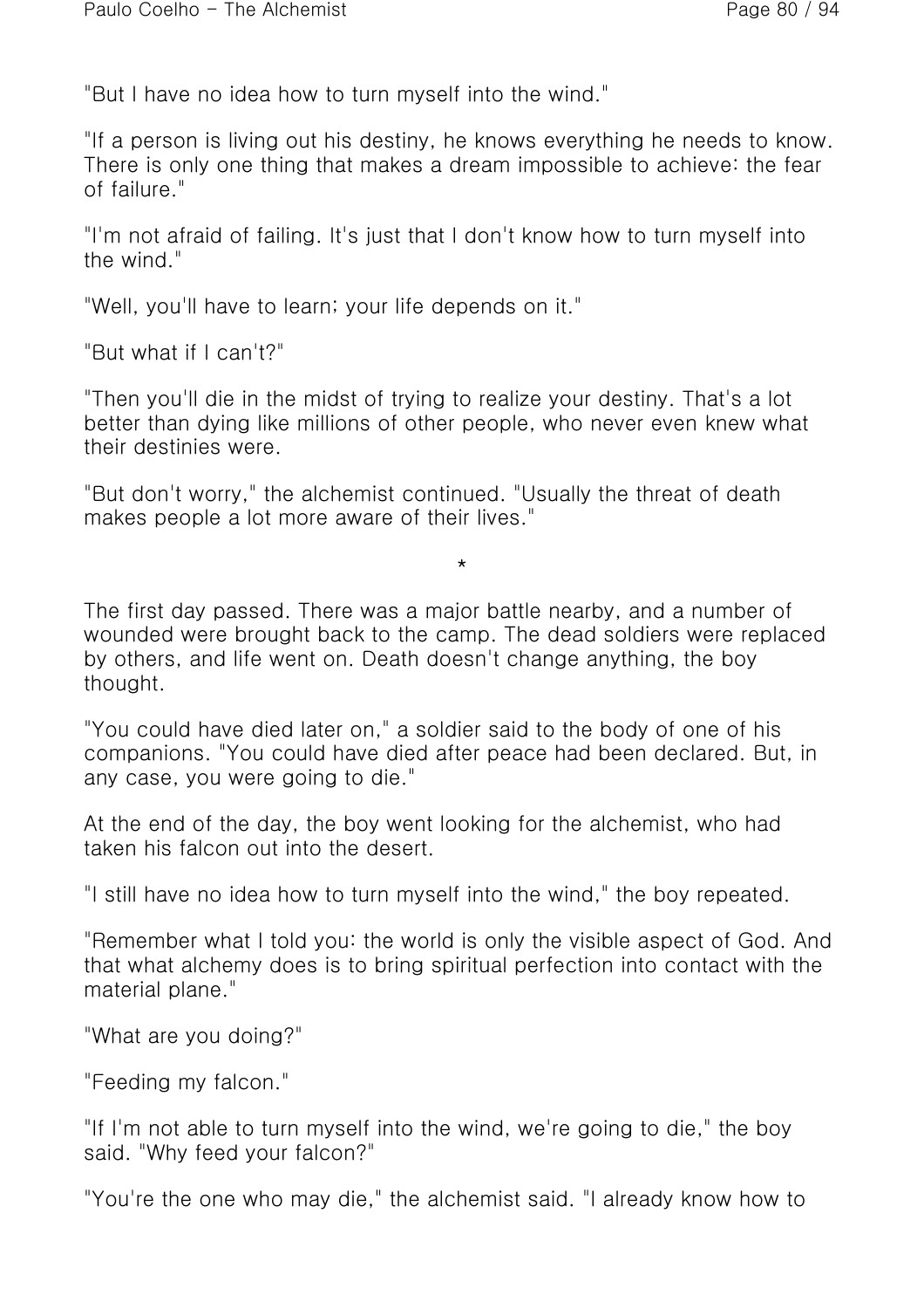"But I have no idea how to turn myself into the wind."

"If a person is living out his destiny, he knows everything he needs to know. There is only one thing that makes a dream impossible to achieve: the fear of failure."

"I'm not afraid of failing. It's just that I don't know how to turn myself into the wind."

"Well, you'll have to learn; your life depends on it."

"But what if I can't?"

"Then you'll die in the midst of trying to realize your destiny. That's a lot better than dying like millions of other people, who never even knew what their destinies were.

"But don't worry," the alchemist continued. "Usually the threat of death makes people a lot more aware of their lives."

*

The first day passed. There was a major battle nearby, and a number of wounded were brought back to the camp. The dead soldiers were replaced by others, and life went on. Death doesn't change anything, the boy thought.

"You could have died later on," a soldier said to the body of one of his companions. "You could have died after peace had been declared. But, in any case, you were going to die."

At the end of the day, the boy went looking for the alchemist, who had taken his falcon out into the desert.

"I still have no idea how to turn myself into the wind," the boy repeated.

"Remember what I told you: the world is only the visible aspect of God. And that what alchemy does is to bring spiritual perfection into contact with the material plane."

"What are you doing?"

"Feeding my falcon."

"If I'm not able to turn myself into the wind, we're going to die," the boy said. "Why feed your falcon?"

"You're the one who may die," the alchemist said. "I already know how to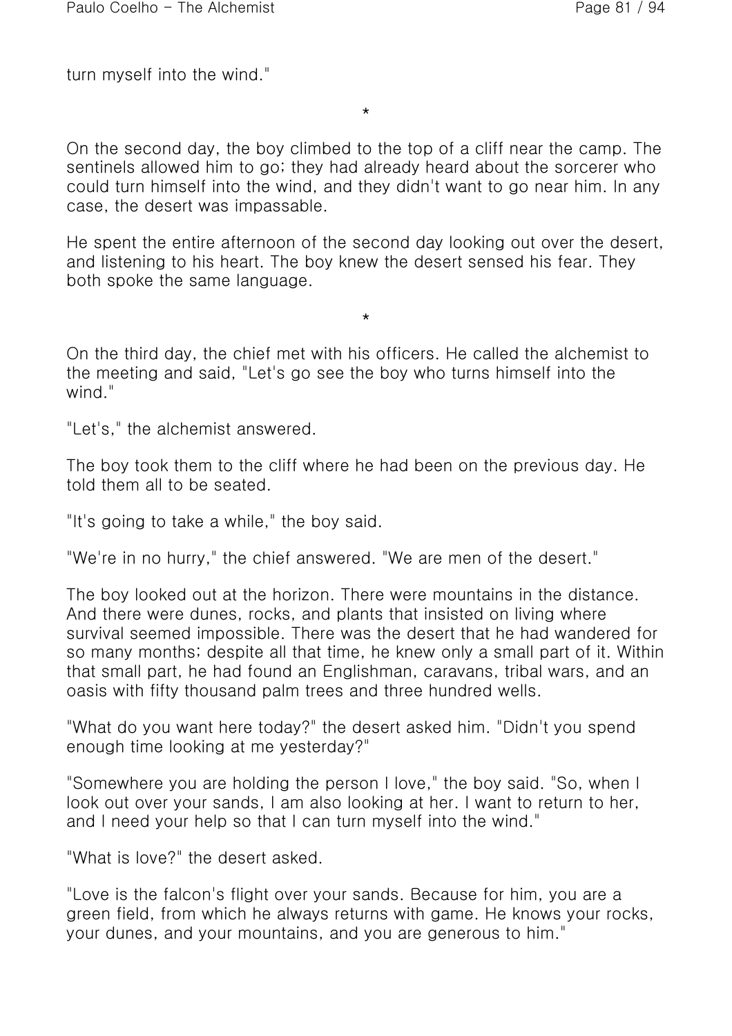turn myself into the wind."

*

On the second day, the boy climbed to the top of a cliff near the camp. The sentinels allowed him to go; they had already heard about the sorcerer who could turn himself into the wind, and they didn't want to go near him. In any case, the desert was impassable.

He spent the entire afternoon of the second day looking out over the desert, and listening to his heart. The boy knew the desert sensed his fear. They both spoke the same language.

*

On the third day, the chief met with his officers. He called the alchemist to the meeting and said, "Let's go see the boy who turns himself into the wind."

"Let's," the alchemist answered.

The boy took them to the cliff where he had been on the previous day. He told them all to be seated.

"It's going to take a while," the boy said.

"We're in no hurry," the chief answered. "We are men of the desert."

The boy looked out at the horizon. There were mountains in the distance. And there were dunes, rocks, and plants that insisted on living where survival seemed impossible. There was the desert that he had wandered for so many months; despite all that time, he knew only a small part of it. Within that small part, he had found an Englishman, caravans, tribal wars, and an oasis with fifty thousand palm trees and three hundred wells.

"What do you want here today?" the desert asked him. "Didn't you spend enough time looking at me yesterday?"

"Somewhere you are holding the person I love," the boy said. "So, when I look out over your sands, I am also looking at her. I want to return to her, and I need your help so that I can turn myself into the wind."

"What is love?" the desert asked.

"Love is the falcon's flight over your sands. Because for him, you are a green field, from which he always returns with game. He knows your rocks, your dunes, and your mountains, and you are generous to him."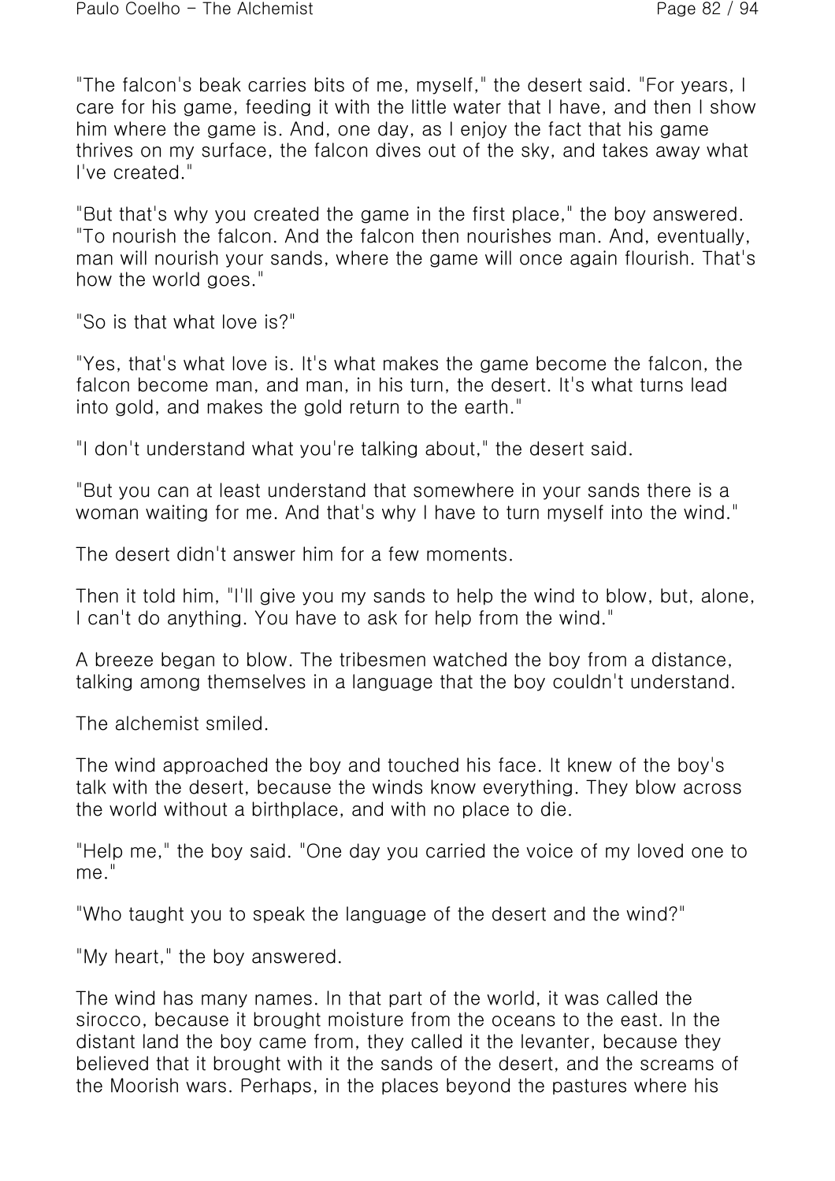"The falcon's beak carries bits of me, myself," the desert said. "For years, I care for his game, feeding it with the little water that I have, and then I show him where the game is. And, one day, as I enjoy the fact that his game thrives on my surface, the falcon dives out of the sky, and takes away what I've created."

"But that's why you created the game in the first place," the boy answered. "To nourish the falcon. And the falcon then nourishes man. And, eventually, man will nourish your sands, where the game will once again flourish. That's how the world goes."

"So is that what love is?"

"Yes, that's what love is. It's what makes the game become the falcon, the falcon become man, and man, in his turn, the desert. It's what turns lead into gold, and makes the gold return to the earth."

"I don't understand what you're talking about," the desert said.

"But you can at least understand that somewhere in your sands there is a woman waiting for me. And that's why I have to turn myself into the wind."

The desert didn't answer him for a few moments.

Then it told him, "I'll give you my sands to help the wind to blow, but, alone, I can't do anything. You have to ask for help from the wind."

A breeze began to blow. The tribesmen watched the boy from a distance, talking among themselves in a language that the boy couldn't understand.

The alchemist smiled.

The wind approached the boy and touched his face. It knew of the boy's talk with the desert, because the winds know everything. They blow across the world without a birthplace, and with no place to die.

"Help me," the boy said. "One day you carried the voice of my loved one to me."

"Who taught you to speak the language of the desert and the wind?"

"My heart," the boy answered.

The wind has many names. In that part of the world, it was called the sirocco, because it brought moisture from the oceans to the east. In the distant land the boy came from, they called it the levanter, because they believed that it brought with it the sands of the desert, and the screams of the Moorish wars. Perhaps, in the places beyond the pastures where his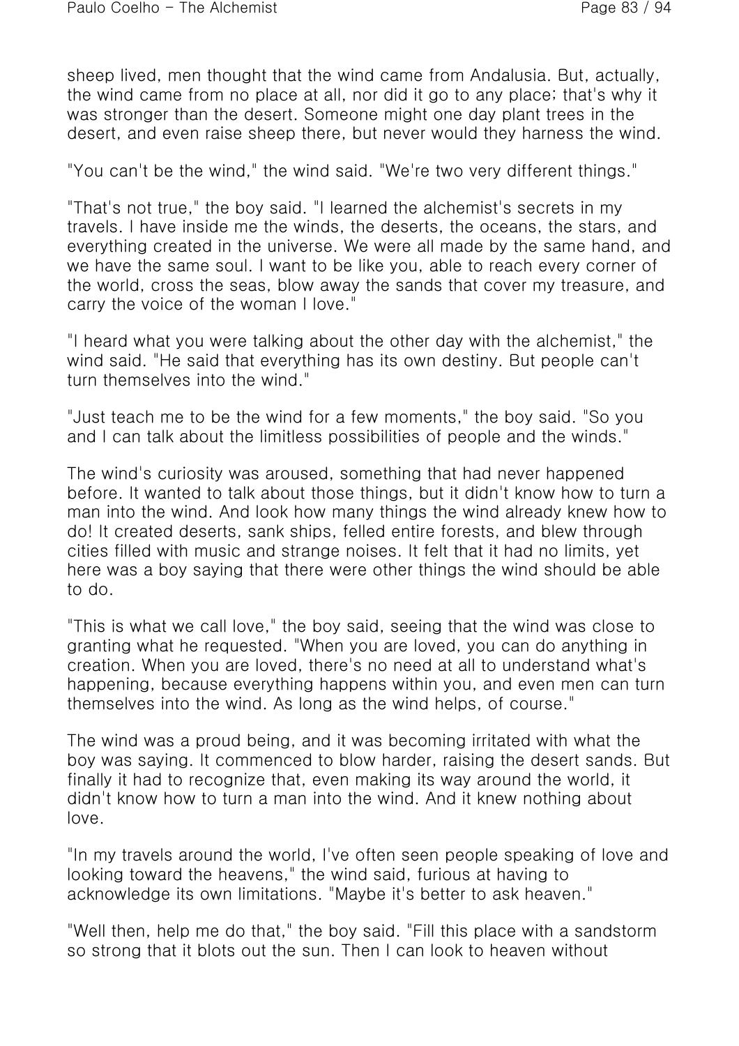sheep lived, men thought that the wind came from Andalusia. But, actually, the wind came from no place at all, nor did it go to any place; that's why it was stronger than the desert. Someone might one day plant trees in the desert, and even raise sheep there, but never would they harness the wind.

"You can't be the wind," the wind said. "We're two very different things."

"That's not true," the boy said. "I learned the alchemist's secrets in my travels. I have inside me the winds, the deserts, the oceans, the stars, and everything created in the universe. We were all made by the same hand, and we have the same soul. I want to be like you, able to reach every corner of the world, cross the seas, blow away the sands that cover my treasure, and carry the voice of the woman I love."

"I heard what you were talking about the other day with the alchemist," the wind said. "He said that everything has its own destiny. But people can't turn themselves into the wind."

"Just teach me to be the wind for a few moments," the boy said. "So you and I can talk about the limitless possibilities of people and the winds."

The wind's curiosity was aroused, something that had never happened before. It wanted to talk about those things, but it didn't know how to turn a man into the wind. And look how many things the wind already knew how to do! It created deserts, sank ships, felled entire forests, and blew through cities filled with music and strange noises. It felt that it had no limits, yet here was a boy saying that there were other things the wind should be able to do.

"This is what we call love," the boy said, seeing that the wind was close to granting what he requested. "When you are loved, you can do anything in creation. When you are loved, there's no need at all to understand what's happening, because everything happens within you, and even men can turn themselves into the wind. As long as the wind helps, of course."

The wind was a proud being, and it was becoming irritated with what the boy was saying. It commenced to blow harder, raising the desert sands. But finally it had to recognize that, even making its way around the world, it didn't know how to turn a man into the wind. And it knew nothing about love.

"In my travels around the world, I've often seen people speaking of love and looking toward the heavens," the wind said, furious at having to acknowledge its own limitations. "Maybe it's better to ask heaven."

"Well then, help me do that," the boy said. "Fill this place with a sandstorm so strong that it blots out the sun. Then I can look to heaven without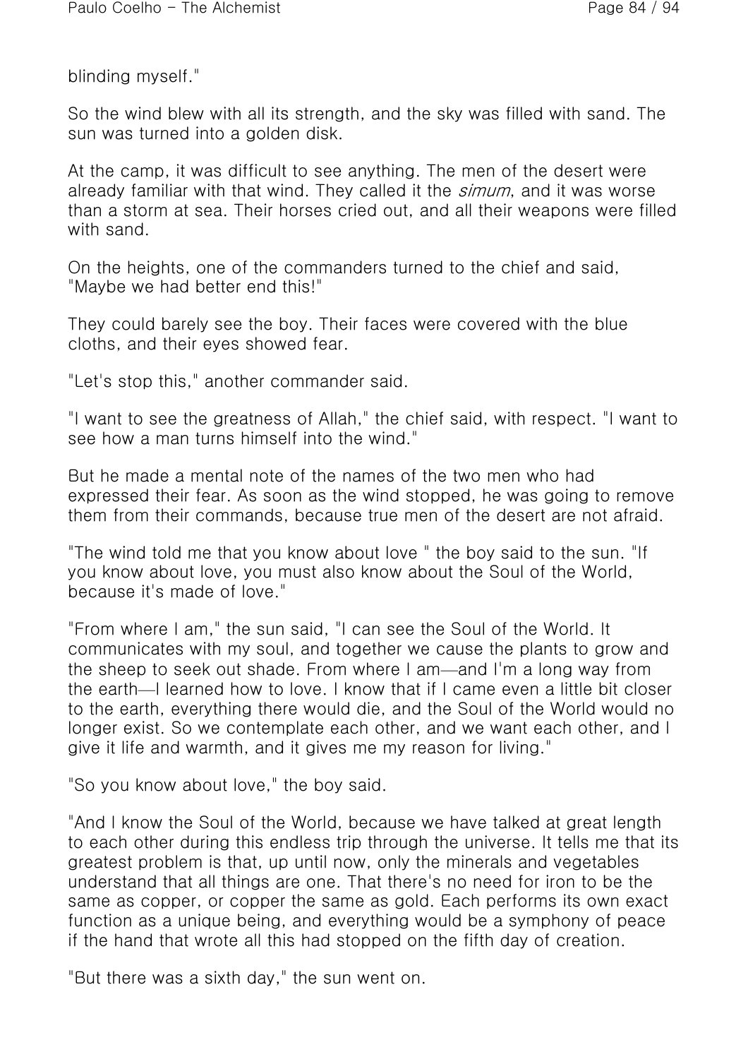blinding myself."

So the wind blew with all its strength, and the sky was filled with sand. The sun was turned into a golden disk.

At the camp, it was difficult to see anything. The men of the desert were already familiar with that wind. They called it the *simum*, and it was worse than a storm at sea. Their horses cried out, and all their weapons were filled with sand.

On the heights, one of the commanders turned to the chief and said, "Maybe we had better end this!"

They could barely see the boy. Their faces were covered with the blue cloths, and their eyes showed fear.

"Let's stop this," another commander said.

"I want to see the greatness of Allah," the chief said, with respect. "I want to see how a man turns himself into the wind."

But he made a mental note of the names of the two men who had expressed their fear. As soon as the wind stopped, he was going to remove them from their commands, because true men of the desert are not afraid.

"The wind told me that you know about love " the boy said to the sun. "If you know about love, you must also know about the Soul of the World, because it's made of love."

"From where I am," the sun said, "I can see the Soul of the World. It communicates with my soul, and together we cause the plants to grow and the sheep to seek out shade. From where I am—and I'm a long way from the earth—I learned how to love. I know that if I came even a little bit closer to the earth, everything there would die, and the Soul of the World would no longer exist. So we contemplate each other, and we want each other, and I give it life and warmth, and it gives me my reason for living."

"So you know about love," the boy said.

"And I know the Soul of the World, because we have talked at great length to each other during this endless trip through the universe. It tells me that its greatest problem is that, up until now, only the minerals and vegetables understand that all things are one. That there's no need for iron to be the same as copper, or copper the same as gold. Each performs its own exact function as a unique being, and everything would be a symphony of peace if the hand that wrote all this had stopped on the fifth day of creation.

"But there was a sixth day," the sun went on.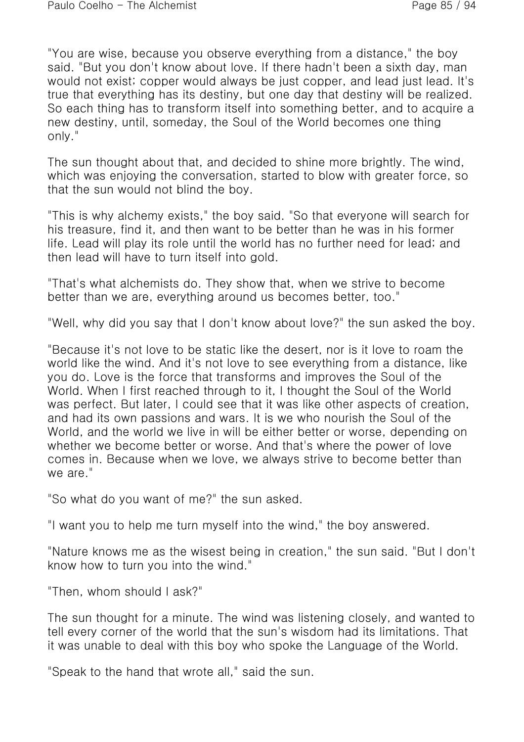"You are wise, because you observe everything from a distance," the boy said. "But you don't know about love. If there hadn't been a sixth day, man would not exist; copper would always be just copper, and lead just lead. It's true that everything has its destiny, but one day that destiny will be realized. So each thing has to transform itself into something better, and to acquire a new destiny, until, someday, the Soul of the World becomes one thing only."

The sun thought about that, and decided to shine more brightly. The wind, which was enjoying the conversation, started to blow with greater force, so that the sun would not blind the boy.

"This is why alchemy exists," the boy said. "So that everyone will search for his treasure, find it, and then want to be better than he was in his former life. Lead will play its role until the world has no further need for lead; and then lead will have to turn itself into gold.

"That's what alchemists do. They show that, when we strive to become better than we are, everything around us becomes better, too."

"Well, why did you say that I don't know about love?" the sun asked the boy.

"Because it's not love to be static like the desert, nor is it love to roam the world like the wind. And it's not love to see everything from a distance, like you do. Love is the force that transforms and improves the Soul of the World. When I first reached through to it, I thought the Soul of the World was perfect. But later, I could see that it was like other aspects of creation, and had its own passions and wars. It is we who nourish the Soul of the World, and the world we live in will be either better or worse, depending on whether we become better or worse. And that's where the power of love comes in. Because when we love, we always strive to become better than we are."

"So what do you want of me?" the sun asked.

"I want you to help me turn myself into the wind," the boy answered.

"Nature knows me as the wisest being in creation," the sun said. "But I don't know how to turn you into the wind."

"Then, whom should I ask?"

The sun thought for a minute. The wind was listening closely, and wanted to tell every corner of the world that the sun's wisdom had its limitations. That it was unable to deal with this boy who spoke the Language of the World.

"Speak to the hand that wrote all," said the sun.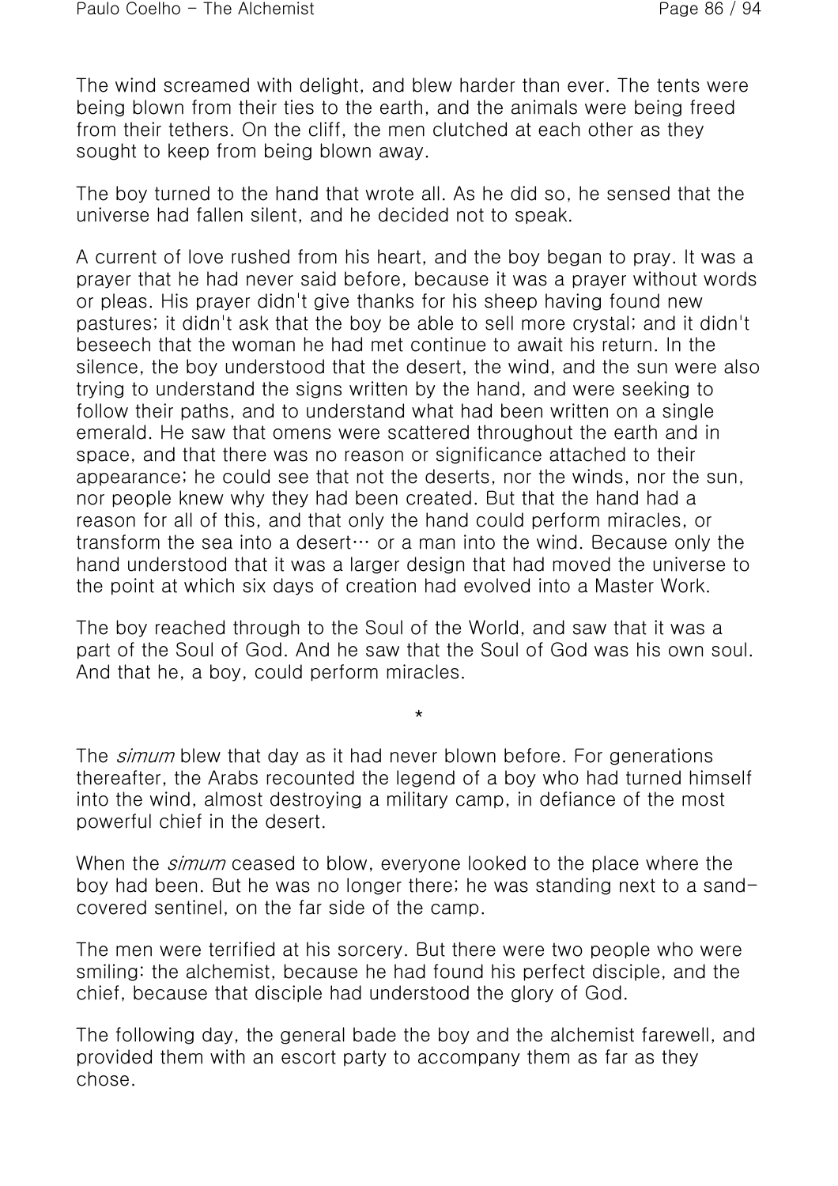The wind screamed with delight, and blew harder than ever. The tents were being blown from their ties to the earth, and the animals were being freed from their tethers. On the cliff, the men clutched at each other as they sought to keep from being blown away.

The boy turned to the hand that wrote all. As he did so, he sensed that the universe had fallen silent, and he decided not to speak.

A current of love rushed from his heart, and the boy began to pray. It was a prayer that he had never said before, because it was a prayer without words or pleas. His prayer didn't give thanks for his sheep having found new pastures; it didn't ask that the boy be able to sell more crystal; and it didn't beseech that the woman he had met continue to await his return. In the silence, the boy understood that the desert, the wind, and the sun were also trying to understand the signs written by the hand, and were seeking to follow their paths, and to understand what had been written on a single emerald. He saw that omens were scattered throughout the earth and in space, and that there was no reason or significance attached to their appearance; he could see that not the deserts, nor the winds, nor the sun, nor people knew why they had been created. But that the hand had a reason for all of this, and that only the hand could perform miracles, or transform the sea into a desert… or a man into the wind. Because only the hand understood that it was a larger design that had moved the universe to the point at which six days of creation had evolved into a Master Work.

The boy reached through to the Soul of the World, and saw that it was a part of the Soul of God. And he saw that the Soul of God was his own soul. And that he, a boy, could perform miracles.

*

The *simum* blew that day as it had never blown before. For generations thereafter, the Arabs recounted the legend of a boy who had turned himself into the wind, almost destroying a military camp, in defiance of the most powerful chief in the desert.

When the *simum* ceased to blow, everyone looked to the place where the boy had been. But he was no longer there; he was standing next to a sand-covered sentinel, on the far side of the camp.

The men were terrified at his sorcery. But there were two people who were smiling: the alchemist, because he had found his perfect disciple, and the chief, because that disciple had understood the glory of God.

The following day, the general bade the boy and the alchemist farewell, and provided them with an escort party to accompany them as far as they chose.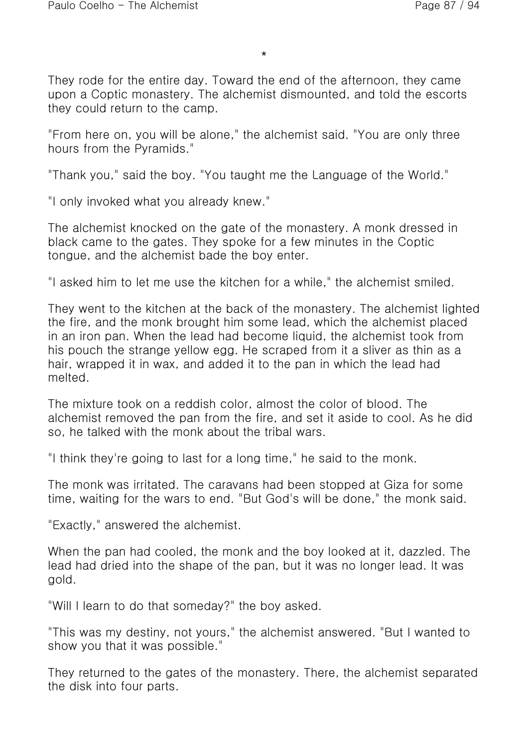*

They rode for the entire day. Toward the end of the afternoon, they came upon a Coptic monastery. The alchemist dismounted, and told the escorts they could return to the camp.

"From here on, you will be alone," the alchemist said. "You are only three hours from the Pyramids."

"Thank you," said the boy. "You taught me the Language of the World."

"I only invoked what you already knew."

The alchemist knocked on the gate of the monastery. A monk dressed in black came to the gates. They spoke for a few minutes in the Coptic tongue, and the alchemist bade the boy enter.

"I asked him to let me use the kitchen for a while," the alchemist smiled.

They went to the kitchen at the back of the monastery. The alchemist lighted the fire, and the monk brought him some lead, which the alchemist placed in an iron pan. When the lead had become liquid, the alchemist took from his pouch the strange yellow egg. He scraped from it a sliver as thin as a hair, wrapped it in wax, and added it to the pan in which the lead had melted.

The mixture took on a reddish color, almost the color of blood. The alchemist removed the pan from the fire, and set it aside to cool. As he did so, he talked with the monk about the tribal wars.

"I think they're going to last for a long time," he said to the monk.

The monk was irritated. The caravans had been stopped at Giza for some time, waiting for the wars to end. "But God's will be done," the monk said.

"Exactly," answered the alchemist.

When the pan had cooled, the monk and the boy looked at it, dazzled. The lead had dried into the shape of the pan, but it was no longer lead. It was gold.

"Will I learn to do that someday?" the boy asked.

"This was my destiny, not yours," the alchemist answered. "But I wanted to show you that it was possible."

They returned to the gates of the monastery. There, the alchemist separated the disk into four parts.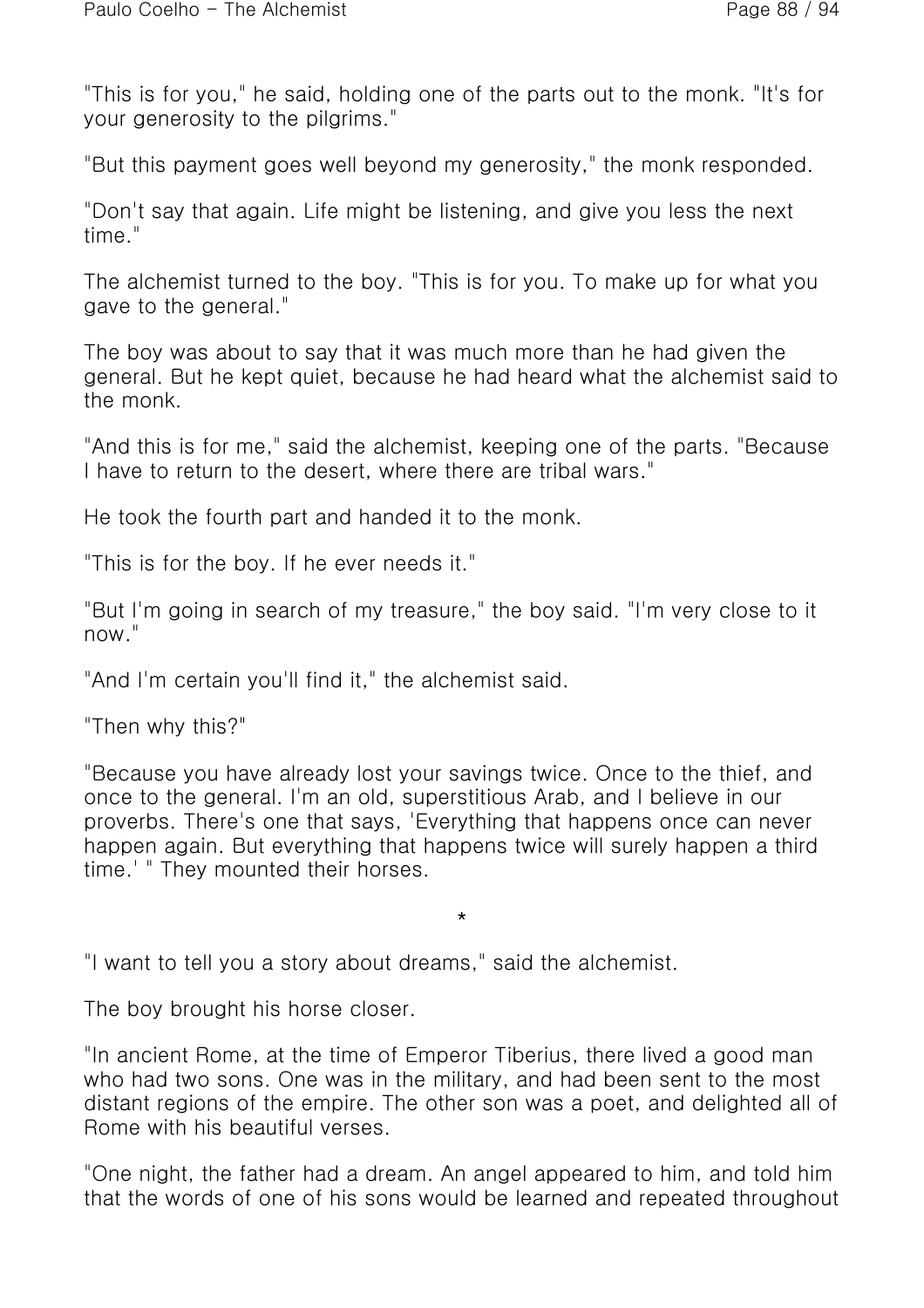"This is for you," he said, holding one of the parts out to the monk. "It's for your generosity to the pilgrims."

"But this payment goes well beyond my generosity," the monk responded.

"Don't say that again. Life might be listening, and give you less the next time."

The alchemist turned to the boy. "This is for you. To make up for what you gave to the general."

The boy was about to say that it was much more than he had given the general. But he kept quiet, because he had heard what the alchemist said to the monk.

"And this is for me," said the alchemist, keeping one of the parts. "Because I have to return to the desert, where there are tribal wars."

He took the fourth part and handed it to the monk.

"This is for the boy. If he ever needs it."

"But I'm going in search of my treasure," the boy said. "I'm very close to it now."

"And I'm certain you'll find it," the alchemist said.

"Then why this?"

"Because you have already lost your savings twice. Once to the thief, and once to the general. I'm an old, superstitious Arab, and I believe in our proverbs. There's one that says, 'Everything that happens once can never happen again. But everything that happens twice will surely happen a third time.' " They mounted their horses.

*

"I want to tell you a story about dreams," said the alchemist.

The boy brought his horse closer.

"In ancient Rome, at the time of Emperor Tiberius, there lived a good man who had two sons. One was in the military, and had been sent to the most distant regions of the empire. The other son was a poet, and delighted all of Rome with his beautiful verses.

"One night, the father had a dream. An angel appeared to him, and told him that the words of one of his sons would be learned and repeated throughout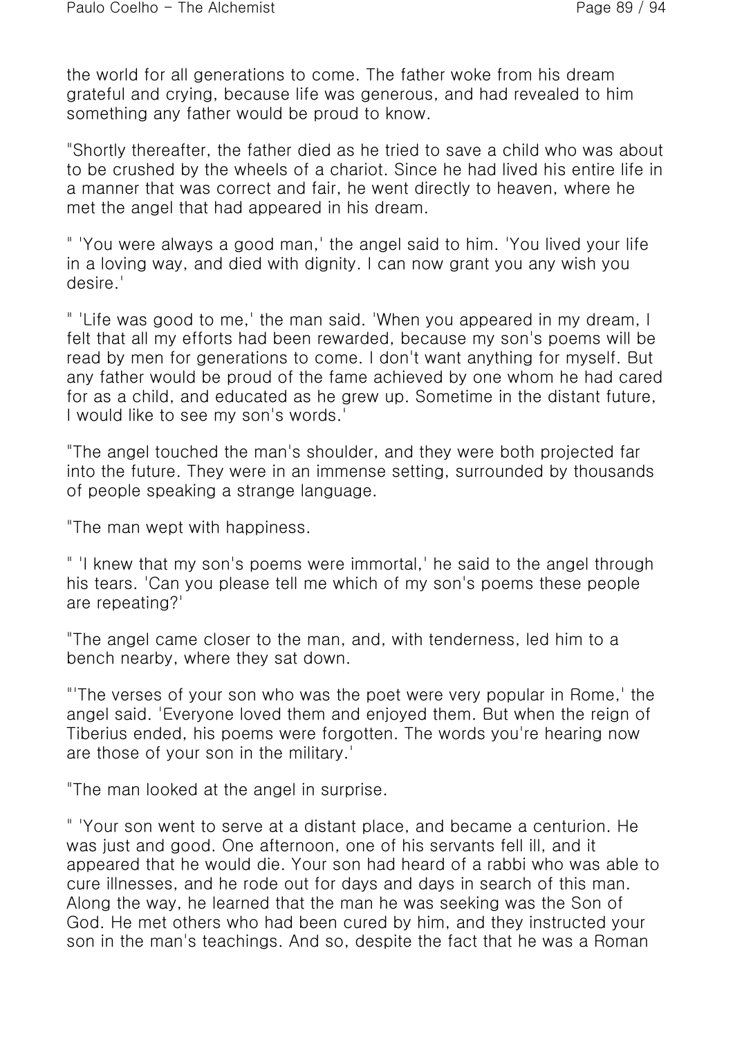the world for all generations to come. The father woke from his dream grateful and crying, because life was generous, and had revealed to him something any father would be proud to know.

"Shortly thereafter, the father died as he tried to save a child who was about to be crushed by the wheels of a chariot. Since he had lived his entire life in a manner that was correct and fair, he went directly to heaven, where he met the angel that had appeared in his dream.

" 'You were always a good man,' the angel said to him. 'You lived your life in a loving way, and died with dignity. I can now grant you any wish you desire.'

" 'Life was good to me,' the man said. 'When you appeared in my dream, I felt that all my efforts had been rewarded, because my son's poems will be read by men for generations to come. I don't want anything for myself. But any father would be proud of the fame achieved by one whom he had cared for as a child, and educated as he grew up. Sometime in the distant future, I would like to see my son's words.'

"The angel touched the man's shoulder, and they were both projected far into the future. They were in an immense setting, surrounded by thousands of people speaking a strange language.

"The man wept with happiness.

" 'I knew that my son's poems were immortal,' he said to the angel through his tears. 'Can you please tell me which of my son's poems these people are repeating?'

"The angel came closer to the man, and, with tenderness, led him to a bench nearby, where they sat down.

"'The verses of your son who was the poet were very popular in Rome,' the angel said. 'Everyone loved them and enjoyed them. But when the reign of Tiberius ended, his poems were forgotten. The words you're hearing now are those of your son in the military.'

"The man looked at the angel in surprise.

" 'Your son went to serve at a distant place, and became a centurion. He was just and good. One afternoon, one of his servants fell ill, and it appeared that he would die. Your son had heard of a rabbi who was able to cure illnesses, and he rode out for days and days in search of this man. Along the way, he learned that the man he was seeking was the Son of God. He met others who had been cured by him, and they instructed your son in the man's teachings. And so, despite the fact that he was a Roman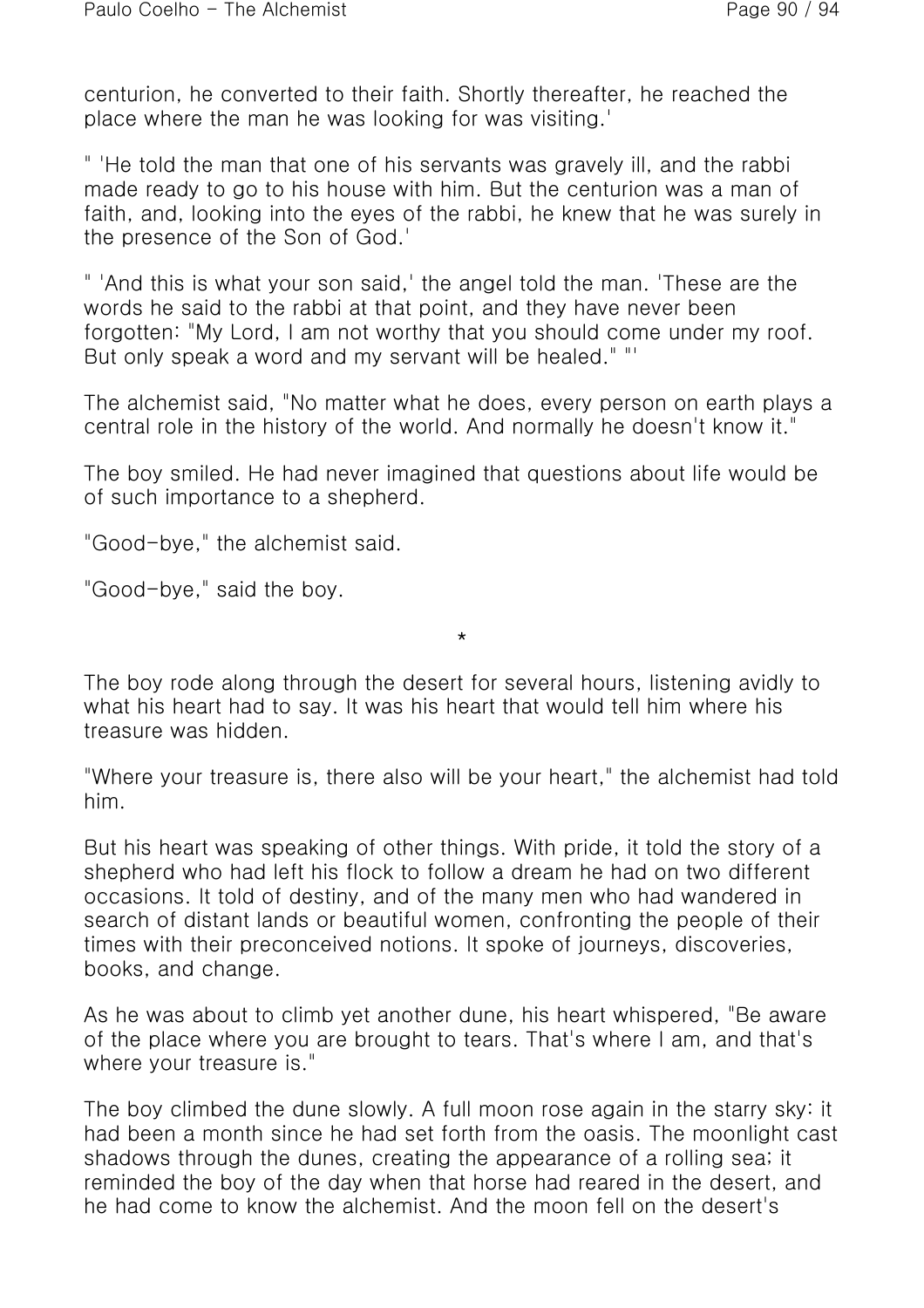centurion, he converted to their faith. Shortly thereafter, he reached the place where the man he was looking for was visiting.'

" 'He told the man that one of his servants was gravely ill, and the rabbi made ready to go to his house with him. But the centurion was a man of faith, and, looking into the eyes of the rabbi, he knew that he was surely in the presence of the Son of God.'

" 'And this is what your son said,' the angel told the man. 'These are the words he said to the rabbi at that point, and they have never been forgotten: "My Lord, I am not worthy that you should come under my roof. But only speak a word and my servant will be healed." "'

The alchemist said, "No matter what he does, every person on earth plays a central role in the history of the world. And normally he doesn't know it."

The boy smiled. He had never imagined that questions about life would be of such importance to a shepherd.

"Good-bye," the alchemist said.

"Good-bye," said the boy.

*

The boy rode along through the desert for several hours, listening avidly to what his heart had to say. It was his heart that would tell him where his treasure was hidden.

"Where your treasure is, there also will be your heart," the alchemist had told him.

But his heart was speaking of other things. With pride, it told the story of a shepherd who had left his flock to follow a dream he had on two different occasions. It told of destiny, and of the many men who had wandered in search of distant lands or beautiful women, confronting the people of their times with their preconceived notions. It spoke of journeys, discoveries, books, and change.

As he was about to climb yet another dune, his heart whispered, "Be aware of the place where you are brought to tears. That's where I am, and that's where your treasure is."

The boy climbed the dune slowly. A full moon rose again in the starry sky: it had been a month since he had set forth from the oasis. The moonlight cast shadows through the dunes, creating the appearance of a rolling sea; it reminded the boy of the day when that horse had reared in the desert, and he had come to know the alchemist. And the moon fell on the desert's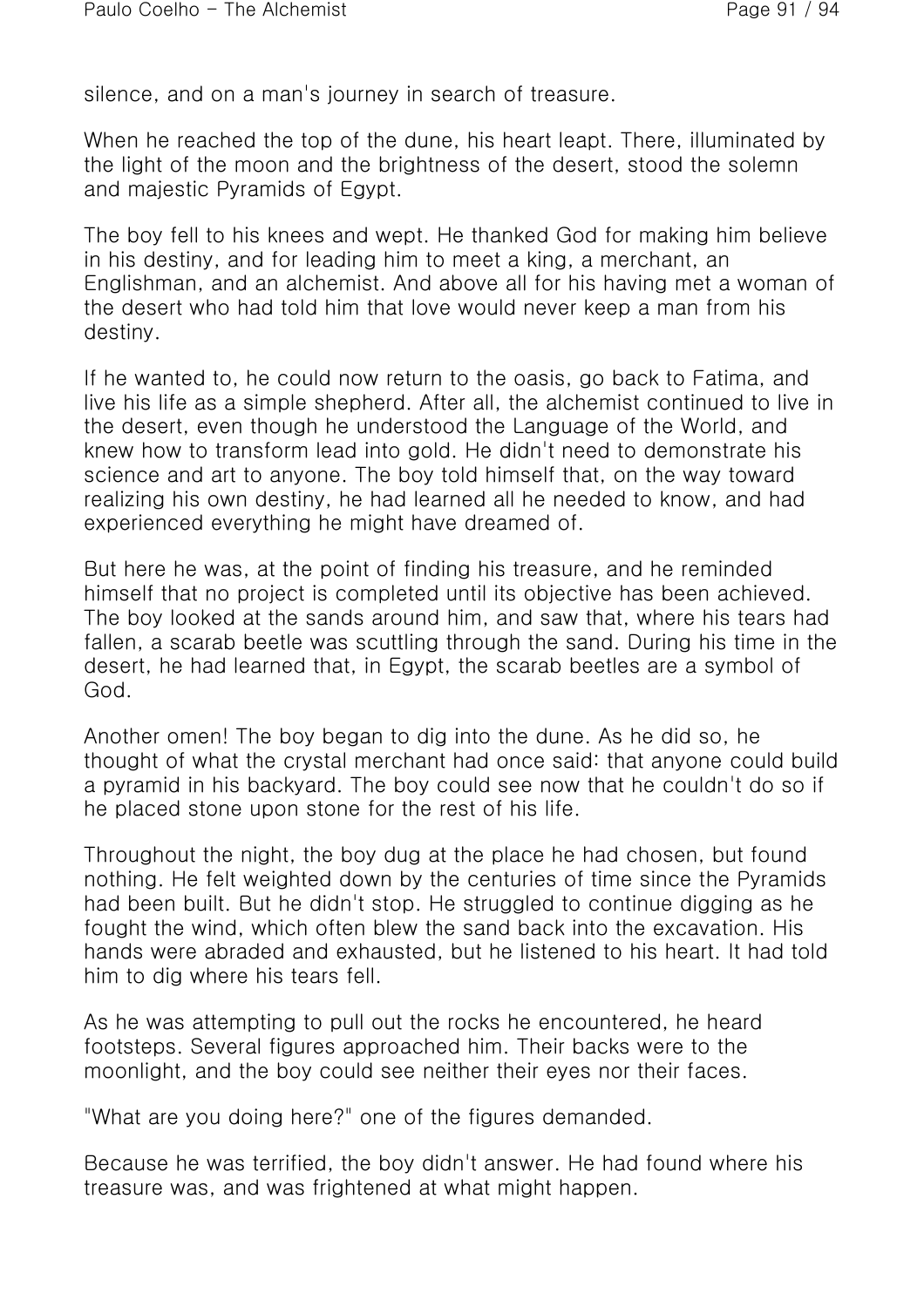silence, and on a man's journey in search of treasure.

When he reached the top of the dune, his heart leapt. There, illuminated by the light of the moon and the brightness of the desert, stood the solemn and majestic Pyramids of Egypt.

The boy fell to his knees and wept. He thanked God for making him believe in his destiny, and for leading him to meet a king, a merchant, an Englishman, and an alchemist. And above all for his having met a woman of the desert who had told him that love would never keep a man from his destiny.

If he wanted to, he could now return to the oasis, go back to Fatima, and live his life as a simple shepherd. After all, the alchemist continued to live in the desert, even though he understood the Language of the World, and knew how to transform lead into gold. He didn't need to demonstrate his science and art to anyone. The boy told himself that, on the way toward realizing his own destiny, he had learned all he needed to know, and had experienced everything he might have dreamed of.

But here he was, at the point of finding his treasure, and he reminded himself that no project is completed until its objective has been achieved. The boy looked at the sands around him, and saw that, where his tears had fallen, a scarab beetle was scuttling through the sand. During his time in the desert, he had learned that, in Egypt, the scarab beetles are a symbol of God.

Another omen! The boy began to dig into the dune. As he did so, he thought of what the crystal merchant had once said: that anyone could build a pyramid in his backyard. The boy could see now that he couldn't do so if he placed stone upon stone for the rest of his life.

Throughout the night, the boy dug at the place he had chosen, but found nothing. He felt weighted down by the centuries of time since the Pyramids had been built. But he didn't stop. He struggled to continue digging as he fought the wind, which often blew the sand back into the excavation. His hands were abraded and exhausted, but he listened to his heart. It had told him to dig where his tears fell.

As he was attempting to pull out the rocks he encountered, he heard footsteps. Several figures approached him. Their backs were to the moonlight, and the boy could see neither their eyes nor their faces.

"What are you doing here?" one of the figures demanded.

Because he was terrified, the boy didn't answer. He had found where his treasure was, and was frightened at what might happen.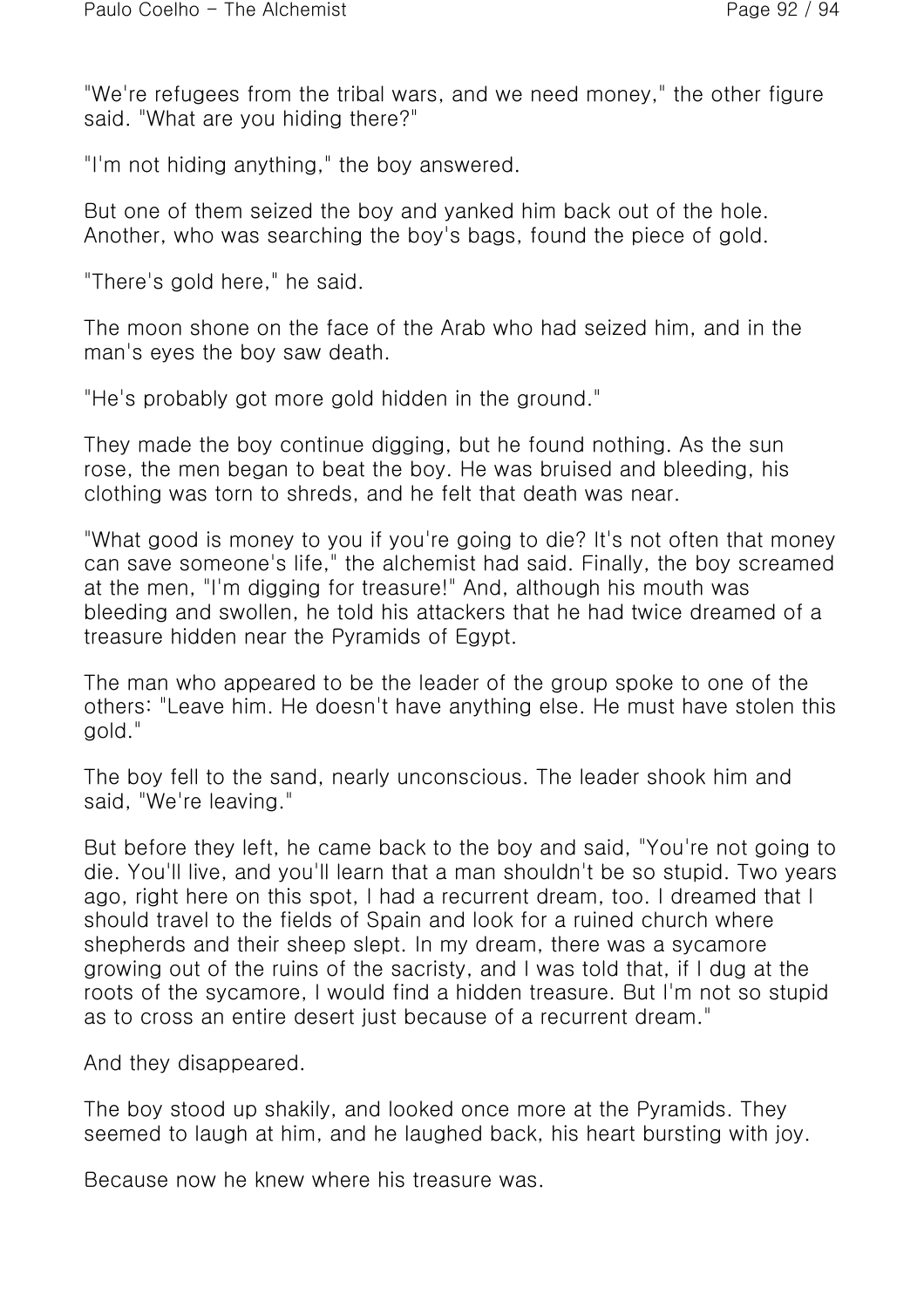"We're refugees from the tribal wars, and we need money," the other figure said. "What are you hiding there?"

"I'm not hiding anything," the boy answered.

But one of them seized the boy and yanked him back out of the hole. Another, who was searching the boy's bags, found the piece of gold.

"There's gold here," he said.

The moon shone on the face of the Arab who had seized him, and in the man's eyes the boy saw death.

"He's probably got more gold hidden in the ground."

They made the boy continue digging, but he found nothing. As the sun rose, the men began to beat the boy. He was bruised and bleeding, his clothing was torn to shreds, and he felt that death was near.

"What good is money to you if you're going to die? It's not often that money can save someone's life," the alchemist had said. Finally, the boy screamed at the men, "I'm digging for treasure!" And, although his mouth was bleeding and swollen, he told his attackers that he had twice dreamed of a treasure hidden near the Pyramids of Egypt.

The man who appeared to be the leader of the group spoke to one of the others: "Leave him. He doesn't have anything else. He must have stolen this gold."

The boy fell to the sand, nearly unconscious. The leader shook him and said, "We're leaving."

But before they left, he came back to the boy and said, "You're not going to die. You'll live, and you'll learn that a man shouldn't be so stupid. Two years ago, right here on this spot, I had a recurrent dream, too. I dreamed that I should travel to the fields of Spain and look for a ruined church where shepherds and their sheep slept. In my dream, there was a sycamore growing out of the ruins of the sacristy, and I was told that, if I dug at the roots of the sycamore, I would find a hidden treasure. But I'm not so stupid as to cross an entire desert just because of a recurrent dream."

And they disappeared.

The boy stood up shakily, and looked once more at the Pyramids. They seemed to laugh at him, and he laughed back, his heart bursting with joy.

Because now he knew where his treasure was.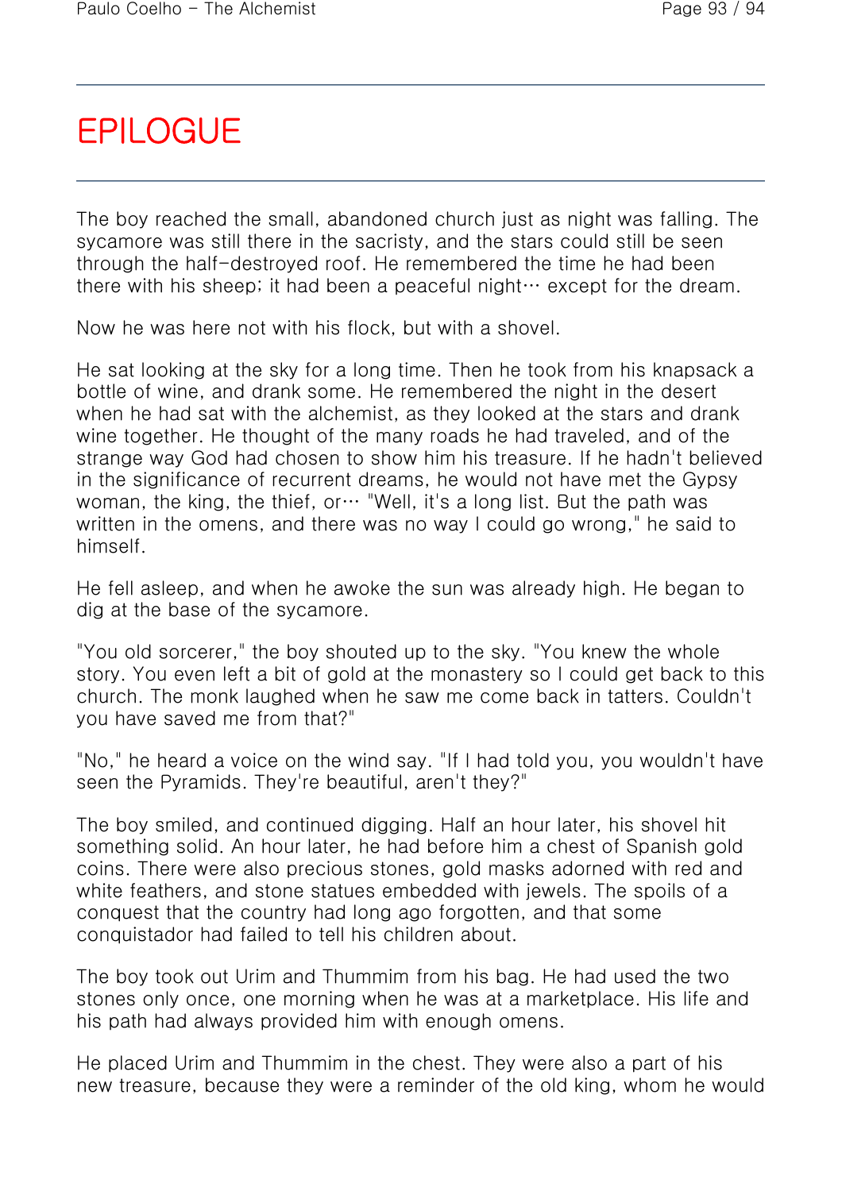# EPILOGUE

The boy reached the small, abandoned church just as night was falling. The sycamore was still there in the sacristy, and the stars could still be seen through the half-destroyed roof. He remembered the time he had been there with his sheep; it had been a peaceful night… except for the dream.

Now he was here not with his flock, but with a shovel.

He sat looking at the sky for a long time. Then he took from his knapsack a bottle of wine, and drank some. He remembered the night in the desert when he had sat with the alchemist, as they looked at the stars and drank wine together. He thought of the many roads he had traveled, and of the strange way God had chosen to show him his treasure. If he hadn't believed in the significance of recurrent dreams, he would not have met the Gypsy woman, the king, the thief, or… "Well, it's a long list. But the path was written in the omens, and there was no way I could go wrong," he said to himself.

He fell asleep, and when he awoke the sun was already high. He began to dig at the base of the sycamore.

"You old sorcerer," the boy shouted up to the sky. "You knew the whole story. You even left a bit of gold at the monastery so I could get back to this church. The monk laughed when he saw me come back in tatters. Couldn't you have saved me from that?"

"No," he heard a voice on the wind say. "If I had told you, you wouldn't have seen the Pyramids. They're beautiful, aren't they?"

The boy smiled, and continued digging. Half an hour later, his shovel hit something solid. An hour later, he had before him a chest of Spanish gold coins. There were also precious stones, gold masks adorned with red and white feathers, and stone statues embedded with jewels. The spoils of a conquest that the country had long ago forgotten, and that some conquistador had failed to tell his children about.

The boy took out Urim and Thummim from his bag. He had used the two stones only once, one morning when he was at a marketplace. His life and his path had always provided him with enough omens.

He placed Urim and Thummim in the chest. They were also a part of his new treasure, because they were a reminder of the old king, whom he would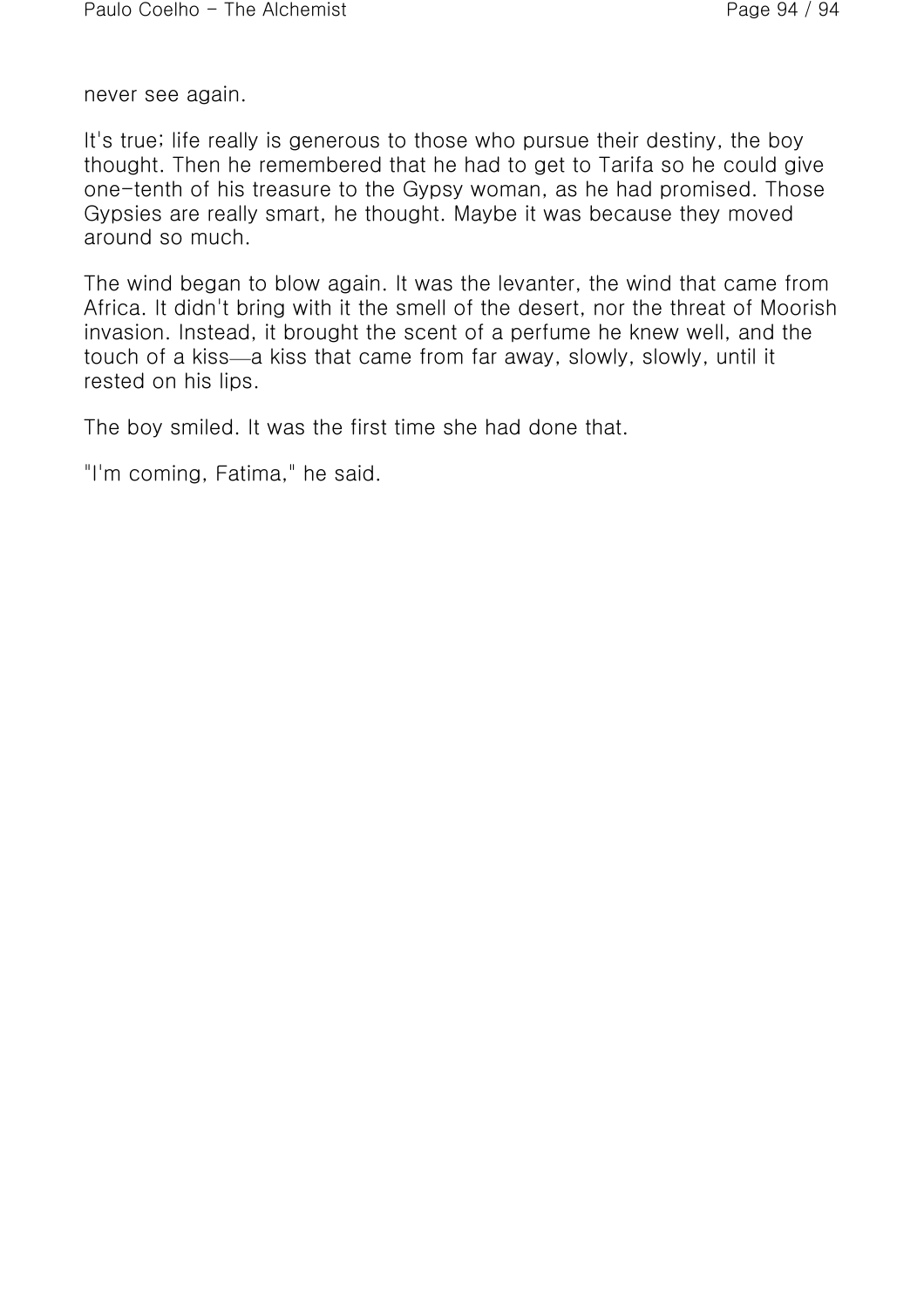never see again.

It's true; life really is generous to those who pursue their destiny, the boy thought. Then he remembered that he had to get to Tarifa so he could give one-tenth of his treasure to the Gypsy woman, as he had promised. Those Gypsies are really smart, he thought. Maybe it was because they moved around so much.

The wind began to blow again. It was the levanter, the wind that came from Africa. It didn't bring with it the smell of the desert, nor the threat of Moorish invasion. Instead, it brought the scent of a perfume he knew well, and the touch of a kiss—a kiss that came from far away, slowly, slowly, until it rested on his lips.

The boy smiled. It was the first time she had done that.

"I'm coming, Fatima," he said.